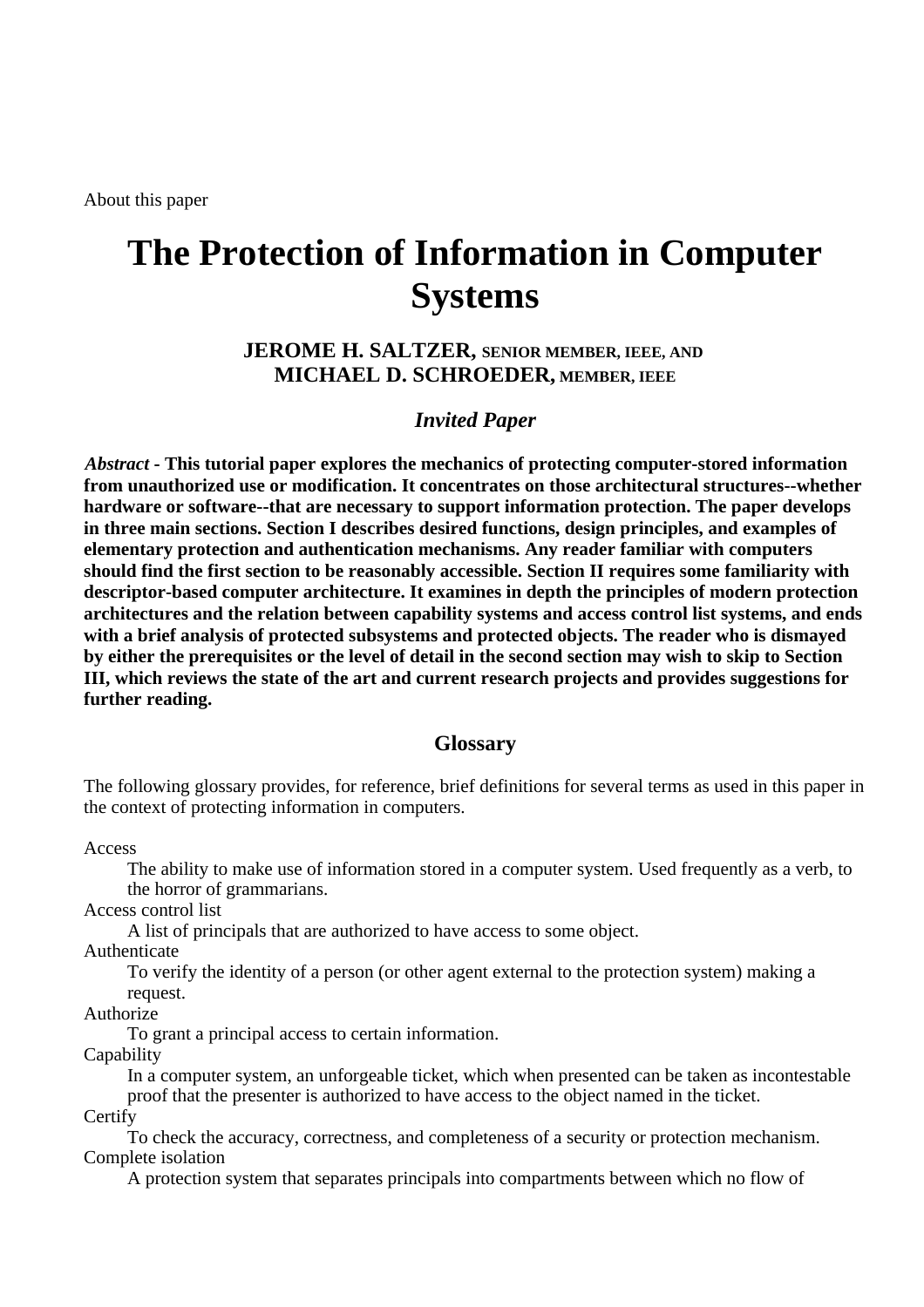About this paper

# The Protection of Information in Computer Systems

**JEROME H. SALTZER,** SENIOR MEMBER, IEEE, AND
**MICHAEL D. SCHROEDER,** MEMBER, IEEE

### *Invited Paper*

***Abstract* - This tutorial paper explores the mechanics of protecting computer-stored information from unauthorized use or modification. It concentrates on those architectural structures--whether hardware or software--that are necessary to support information protection. The paper develops in three main sections. Section I describes desired functions, design principles, and examples of elementary protection and authentication mechanisms. Any reader familiar with computers should find the first section to be reasonably accessible. Section II requires some familiarity with descriptor-based computer architecture. It examines in depth the principles of modern protection architectures and the relation between capability systems and access control list systems, and ends with a brief analysis of protected subsystems and protected objects. The reader who is dismayed by either the prerequisites or the level of detail in the second section may wish to skip to Section III, which reviews the state of the art and current research projects and provides suggestions for further reading.**

## Glossary

The following glossary provides, for reference, brief definitions for several terms as used in this paper in the context of protecting information in computers.

Access
: The ability to make use of information stored in a computer system. Used frequently as a verb, to the horror of grammarians.

Access control list
: A list of principals that are authorized to have access to some object.

Authenticate
: To verify the identity of a person (or other agent external to the protection system) making a request.

Authorize
: To grant a principal access to certain information.

Capability
: In a computer system, an unforgeable ticket, which when presented can be taken as incontestable proof that the presenter is authorized to have access to the object named in the ticket.

Certify
: To check the accuracy, correctness, and completeness of a security or protection mechanism.

Complete isolation
: A protection system that separates principals into compartments between which no flow of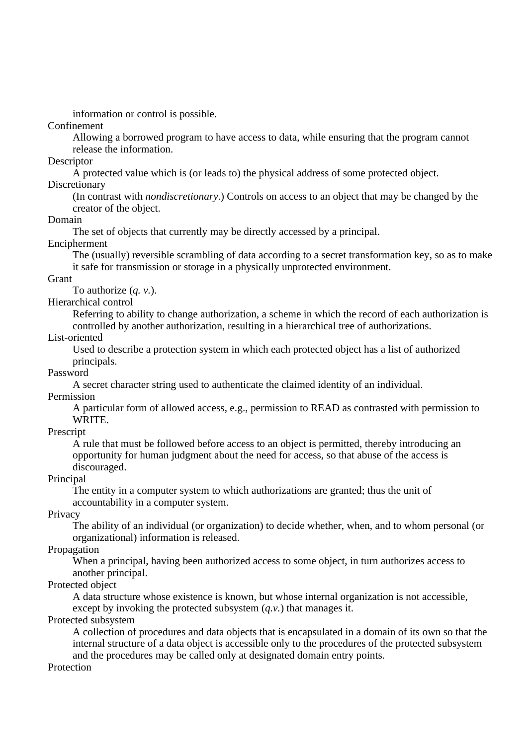information or control is possible.

Confinement
: Allowing a borrowed program to have access to data, while ensuring that the program cannot release the information.

Descriptor
: A protected value which is (or leads to) the physical address of some protected object.

Discretionary
: (In contrast with *nondiscretionary*.) Controls on access to an object that may be changed by the creator of the object.

Domain
: The set of objects that currently may be directly accessed by a principal.

Encipherment
: The (usually) reversible scrambling of data according to a secret transformation key, so as to make it safe for transmission or storage in a physically unprotected environment.

Grant
: To authorize (*q. v.*).

Hierarchical control
: Referring to ability to change authorization, a scheme in which the record of each authorization is controlled by another authorization, resulting in a hierarchical tree of authorizations.

List-oriented
: Used to describe a protection system in which each protected object has a list of authorized principals.

Password
: A secret character string used to authenticate the claimed identity of an individual.

Permission
: A particular form of allowed access, e.g., permission to READ as contrasted with permission to WRITE.

Prescript
: A rule that must be followed before access to an object is permitted, thereby introducing an opportunity for human judgment about the need for access, so that abuse of the access is discouraged.

Principal
: The entity in a computer system to which authorizations are granted; thus the unit of accountability in a computer system.

Privacy
: The ability of an individual (or organization) to decide whether, when, and to whom personal (or organizational) information is released.

Propagation
: When a principal, having been authorized access to some object, in turn authorizes access to another principal.

Protected object
: A data structure whose existence is known, but whose internal organization is not accessible, except by invoking the protected subsystem (*q.v.*) that manages it.

Protected subsystem
: A collection of procedures and data objects that is encapsulated in a domain of its own so that the internal structure of a data object is accessible only to the procedures of the protected subsystem and the procedures may be called only at designated domain entry points.

Protection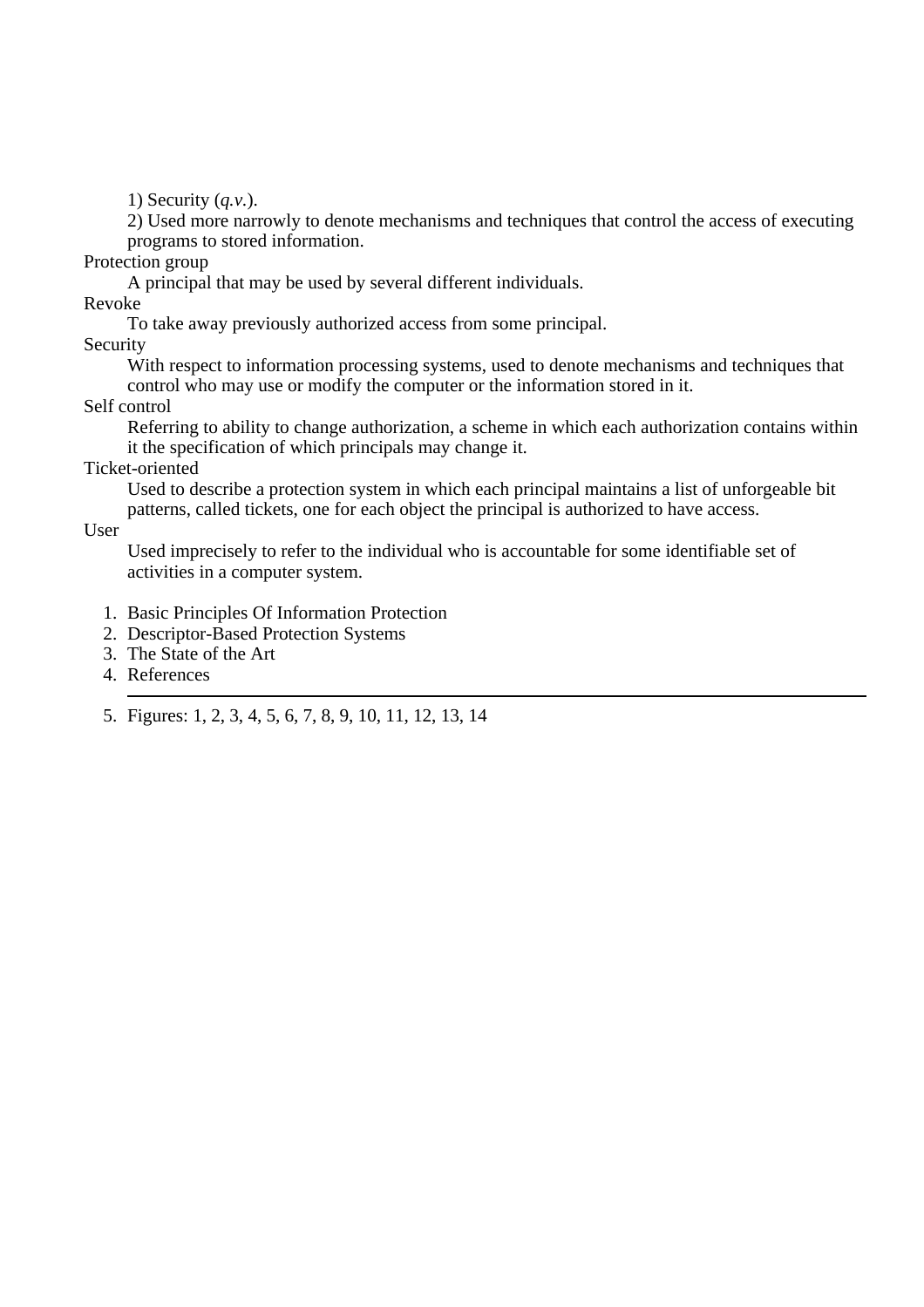1) Security (*q.v.*).

2) Used more narrowly to denote mechanisms and techniques that control the access of executing programs to stored information.

Protection group
: A principal that may be used by several different individuals.

Revoke
: To take away previously authorized access from some principal.

Security
: With respect to information processing systems, used to denote mechanisms and techniques that control who may use or modify the computer or the information stored in it.

Self control
: Referring to ability to change authorization, a scheme in which each authorization contains within it the specification of which principals may change it.

Ticket-oriented
: Used to describe a protection system in which each principal maintains a list of unforgeable bit patterns, called tickets, one for each object the principal is authorized to have access.

User
: Used imprecisely to refer to the individual who is accountable for some identifiable set of activities in a computer system.

1. Basic Principles Of Information Protection
2. Descriptor-Based Protection Systems
3. The State of the Art
4. References

---

5. Figures: 1, 2, 3, 4, 5, 6, 7, 8, 9, 10, 11, 12, 13, 14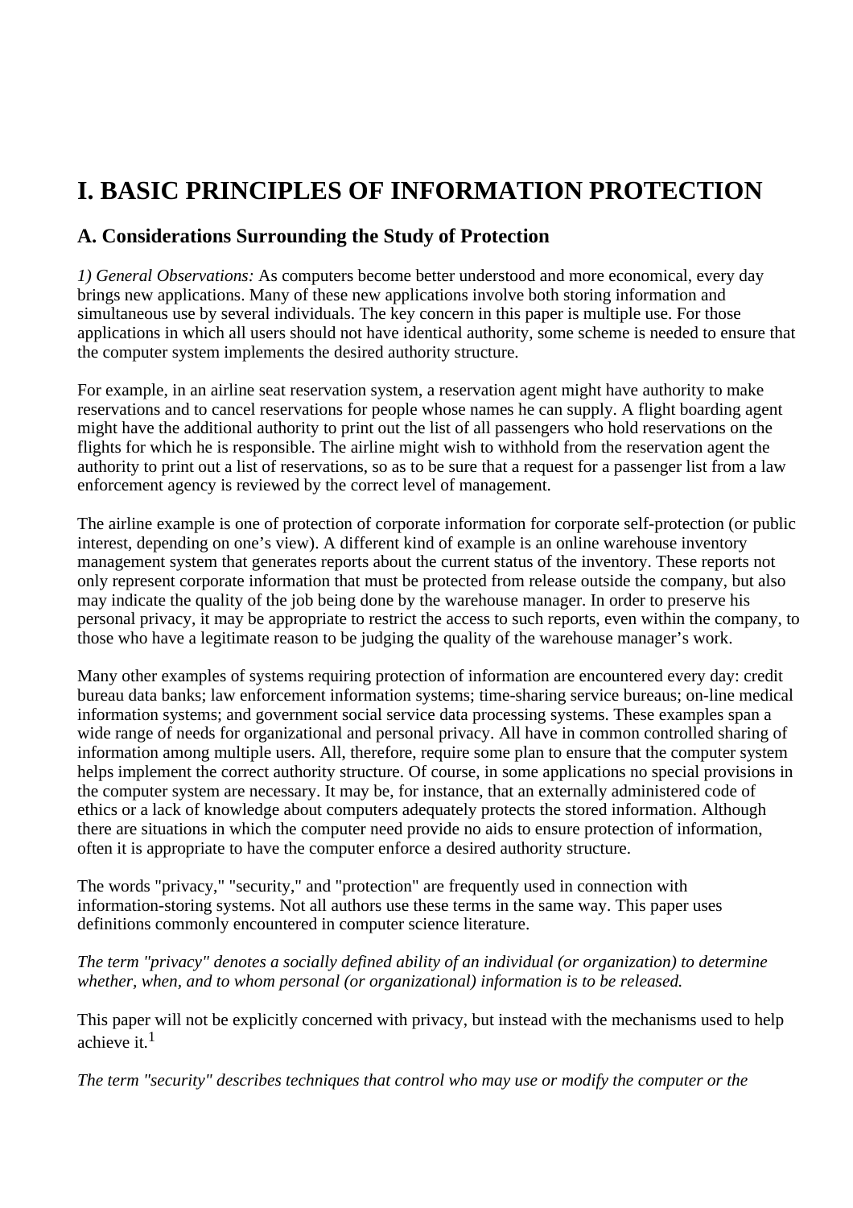# I. BASIC PRINCIPLES OF INFORMATION PROTECTION

## A. Considerations Surrounding the Study of Protection

*1) General Observations:* As computers become better understood and more economical, every day brings new applications. Many of these new applications involve both storing information and simultaneous use by several individuals. The key concern in this paper is multiple use. For those applications in which all users should not have identical authority, some scheme is needed to ensure that the computer system implements the desired authority structure.

For example, in an airline seat reservation system, a reservation agent might have authority to make reservations and to cancel reservations for people whose names he can supply. A flight boarding agent might have the additional authority to print out the list of all passengers who hold reservations on the flights for which he is responsible. The airline might wish to withhold from the reservation agent the authority to print out a list of reservations, so as to be sure that a request for a passenger list from a law enforcement agency is reviewed by the correct level of management.

The airline example is one of protection of corporate information for corporate self-protection (or public interest, depending on one's view). A different kind of example is an online warehouse inventory management system that generates reports about the current status of the inventory. These reports not only represent corporate information that must be protected from release outside the company, but also may indicate the quality of the job being done by the warehouse manager. In order to preserve his personal privacy, it may be appropriate to restrict the access to such reports, even within the company, to those who have a legitimate reason to be judging the quality of the warehouse manager's work.

Many other examples of systems requiring protection of information are encountered every day: credit bureau data banks; law enforcement information systems; time-sharing service bureaus; on-line medical information systems; and government social service data processing systems. These examples span a wide range of needs for organizational and personal privacy. All have in common controlled sharing of information among multiple users. All, therefore, require some plan to ensure that the computer system helps implement the correct authority structure. Of course, in some applications no special provisions in the computer system are necessary. It may be, for instance, that an externally administered code of ethics or a lack of knowledge about computers adequately protects the stored information. Although there are situations in which the computer need provide no aids to ensure protection of information, often it is appropriate to have the computer enforce a desired authority structure.

The words "privacy," "security," and "protection" are frequently used in connection with information-storing systems. Not all authors use these terms in the same way. This paper uses definitions commonly encountered in computer science literature.

*The term "privacy" denotes a socially defined ability of an individual (or organization) to determine whether, when, and to whom personal (or organizational) information is to be released.*

This paper will not be explicitly concerned with privacy, but instead with the mechanisms used to help achieve it.[1]

*The term "security" describes techniques that control who may use or modify the computer or the*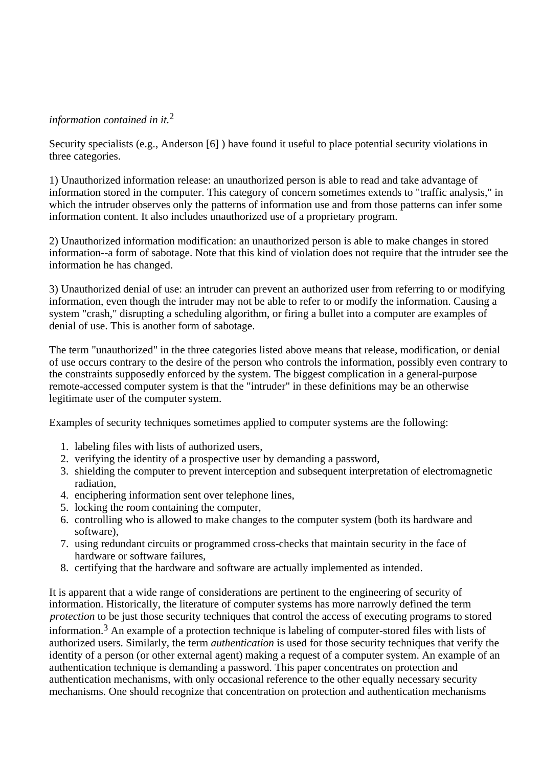*information contained in it.*[2]

Security specialists (e.g., Anderson [6] ) have found it useful to place potential security violations in three categories.

1) Unauthorized information release: an unauthorized person is able to read and take advantage of information stored in the computer. This category of concern sometimes extends to "traffic analysis," in which the intruder observes only the patterns of information use and from those patterns can infer some information content. It also includes unauthorized use of a proprietary program.

2) Unauthorized information modification: an unauthorized person is able to make changes in stored information--a form of sabotage. Note that this kind of violation does not require that the intruder see the information he has changed.

3) Unauthorized denial of use: an intruder can prevent an authorized user from referring to or modifying information, even though the intruder may not be able to refer to or modify the information. Causing a system "crash," disrupting a scheduling algorithm, or firing a bullet into a computer are examples of denial of use. This is another form of sabotage.

The term "unauthorized" in the three categories listed above means that release, modification, or denial of use occurs contrary to the desire of the person who controls the information, possibly even contrary to the constraints supposedly enforced by the system. The biggest complication in a general-purpose remote-accessed computer system is that the "intruder" in these definitions may be an otherwise legitimate user of the computer system.

Examples of security techniques sometimes applied to computer systems are the following:

1. labeling files with lists of authorized users,
2. verifying the identity of a prospective user by demanding a password,
3. shielding the computer to prevent interception and subsequent interpretation of electromagnetic radiation,
4. enciphering information sent over telephone lines,
5. locking the room containing the computer,
6. controlling who is allowed to make changes to the computer system (both its hardware and software),
7. using redundant circuits or programmed cross-checks that maintain security in the face of hardware or software failures,
8. certifying that the hardware and software are actually implemented as intended.

It is apparent that a wide range of considerations are pertinent to the engineering of security of information. Historically, the literature of computer systems has more narrowly defined the term *protection* to be just those security techniques that control the access of executing programs to stored information.[3] An example of a protection technique is labeling of computer-stored files with lists of authorized users. Similarly, the term *authentication* is used for those security techniques that verify the identity of a person (or other external agent) making a request of a computer system. An example of an authentication technique is demanding a password. This paper concentrates on protection and authentication mechanisms, with only occasional reference to the other equally necessary security mechanisms. One should recognize that concentration on protection and authentication mechanisms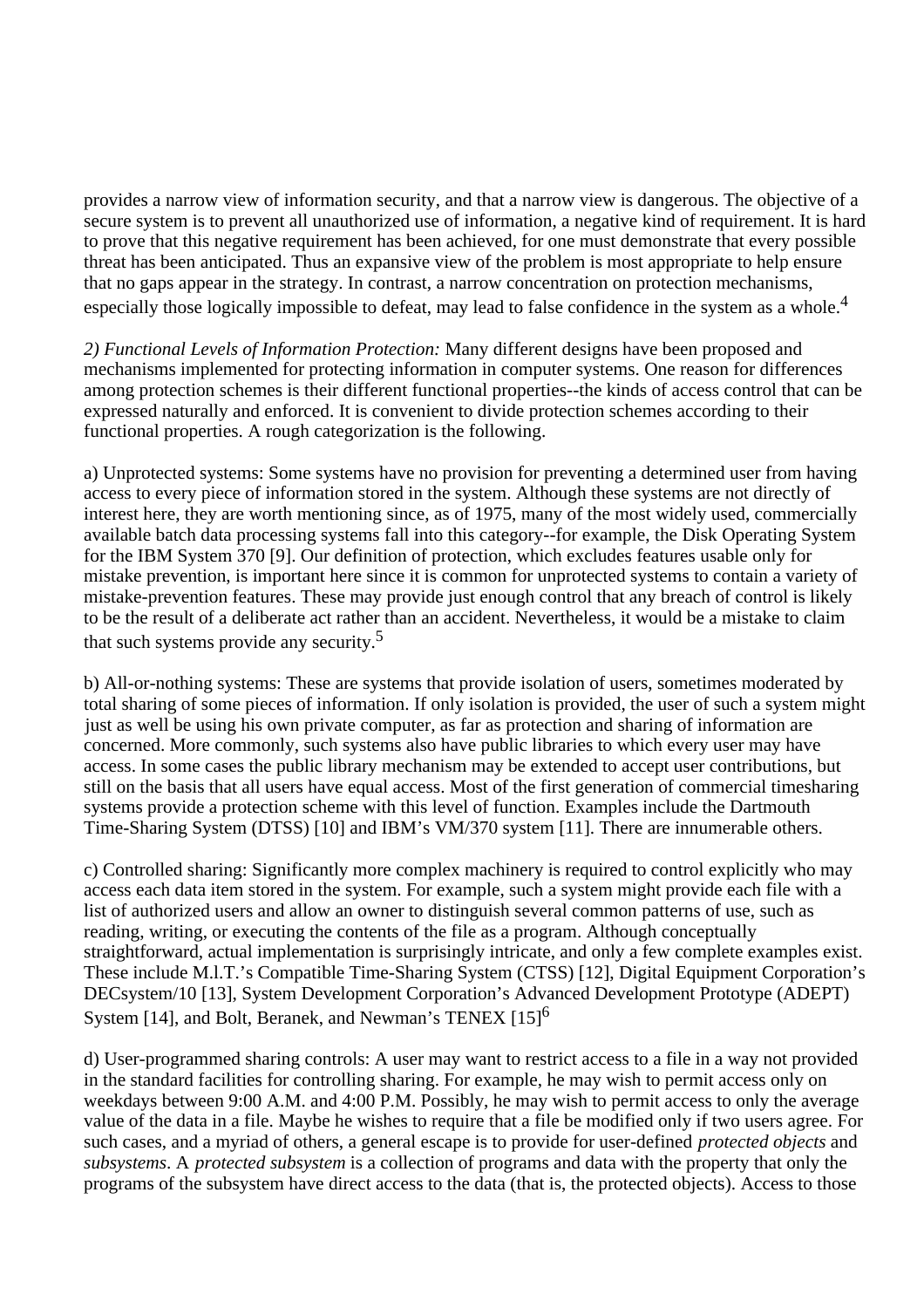provides a narrow view of information security, and that a narrow view is dangerous. The objective of a secure system is to prevent all unauthorized use of information, a negative kind of requirement. It is hard to prove that this negative requirement has been achieved, for one must demonstrate that every possible threat has been anticipated. Thus an expansive view of the problem is most appropriate to help ensure that no gaps appear in the strategy. In contrast, a narrow concentration on protection mechanisms, especially those logically impossible to defeat, may lead to false confidence in the system as a whole.[4]

*2) Functional Levels of Information Protection:* Many different designs have been proposed and mechanisms implemented for protecting information in computer systems. One reason for differences among protection schemes is their different functional properties--the kinds of access control that can be expressed naturally and enforced. It is convenient to divide protection schemes according to their functional properties. A rough categorization is the following.

a) Unprotected systems: Some systems have no provision for preventing a determined user from having access to every piece of information stored in the system. Although these systems are not directly of interest here, they are worth mentioning since, as of 1975, many of the most widely used, commercially available batch data processing systems fall into this category--for example, the Disk Operating System for the IBM System 370 [9]. Our definition of protection, which excludes features usable only for mistake prevention, is important here since it is common for unprotected systems to contain a variety of mistake-prevention features. These may provide just enough control that any breach of control is likely to be the result of a deliberate act rather than an accident. Nevertheless, it would be a mistake to claim that such systems provide any security.[5]

b) All-or-nothing systems: These are systems that provide isolation of users, sometimes moderated by total sharing of some pieces of information. If only isolation is provided, the user of such a system might just as well be using his own private computer, as far as protection and sharing of information are concerned. More commonly, such systems also have public libraries to which every user may have access. In some cases the public library mechanism may be extended to accept user contributions, but still on the basis that all users have equal access. Most of the first generation of commercial timesharing systems provide a protection scheme with this level of function. Examples include the Dartmouth Time-Sharing System (DTSS) [10] and IBM's VM/370 system [11]. There are innumerable others.

c) Controlled sharing: Significantly more complex machinery is required to control explicitly who may access each data item stored in the system. For example, such a system might provide each file with a list of authorized users and allow an owner to distinguish several common patterns of use, such as reading, writing, or executing the contents of the file as a program. Although conceptually straightforward, actual implementation is surprisingly intricate, and only a few complete examples exist. These include M.l.T.'s Compatible Time-Sharing System (CTSS) [12], Digital Equipment Corporation's DECsystem/10 [13], System Development Corporation's Advanced Development Prototype (ADEPT) System [14], and Bolt, Beranek, and Newman's TENEX [15][6]

d) User-programmed sharing controls: A user may want to restrict access to a file in a way not provided in the standard facilities for controlling sharing. For example, he may wish to permit access only on weekdays between 9:00 A.M. and 4:00 P.M. Possibly, he may wish to permit access to only the average value of the data in a file. Maybe he wishes to require that a file be modified only if two users agree. For such cases, and a myriad of others, a general escape is to provide for user-defined *protected objects* and *subsystems*. A *protected subsystem* is a collection of programs and data with the property that only the programs of the subsystem have direct access to the data (that is, the protected objects). Access to those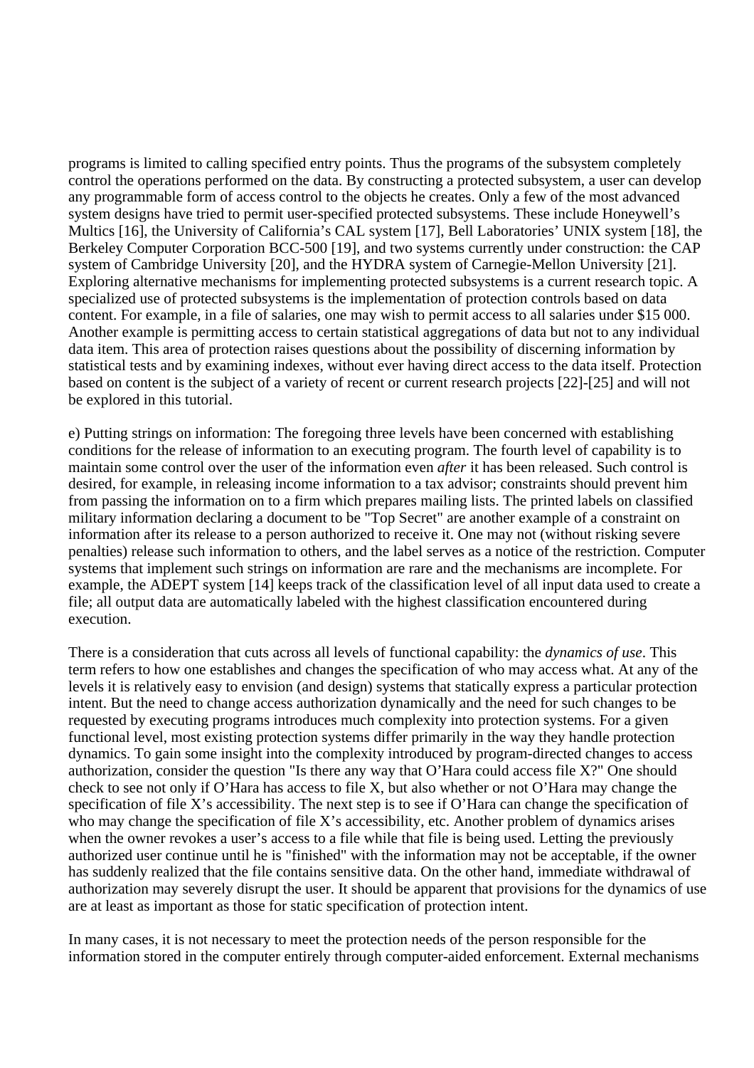programs is limited to calling specified entry points. Thus the programs of the subsystem completely control the operations performed on the data. By constructing a protected subsystem, a user can develop any programmable form of access control to the objects he creates. Only a few of the most advanced system designs have tried to permit user-specified protected subsystems. These include Honeywell's Multics [16], the University of California's CAL system [17], Bell Laboratories' UNIX system [18], the Berkeley Computer Corporation BCC-500 [19], and two systems currently under construction: the CAP system of Cambridge University [20], and the HYDRA system of Carnegie-Mellon University [21]. Exploring alternative mechanisms for implementing protected subsystems is a current research topic. A specialized use of protected subsystems is the implementation of protection controls based on data content. For example, in a file of salaries, one may wish to permit access to all salaries under $15 000. Another example is permitting access to certain statistical aggregations of data but not to any individual data item. This area of protection raises questions about the possibility of discerning information by statistical tests and by examining indexes, without ever having direct access to the data itself. Protection based on content is the subject of a variety of recent or current research projects [22]-[25] and will not be explored in this tutorial.

e) Putting strings on information: The foregoing three levels have been concerned with establishing conditions for the release of information to an executing program. The fourth level of capability is to maintain some control over the user of the information even *after* it has been released. Such control is desired, for example, in releasing income information to a tax advisor; constraints should prevent him from passing the information on to a firm which prepares mailing lists. The printed labels on classified military information declaring a document to be "Top Secret" are another example of a constraint on information after its release to a person authorized to receive it. One may not (without risking severe penalties) release such information to others, and the label serves as a notice of the restriction. Computer systems that implement such strings on information are rare and the mechanisms are incomplete. For example, the ADEPT system [14] keeps track of the classification level of all input data used to create a file; all output data are automatically labeled with the highest classification encountered during execution.

There is a consideration that cuts across all levels of functional capability: the *dynamics of use*. This term refers to how one establishes and changes the specification of who may access what. At any of the levels it is relatively easy to envision (and design) systems that statically express a particular protection intent. But the need to change access authorization dynamically and the need for such changes to be requested by executing programs introduces much complexity into protection systems. For a given functional level, most existing protection systems differ primarily in the way they handle protection dynamics. To gain some insight into the complexity introduced by program-directed changes to access authorization, consider the question "Is there any way that O'Hara could access file X?" One should check to see not only if O'Hara has access to file X, but also whether or not O'Hara may change the specification of file X's accessibility. The next step is to see if O'Hara can change the specification of who may change the specification of file X's accessibility, etc. Another problem of dynamics arises when the owner revokes a user's access to a file while that file is being used. Letting the previously authorized user continue until he is "finished" with the information may not be acceptable, if the owner has suddenly realized that the file contains sensitive data. On the other hand, immediate withdrawal of authorization may severely disrupt the user. It should be apparent that provisions for the dynamics of use are at least as important as those for static specification of protection intent.

In many cases, it is not necessary to meet the protection needs of the person responsible for the information stored in the computer entirely through computer-aided enforcement. External mechanisms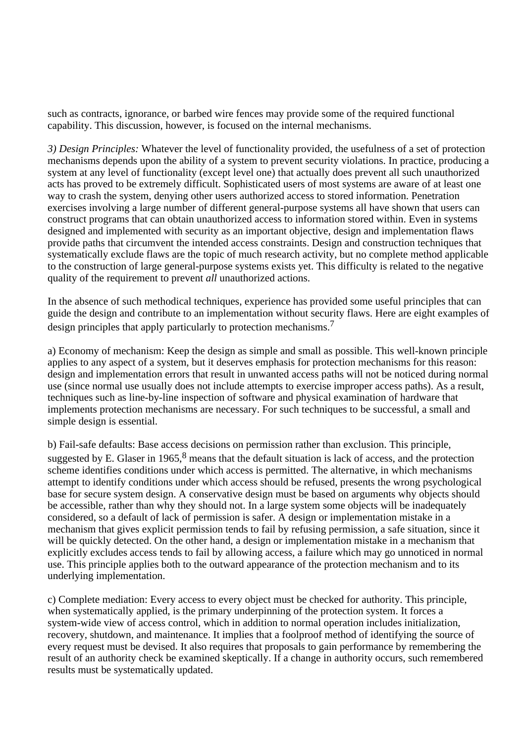such as contracts, ignorance, or barbed wire fences may provide some of the required functional capability. This discussion, however, is focused on the internal mechanisms.

*3) Design Principles:* Whatever the level of functionality provided, the usefulness of a set of protection mechanisms depends upon the ability of a system to prevent security violations. In practice, producing a system at any level of functionality (except level one) that actually does prevent all such unauthorized acts has proved to be extremely difficult. Sophisticated users of most systems are aware of at least one way to crash the system, denying other users authorized access to stored information. Penetration exercises involving a large number of different general-purpose systems all have shown that users can construct programs that can obtain unauthorized access to information stored within. Even in systems designed and implemented with security as an important objective, design and implementation flaws provide paths that circumvent the intended access constraints. Design and construction techniques that systematically exclude flaws are the topic of much research activity, but no complete method applicable to the construction of large general-purpose systems exists yet. This difficulty is related to the negative quality of the requirement to prevent *all* unauthorized actions.

In the absence of such methodical techniques, experience has provided some useful principles that can guide the design and contribute to an implementation without security flaws. Here are eight examples of design principles that apply particularly to protection mechanisms.[7]

a) Economy of mechanism: Keep the design as simple and small as possible. This well-known principle applies to any aspect of a system, but it deserves emphasis for protection mechanisms for this reason: design and implementation errors that result in unwanted access paths will not be noticed during normal use (since normal use usually does not include attempts to exercise improper access paths). As a result, techniques such as line-by-line inspection of software and physical examination of hardware that implements protection mechanisms are necessary. For such techniques to be successful, a small and simple design is essential.

b) Fail-safe defaults: Base access decisions on permission rather than exclusion. This principle, suggested by E. Glaser in 1965,[8] means that the default situation is lack of access, and the protection scheme identifies conditions under which access is permitted. The alternative, in which mechanisms attempt to identify conditions under which access should be refused, presents the wrong psychological base for secure system design. A conservative design must be based on arguments why objects should be accessible, rather than why they should not. In a large system some objects will be inadequately considered, so a default of lack of permission is safer. A design or implementation mistake in a mechanism that gives explicit permission tends to fail by refusing permission, a safe situation, since it will be quickly detected. On the other hand, a design or implementation mistake in a mechanism that explicitly excludes access tends to fail by allowing access, a failure which may go unnoticed in normal use. This principle applies both to the outward appearance of the protection mechanism and to its underlying implementation.

c) Complete mediation: Every access to every object must be checked for authority. This principle, when systematically applied, is the primary underpinning of the protection system. It forces a system-wide view of access control, which in addition to normal operation includes initialization, recovery, shutdown, and maintenance. It implies that a foolproof method of identifying the source of every request must be devised. It also requires that proposals to gain performance by remembering the result of an authority check be examined skeptically. If a change in authority occurs, such remembered results must be systematically updated.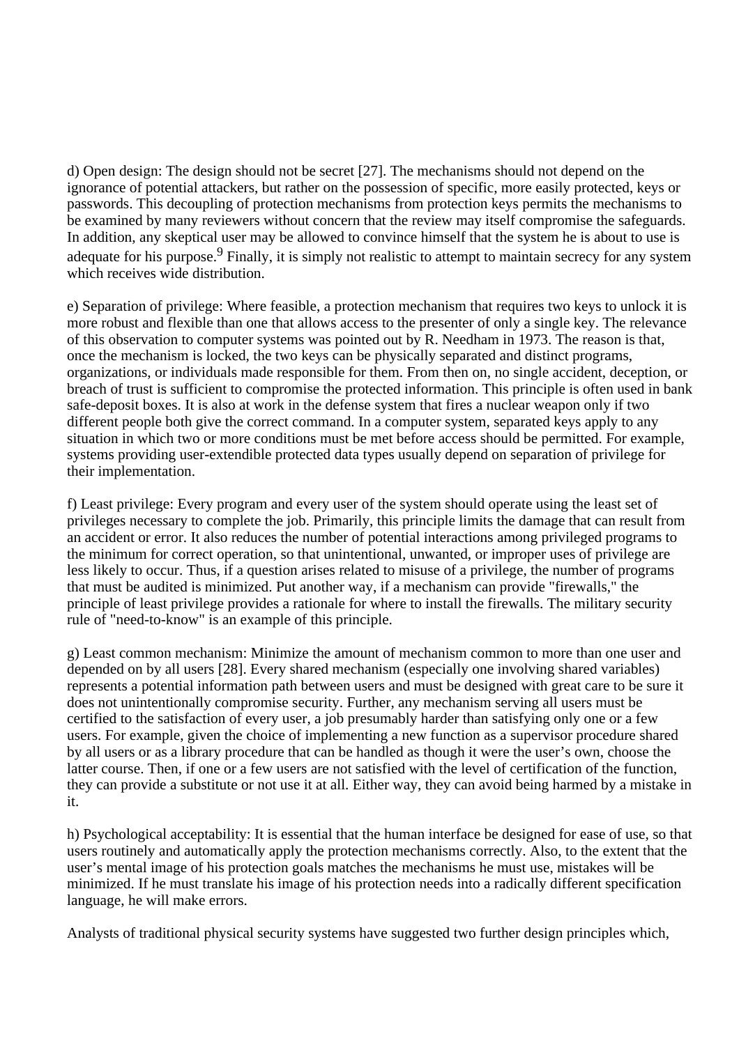d) Open design: The design should not be secret [27]. The mechanisms should not depend on the ignorance of potential attackers, but rather on the possession of specific, more easily protected, keys or passwords. This decoupling of protection mechanisms from protection keys permits the mechanisms to be examined by many reviewers without concern that the review may itself compromise the safeguards. In addition, any skeptical user may be allowed to convince himself that the system he is about to use is adequate for his purpose.[9] Finally, it is simply not realistic to attempt to maintain secrecy for any system which receives wide distribution.

e) Separation of privilege: Where feasible, a protection mechanism that requires two keys to unlock it is more robust and flexible than one that allows access to the presenter of only a single key. The relevance of this observation to computer systems was pointed out by R. Needham in 1973. The reason is that, once the mechanism is locked, the two keys can be physically separated and distinct programs, organizations, or individuals made responsible for them. From then on, no single accident, deception, or breach of trust is sufficient to compromise the protected information. This principle is often used in bank safe-deposit boxes. It is also at work in the defense system that fires a nuclear weapon only if two different people both give the correct command. In a computer system, separated keys apply to any situation in which two or more conditions must be met before access should be permitted. For example, systems providing user-extendible protected data types usually depend on separation of privilege for their implementation.

f) Least privilege: Every program and every user of the system should operate using the least set of privileges necessary to complete the job. Primarily, this principle limits the damage that can result from an accident or error. It also reduces the number of potential interactions among privileged programs to the minimum for correct operation, so that unintentional, unwanted, or improper uses of privilege are less likely to occur. Thus, if a question arises related to misuse of a privilege, the number of programs that must be audited is minimized. Put another way, if a mechanism can provide "firewalls," the principle of least privilege provides a rationale for where to install the firewalls. The military security rule of "need-to-know" is an example of this principle.

g) Least common mechanism: Minimize the amount of mechanism common to more than one user and depended on by all users [28]. Every shared mechanism (especially one involving shared variables) represents a potential information path between users and must be designed with great care to be sure it does not unintentionally compromise security. Further, any mechanism serving all users must be certified to the satisfaction of every user, a job presumably harder than satisfying only one or a few users. For example, given the choice of implementing a new function as a supervisor procedure shared by all users or as a library procedure that can be handled as though it were the user's own, choose the latter course. Then, if one or a few users are not satisfied with the level of certification of the function, they can provide a substitute or not use it at all. Either way, they can avoid being harmed by a mistake in it.

h) Psychological acceptability: It is essential that the human interface be designed for ease of use, so that users routinely and automatically apply the protection mechanisms correctly. Also, to the extent that the user's mental image of his protection goals matches the mechanisms he must use, mistakes will be minimized. If he must translate his image of his protection needs into a radically different specification language, he will make errors.

Analysts of traditional physical security systems have suggested two further design principles which,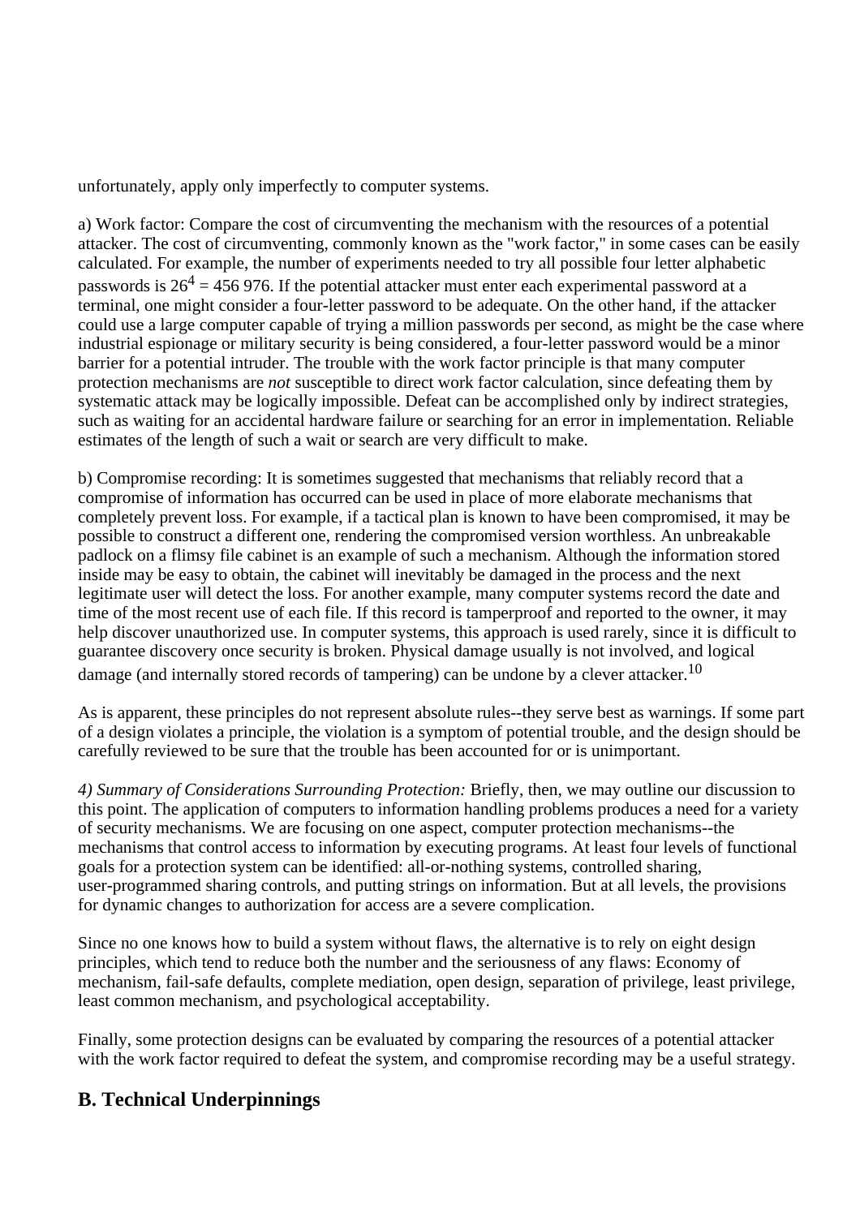unfortunately, apply only imperfectly to computer systems.

a) Work factor: Compare the cost of circumventing the mechanism with the resources of a potential attacker. The cost of circumventing, commonly known as the "work factor," in some cases can be easily calculated. For example, the number of experiments needed to try all possible four letter alphabetic passwords is $26^4 = 456\,976$. If the potential attacker must enter each experimental password at a terminal, one might consider a four-letter password to be adequate. On the other hand, if the attacker could use a large computer capable of trying a million passwords per second, as might be the case where industrial espionage or military security is being considered, a four-letter password would be a minor barrier for a potential intruder. The trouble with the work factor principle is that many computer protection mechanisms are *not* susceptible to direct work factor calculation, since defeating them by systematic attack may be logically impossible. Defeat can be accomplished only by indirect strategies, such as waiting for an accidental hardware failure or searching for an error in implementation. Reliable estimates of the length of such a wait or search are very difficult to make.

b) Compromise recording: It is sometimes suggested that mechanisms that reliably record that a compromise of information has occurred can be used in place of more elaborate mechanisms that completely prevent loss. For example, if a tactical plan is known to have been compromised, it may be possible to construct a different one, rendering the compromised version worthless. An unbreakable padlock on a flimsy file cabinet is an example of such a mechanism. Although the information stored inside may be easy to obtain, the cabinet will inevitably be damaged in the process and the next legitimate user will detect the loss. For another example, many computer systems record the date and time of the most recent use of each file. If this record is tamperproof and reported to the owner, it may help discover unauthorized use. In computer systems, this approach is used rarely, since it is difficult to guarantee discovery once security is broken. Physical damage usually is not involved, and logical damage (and internally stored records of tampering) can be undone by a clever attacker.[10]

As is apparent, these principles do not represent absolute rules--they serve best as warnings. If some part of a design violates a principle, the violation is a symptom of potential trouble, and the design should be carefully reviewed to be sure that the trouble has been accounted for or is unimportant.

*4) Summary of Considerations Surrounding Protection:* Briefly, then, we may outline our discussion to this point. The application of computers to information handling problems produces a need for a variety of security mechanisms. We are focusing on one aspect, computer protection mechanisms--the mechanisms that control access to information by executing programs. At least four levels of functional goals for a protection system can be identified: all-or-nothing systems, controlled sharing, user-programmed sharing controls, and putting strings on information. But at all levels, the provisions for dynamic changes to authorization for access are a severe complication.

Since no one knows how to build a system without flaws, the alternative is to rely on eight design principles, which tend to reduce both the number and the seriousness of any flaws: Economy of mechanism, fail-safe defaults, complete mediation, open design, separation of privilege, least privilege, least common mechanism, and psychological acceptability.

Finally, some protection designs can be evaluated by comparing the resources of a potential attacker with the work factor required to defeat the system, and compromise recording may be a useful strategy.

## B. Technical Underpinnings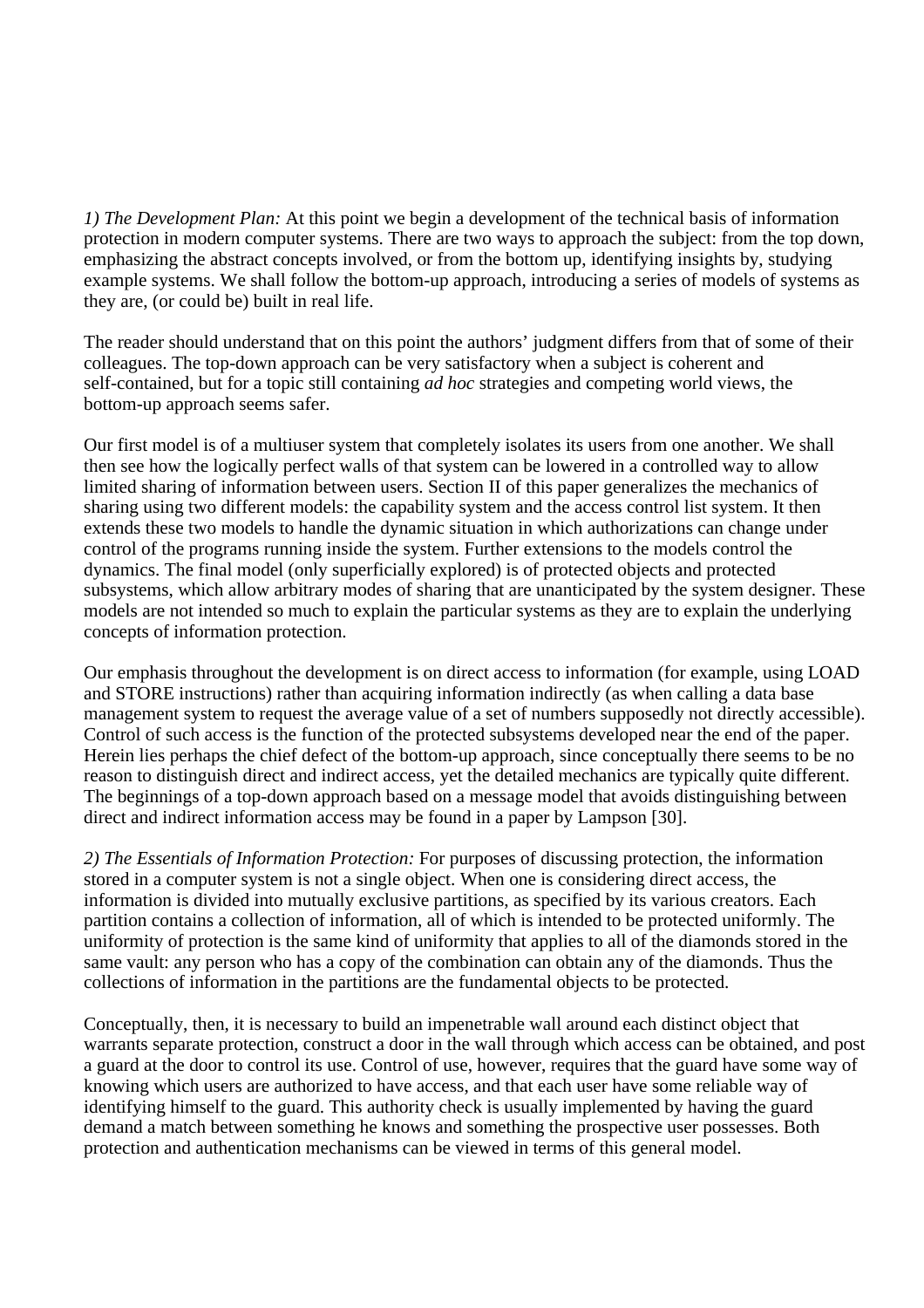*1) The Development Plan:* At this point we begin a development of the technical basis of information protection in modern computer systems. There are two ways to approach the subject: from the top down, emphasizing the abstract concepts involved, or from the bottom up, identifying insights by, studying example systems. We shall follow the bottom-up approach, introducing a series of models of systems as they are, (or could be) built in real life.

The reader should understand that on this point the authors' judgment differs from that of some of their colleagues. The top-down approach can be very satisfactory when a subject is coherent and self-contained, but for a topic still containing *ad hoc* strategies and competing world views, the bottom-up approach seems safer.

Our first model is of a multiuser system that completely isolates its users from one another. We shall then see how the logically perfect walls of that system can be lowered in a controlled way to allow limited sharing of information between users. Section II of this paper generalizes the mechanics of sharing using two different models: the capability system and the access control list system. It then extends these two models to handle the dynamic situation in which authorizations can change under control of the programs running inside the system. Further extensions to the models control the dynamics. The final model (only superficially explored) is of protected objects and protected subsystems, which allow arbitrary modes of sharing that are unanticipated by the system designer. These models are not intended so much to explain the particular systems as they are to explain the underlying concepts of information protection.

Our emphasis throughout the development is on direct access to information (for example, using LOAD and STORE instructions) rather than acquiring information indirectly (as when calling a data base management system to request the average value of a set of numbers supposedly not directly accessible). Control of such access is the function of the protected subsystems developed near the end of the paper. Herein lies perhaps the chief defect of the bottom-up approach, since conceptually there seems to be no reason to distinguish direct and indirect access, yet the detailed mechanics are typically quite different. The beginnings of a top-down approach based on a message model that avoids distinguishing between direct and indirect information access may be found in a paper by Lampson [30].

*2) The Essentials of Information Protection:* For purposes of discussing protection, the information stored in a computer system is not a single object. When one is considering direct access, the information is divided into mutually exclusive partitions, as specified by its various creators. Each partition contains a collection of information, all of which is intended to be protected uniformly. The uniformity of protection is the same kind of uniformity that applies to all of the diamonds stored in the same vault: any person who has a copy of the combination can obtain any of the diamonds. Thus the collections of information in the partitions are the fundamental objects to be protected.

Conceptually, then, it is necessary to build an impenetrable wall around each distinct object that warrants separate protection, construct a door in the wall through which access can be obtained, and post a guard at the door to control its use. Control of use, however, requires that the guard have some way of knowing which users are authorized to have access, and that each user have some reliable way of identifying himself to the guard. This authority check is usually implemented by having the guard demand a match between something he knows and something the prospective user possesses. Both protection and authentication mechanisms can be viewed in terms of this general model.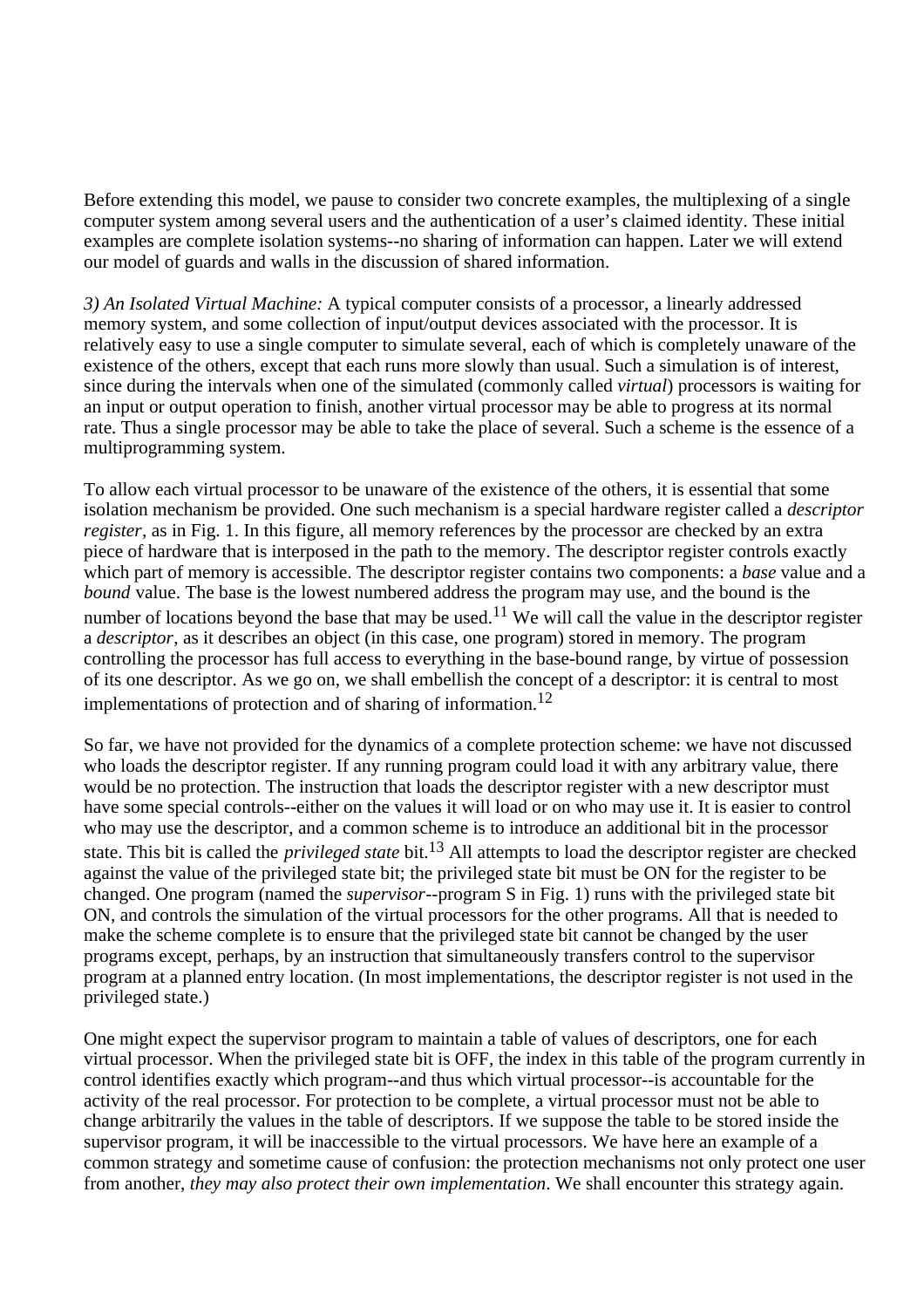Before extending this model, we pause to consider two concrete examples, the multiplexing of a single computer system among several users and the authentication of a user's claimed identity. These initial examples are complete isolation systems--no sharing of information can happen. Later we will extend our model of guards and walls in the discussion of shared information.

*3) An Isolated Virtual Machine:* A typical computer consists of a processor, a linearly addressed memory system, and some collection of input/output devices associated with the processor. It is relatively easy to use a single computer to simulate several, each of which is completely unaware of the existence of the others, except that each runs more slowly than usual. Such a simulation is of interest, since during the intervals when one of the simulated (commonly called *virtual*) processors is waiting for an input or output operation to finish, another virtual processor may be able to progress at its normal rate. Thus a single processor may be able to take the place of several. Such a scheme is the essence of a multiprogramming system.

To allow each virtual processor to be unaware of the existence of the others, it is essential that some isolation mechanism be provided. One such mechanism is a special hardware register called a *descriptor register*, as in Fig. 1. In this figure, all memory references by the processor are checked by an extra piece of hardware that is interposed in the path to the memory. The descriptor register controls exactly which part of memory is accessible. The descriptor register contains two components: a *base* value and a *bound* value. The base is the lowest numbered address the program may use, and the bound is the number of locations beyond the base that may be used.[11] We will call the value in the descriptor register a *descriptor*, as it describes an object (in this case, one program) stored in memory. The program controlling the processor has full access to everything in the base-bound range, by virtue of possession of its one descriptor. As we go on, we shall embellish the concept of a descriptor: it is central to most implementations of protection and of sharing of information.[12]

So far, we have not provided for the dynamics of a complete protection scheme: we have not discussed who loads the descriptor register. If any running program could load it with any arbitrary value, there would be no protection. The instruction that loads the descriptor register with a new descriptor must have some special controls--either on the values it will load or on who may use it. It is easier to control who may use the descriptor, and a common scheme is to introduce an additional bit in the processor state. This bit is called the *privileged state* bit.[13] All attempts to load the descriptor register are checked against the value of the privileged state bit; the privileged state bit must be ON for the register to be changed. One program (named the *supervisor*--program S in Fig. 1) runs with the privileged state bit ON, and controls the simulation of the virtual processors for the other programs. All that is needed to make the scheme complete is to ensure that the privileged state bit cannot be changed by the user programs except, perhaps, by an instruction that simultaneously transfers control to the supervisor program at a planned entry location. (In most implementations, the descriptor register is not used in the privileged state.)

One might expect the supervisor program to maintain a table of values of descriptors, one for each virtual processor. When the privileged state bit is OFF, the index in this table of the program currently in control identifies exactly which program--and thus which virtual processor--is accountable for the activity of the real processor. For protection to be complete, a virtual processor must not be able to change arbitrarily the values in the table of descriptors. If we suppose the table to be stored inside the supervisor program, it will be inaccessible to the virtual processors. We have here an example of a common strategy and sometime cause of confusion: the protection mechanisms not only protect one user from another, *they may also protect their own implementation*. We shall encounter this strategy again.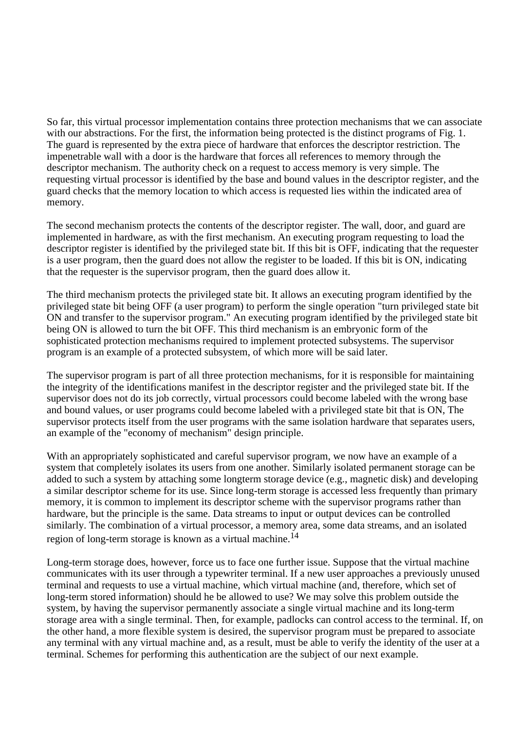So far, this virtual processor implementation contains three protection mechanisms that we can associate with our abstractions. For the first, the information being protected is the distinct programs of Fig. 1. The guard is represented by the extra piece of hardware that enforces the descriptor restriction. The impenetrable wall with a door is the hardware that forces all references to memory through the descriptor mechanism. The authority check on a request to access memory is very simple. The requesting virtual processor is identified by the base and bound values in the descriptor register, and the guard checks that the memory location to which access is requested lies within the indicated area of memory.

The second mechanism protects the contents of the descriptor register. The wall, door, and guard are implemented in hardware, as with the first mechanism. An executing program requesting to load the descriptor register is identified by the privileged state bit. If this bit is OFF, indicating that the requester is a user program, then the guard does not allow the register to be loaded. If this bit is ON, indicating that the requester is the supervisor program, then the guard does allow it.

The third mechanism protects the privileged state bit. It allows an executing program identified by the privileged state bit being OFF (a user program) to perform the single operation "turn privileged state bit ON and transfer to the supervisor program." An executing program identified by the privileged state bit being ON is allowed to turn the bit OFF. This third mechanism is an embryonic form of the sophisticated protection mechanisms required to implement protected subsystems. The supervisor program is an example of a protected subsystem, of which more will be said later.

The supervisor program is part of all three protection mechanisms, for it is responsible for maintaining the integrity of the identifications manifest in the descriptor register and the privileged state bit. If the supervisor does not do its job correctly, virtual processors could become labeled with the wrong base and bound values, or user programs could become labeled with a privileged state bit that is ON, The supervisor protects itself from the user programs with the same isolation hardware that separates users, an example of the "economy of mechanism" design principle.

With an appropriately sophisticated and careful supervisor program, we now have an example of a system that completely isolates its users from one another. Similarly isolated permanent storage can be added to such a system by attaching some longterm storage device (e.g., magnetic disk) and developing a similar descriptor scheme for its use. Since long-term storage is accessed less frequently than primary memory, it is common to implement its descriptor scheme with the supervisor programs rather than hardware, but the principle is the same. Data streams to input or output devices can be controlled similarly. The combination of a virtual processor, a memory area, some data streams, and an isolated region of long-term storage is known as a virtual machine.[14]

Long-term storage does, however, force us to face one further issue. Suppose that the virtual machine communicates with its user through a typewriter terminal. If a new user approaches a previously unused terminal and requests to use a virtual machine, which virtual machine (and, therefore, which set of long-term stored information) should he be allowed to use? We may solve this problem outside the system, by having the supervisor permanently associate a single virtual machine and its long-term storage area with a single terminal. Then, for example, padlocks can control access to the terminal. If, on the other hand, a more flexible system is desired, the supervisor program must be prepared to associate any terminal with any virtual machine and, as a result, must be able to verify the identity of the user at a terminal. Schemes for performing this authentication are the subject of our next example.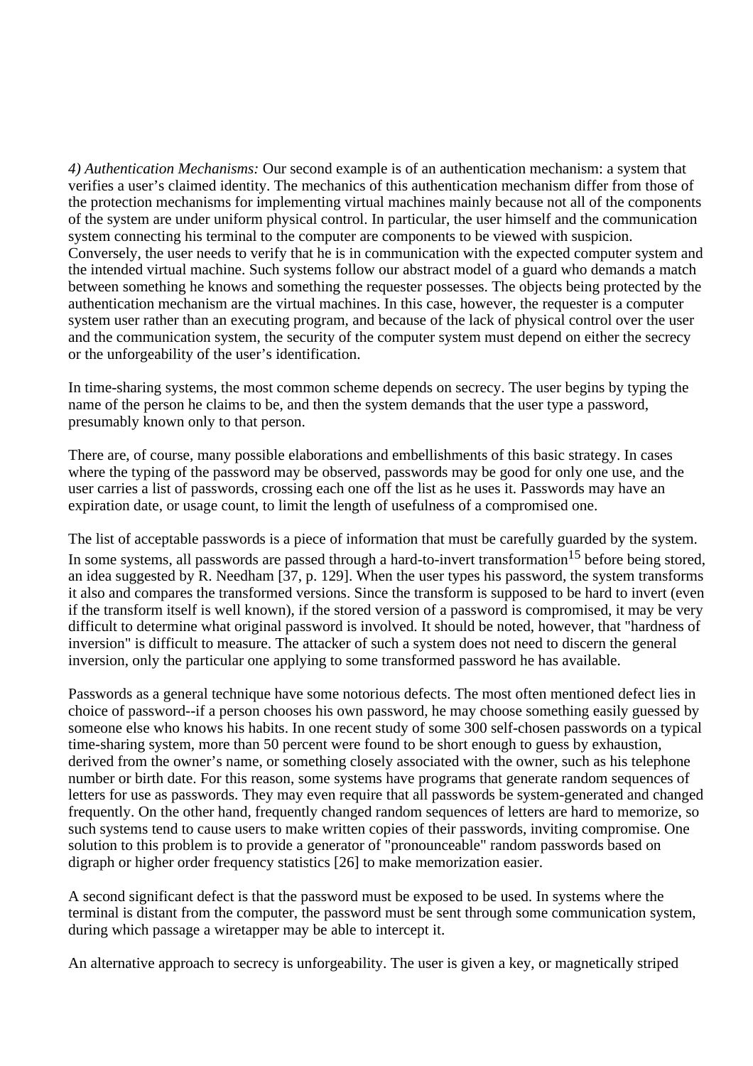*4) Authentication Mechanisms:* Our second example is of an authentication mechanism: a system that verifies a user's claimed identity. The mechanics of this authentication mechanism differ from those of the protection mechanisms for implementing virtual machines mainly because not all of the components of the system are under uniform physical control. In particular, the user himself and the communication system connecting his terminal to the computer are components to be viewed with suspicion. Conversely, the user needs to verify that he is in communication with the expected computer system and the intended virtual machine. Such systems follow our abstract model of a guard who demands a match between something he knows and something the requester possesses. The objects being protected by the authentication mechanism are the virtual machines. In this case, however, the requester is a computer system user rather than an executing program, and because of the lack of physical control over the user and the communication system, the security of the computer system must depend on either the secrecy or the unforgeability of the user's identification.

In time-sharing systems, the most common scheme depends on secrecy. The user begins by typing the name of the person he claims to be, and then the system demands that the user type a password, presumably known only to that person.

There are, of course, many possible elaborations and embellishments of this basic strategy. In cases where the typing of the password may be observed, passwords may be good for only one use, and the user carries a list of passwords, crossing each one off the list as he uses it. Passwords may have an expiration date, or usage count, to limit the length of usefulness of a compromised one.

The list of acceptable passwords is a piece of information that must be carefully guarded by the system. In some systems, all passwords are passed through a hard-to-invert transformation[15] before being stored, an idea suggested by R. Needham [37, p. 129]. When the user types his password, the system transforms it also and compares the transformed versions. Since the transform is supposed to be hard to invert (even if the transform itself is well known), if the stored version of a password is compromised, it may be very difficult to determine what original password is involved. It should be noted, however, that "hardness of inversion" is difficult to measure. The attacker of such a system does not need to discern the general inversion, only the particular one applying to some transformed password he has available.

Passwords as a general technique have some notorious defects. The most often mentioned defect lies in choice of password--if a person chooses his own password, he may choose something easily guessed by someone else who knows his habits. In one recent study of some 300 self-chosen passwords on a typical time-sharing system, more than 50 percent were found to be short enough to guess by exhaustion, derived from the owner's name, or something closely associated with the owner, such as his telephone number or birth date. For this reason, some systems have programs that generate random sequences of letters for use as passwords. They may even require that all passwords be system-generated and changed frequently. On the other hand, frequently changed random sequences of letters are hard to memorize, so such systems tend to cause users to make written copies of their passwords, inviting compromise. One solution to this problem is to provide a generator of "pronounceable" random passwords based on digraph or higher order frequency statistics [26] to make memorization easier.

A second significant defect is that the password must be exposed to be used. In systems where the terminal is distant from the computer, the password must be sent through some communication system, during which passage a wiretapper may be able to intercept it.

An alternative approach to secrecy is unforgeability. The user is given a key, or magnetically striped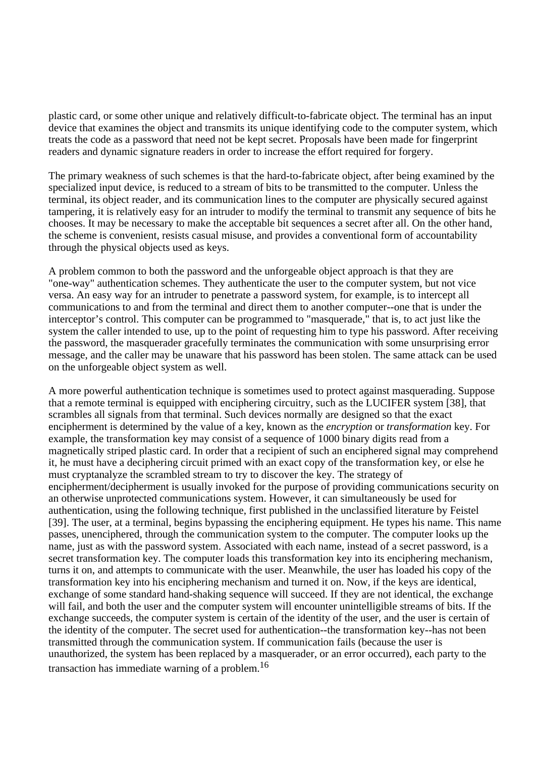plastic card, or some other unique and relatively difficult-to-fabricate object. The terminal has an input device that examines the object and transmits its unique identifying code to the computer system, which treats the code as a password that need not be kept secret. Proposals have been made for fingerprint readers and dynamic signature readers in order to increase the effort required for forgery.

The primary weakness of such schemes is that the hard-to-fabricate object, after being examined by the specialized input device, is reduced to a stream of bits to be transmitted to the computer. Unless the terminal, its object reader, and its communication lines to the computer are physically secured against tampering, it is relatively easy for an intruder to modify the terminal to transmit any sequence of bits he chooses. It may be necessary to make the acceptable bit sequences a secret after all. On the other hand, the scheme is convenient, resists casual misuse, and provides a conventional form of accountability through the physical objects used as keys.

A problem common to both the password and the unforgeable object approach is that they are "one-way" authentication schemes. They authenticate the user to the computer system, but not vice versa. An easy way for an intruder to penetrate a password system, for example, is to intercept all communications to and from the terminal and direct them to another computer--one that is under the interceptor's control. This computer can be programmed to "masquerade," that is, to act just like the system the caller intended to use, up to the point of requesting him to type his password. After receiving the password, the masquerader gracefully terminates the communication with some unsurprising error message, and the caller may be unaware that his password has been stolen. The same attack can be used on the unforgeable object system as well.

A more powerful authentication technique is sometimes used to protect against masquerading. Suppose that a remote terminal is equipped with enciphering circuitry, such as the LUCIFER system [38], that scrambles all signals from that terminal. Such devices normally are designed so that the exact encipherment is determined by the value of a key, known as the *encryption* or *transformation* key. For example, the transformation key may consist of a sequence of 1000 binary digits read from a magnetically striped plastic card. In order that a recipient of such an enciphered signal may comprehend it, he must have a deciphering circuit primed with an exact copy of the transformation key, or else he must cryptanalyze the scrambled stream to try to discover the key. The strategy of encipherment/decipherment is usually invoked for the purpose of providing communications security on an otherwise unprotected communications system. However, it can simultaneously be used for authentication, using the following technique, first published in the unclassified literature by Feistel [39]. The user, at a terminal, begins bypassing the enciphering equipment. He types his name. This name passes, unenciphered, through the communication system to the computer. The computer looks up the name, just as with the password system. Associated with each name, instead of a secret password, is a secret transformation key. The computer loads this transformation key into its enciphering mechanism, turns it on, and attempts to communicate with the user. Meanwhile, the user has loaded his copy of the transformation key into his enciphering mechanism and turned it on. Now, if the keys are identical, exchange of some standard hand-shaking sequence will succeed. If they are not identical, the exchange will fail, and both the user and the computer system will encounter unintelligible streams of bits. If the exchange succeeds, the computer system is certain of the identity of the user, and the user is certain of the identity of the computer. The secret used for authentication--the transformation key--has not been transmitted through the communication system. If communication fails (because the user is unauthorized, the system has been replaced by a masquerader, or an error occurred), each party to the transaction has immediate warning of a problem.[16]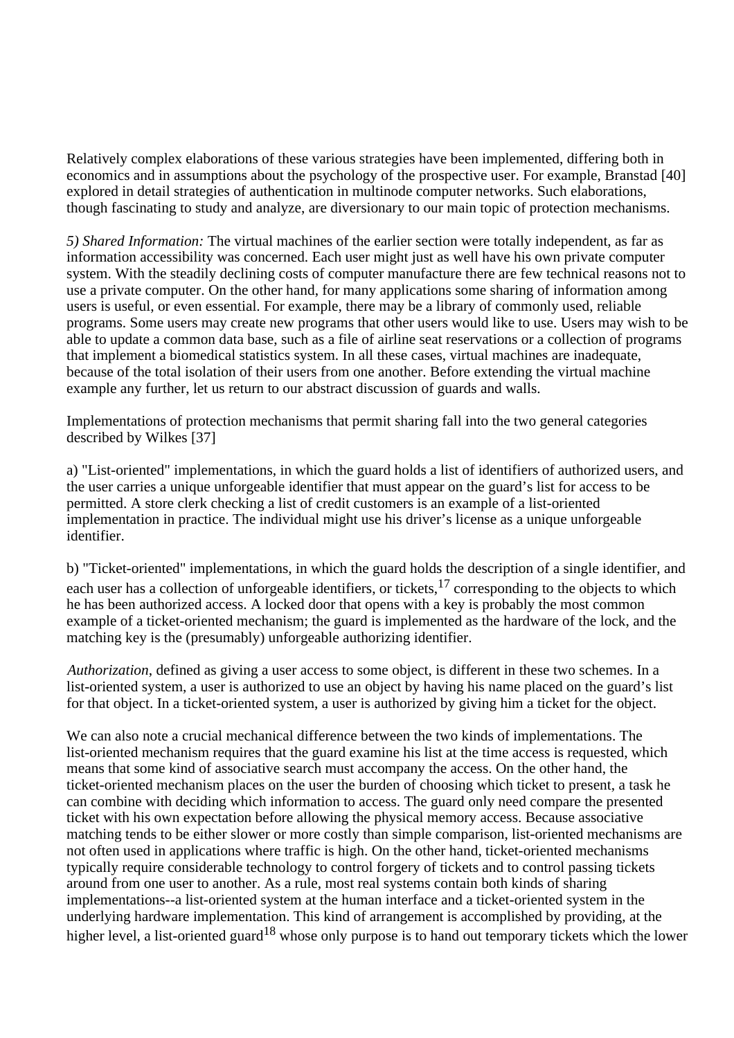Relatively complex elaborations of these various strategies have been implemented, differing both in economics and in assumptions about the psychology of the prospective user. For example, Branstad [40] explored in detail strategies of authentication in multinode computer networks. Such elaborations, though fascinating to study and analyze, are diversionary to our main topic of protection mechanisms.

*5) Shared Information:* The virtual machines of the earlier section were totally independent, as far as information accessibility was concerned. Each user might just as well have his own private computer system. With the steadily declining costs of computer manufacture there are few technical reasons not to use a private computer. On the other hand, for many applications some sharing of information among users is useful, or even essential. For example, there may be a library of commonly used, reliable programs. Some users may create new programs that other users would like to use. Users may wish to be able to update a common data base, such as a file of airline seat reservations or a collection of programs that implement a biomedical statistics system. In all these cases, virtual machines are inadequate, because of the total isolation of their users from one another. Before extending the virtual machine example any further, let us return to our abstract discussion of guards and walls.

Implementations of protection mechanisms that permit sharing fall into the two general categories described by Wilkes [37]

a) "List-oriented" implementations, in which the guard holds a list of identifiers of authorized users, and the user carries a unique unforgeable identifier that must appear on the guard's list for access to be permitted. A store clerk checking a list of credit customers is an example of a list-oriented implementation in practice. The individual might use his driver's license as a unique unforgeable identifier.

b) "Ticket-oriented" implementations, in which the guard holds the description of a single identifier, and each user has a collection of unforgeable identifiers, or tickets,[17] corresponding to the objects to which he has been authorized access. A locked door that opens with a key is probably the most common example of a ticket-oriented mechanism; the guard is implemented as the hardware of the lock, and the matching key is the (presumably) unforgeable authorizing identifier.

*Authorization*, defined as giving a user access to some object, is different in these two schemes. In a list-oriented system, a user is authorized to use an object by having his name placed on the guard's list for that object. In a ticket-oriented system, a user is authorized by giving him a ticket for the object.

We can also note a crucial mechanical difference between the two kinds of implementations. The list-oriented mechanism requires that the guard examine his list at the time access is requested, which means that some kind of associative search must accompany the access. On the other hand, the ticket-oriented mechanism places on the user the burden of choosing which ticket to present, a task he can combine with deciding which information to access. The guard only need compare the presented ticket with his own expectation before allowing the physical memory access. Because associative matching tends to be either slower or more costly than simple comparison, list-oriented mechanisms are not often used in applications where traffic is high. On the other hand, ticket-oriented mechanisms typically require considerable technology to control forgery of tickets and to control passing tickets around from one user to another. As a rule, most real systems contain both kinds of sharing implementations--a list-oriented system at the human interface and a ticket-oriented system in the underlying hardware implementation. This kind of arrangement is accomplished by providing, at the higher level, a list-oriented guard[18] whose only purpose is to hand out temporary tickets which the lower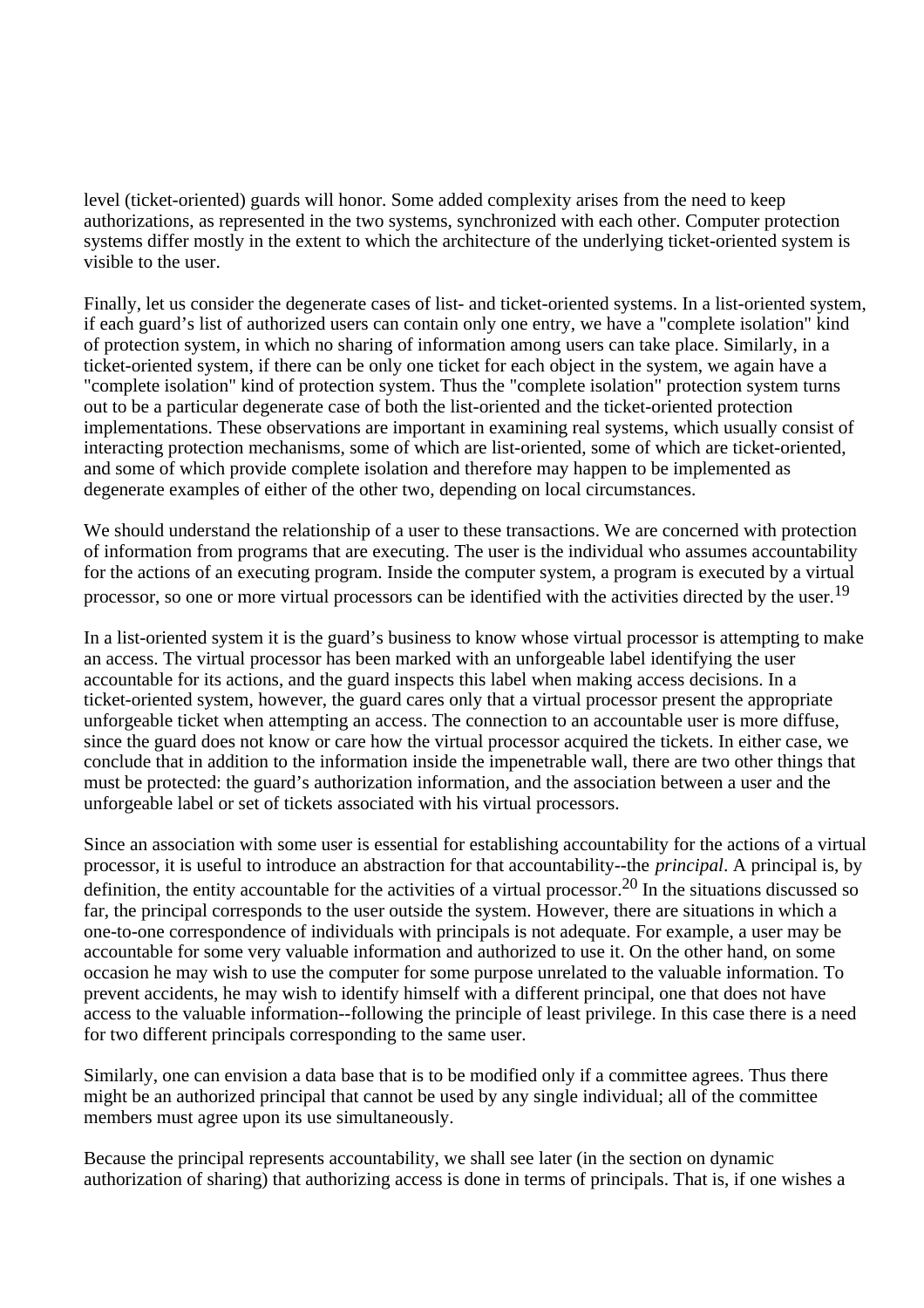level (ticket-oriented) guards will honor. Some added complexity arises from the need to keep authorizations, as represented in the two systems, synchronized with each other. Computer protection systems differ mostly in the extent to which the architecture of the underlying ticket-oriented system is visible to the user.

Finally, let us consider the degenerate cases of list- and ticket-oriented systems. In a list-oriented system, if each guard's list of authorized users can contain only one entry, we have a "complete isolation" kind of protection system, in which no sharing of information among users can take place. Similarly, in a ticket-oriented system, if there can be only one ticket for each object in the system, we again have a "complete isolation" kind of protection system. Thus the "complete isolation" protection system turns out to be a particular degenerate case of both the list-oriented and the ticket-oriented protection implementations. These observations are important in examining real systems, which usually consist of interacting protection mechanisms, some of which are list-oriented, some of which are ticket-oriented, and some of which provide complete isolation and therefore may happen to be implemented as degenerate examples of either of the other two, depending on local circumstances.

We should understand the relationship of a user to these transactions. We are concerned with protection of information from programs that are executing. The user is the individual who assumes accountability for the actions of an executing program. Inside the computer system, a program is executed by a virtual processor, so one or more virtual processors can be identified with the activities directed by the user.[19]

In a list-oriented system it is the guard's business to know whose virtual processor is attempting to make an access. The virtual processor has been marked with an unforgeable label identifying the user accountable for its actions, and the guard inspects this label when making access decisions. In a ticket-oriented system, however, the guard cares only that a virtual processor present the appropriate unforgeable ticket when attempting an access. The connection to an accountable user is more diffuse, since the guard does not know or care how the virtual processor acquired the tickets. In either case, we conclude that in addition to the information inside the impenetrable wall, there are two other things that must be protected: the guard's authorization information, and the association between a user and the unforgeable label or set of tickets associated with his virtual processors.

Since an association with some user is essential for establishing accountability for the actions of a virtual processor, it is useful to introduce an abstraction for that accountability--the *principal*. A principal is, by definition, the entity accountable for the activities of a virtual processor.[20] In the situations discussed so far, the principal corresponds to the user outside the system. However, there are situations in which a one-to-one correspondence of individuals with principals is not adequate. For example, a user may be accountable for some very valuable information and authorized to use it. On the other hand, on some occasion he may wish to use the computer for some purpose unrelated to the valuable information. To prevent accidents, he may wish to identify himself with a different principal, one that does not have access to the valuable information--following the principle of least privilege. In this case there is a need for two different principals corresponding to the same user.

Similarly, one can envision a data base that is to be modified only if a committee agrees. Thus there might be an authorized principal that cannot be used by any single individual; all of the committee members must agree upon its use simultaneously.

Because the principal represents accountability, we shall see later (in the section on dynamic authorization of sharing) that authorizing access is done in terms of principals. That is, if one wishes a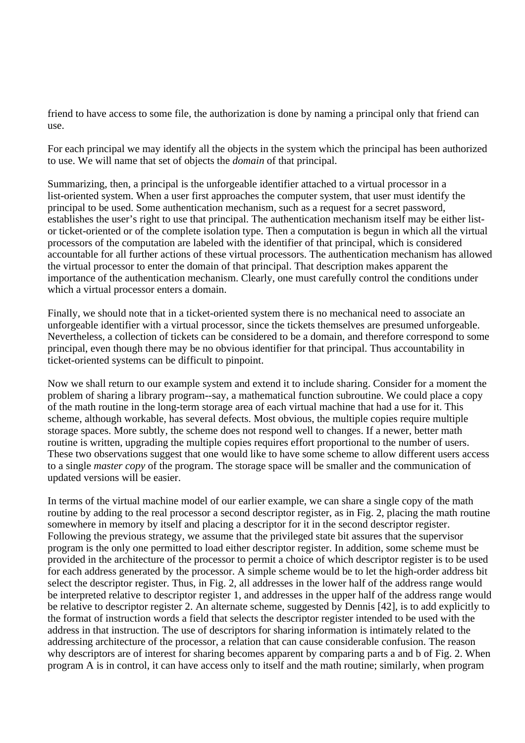friend to have access to some file, the authorization is done by naming a principal only that friend can use.

For each principal we may identify all the objects in the system which the principal has been authorized to use. We will name that set of objects the *domain* of that principal.

Summarizing, then, a principal is the unforgeable identifier attached to a virtual processor in a list-oriented system. When a user first approaches the computer system, that user must identify the principal to be used. Some authentication mechanism, such as a request for a secret password, establishes the user's right to use that principal. The authentication mechanism itself may be either list- or ticket-oriented or of the complete isolation type. Then a computation is begun in which all the virtual processors of the computation are labeled with the identifier of that principal, which is considered accountable for all further actions of these virtual processors. The authentication mechanism has allowed the virtual processor to enter the domain of that principal. That description makes apparent the importance of the authentication mechanism. Clearly, one must carefully control the conditions under which a virtual processor enters a domain.

Finally, we should note that in a ticket-oriented system there is no mechanical need to associate an unforgeable identifier with a virtual processor, since the tickets themselves are presumed unforgeable. Nevertheless, a collection of tickets can be considered to be a domain, and therefore correspond to some principal, even though there may be no obvious identifier for that principal. Thus accountability in ticket-oriented systems can be difficult to pinpoint.

Now we shall return to our example system and extend it to include sharing. Consider for a moment the problem of sharing a library program--say, a mathematical function subroutine. We could place a copy of the math routine in the long-term storage area of each virtual machine that had a use for it. This scheme, although workable, has several defects. Most obvious, the multiple copies require multiple storage spaces. More subtly, the scheme does not respond well to changes. If a newer, better math routine is written, upgrading the multiple copies requires effort proportional to the number of users. These two observations suggest that one would like to have some scheme to allow different users access to a single *master copy* of the program. The storage space will be smaller and the communication of updated versions will be easier.

In terms of the virtual machine model of our earlier example, we can share a single copy of the math routine by adding to the real processor a second descriptor register, as in Fig. 2, placing the math routine somewhere in memory by itself and placing a descriptor for it in the second descriptor register. Following the previous strategy, we assume that the privileged state bit assures that the supervisor program is the only one permitted to load either descriptor register. In addition, some scheme must be provided in the architecture of the processor to permit a choice of which descriptor register is to be used for each address generated by the processor. A simple scheme would be to let the high-order address bit select the descriptor register. Thus, in Fig. 2, all addresses in the lower half of the address range would be interpreted relative to descriptor register 1, and addresses in the upper half of the address range would be relative to descriptor register 2. An alternate scheme, suggested by Dennis [42], is to add explicitly to the format of instruction words a field that selects the descriptor register intended to be used with the address in that instruction. The use of descriptors for sharing information is intimately related to the addressing architecture of the processor, a relation that can cause considerable confusion. The reason why descriptors are of interest for sharing becomes apparent by comparing parts a and b of Fig. 2. When program A is in control, it can have access only to itself and the math routine; similarly, when program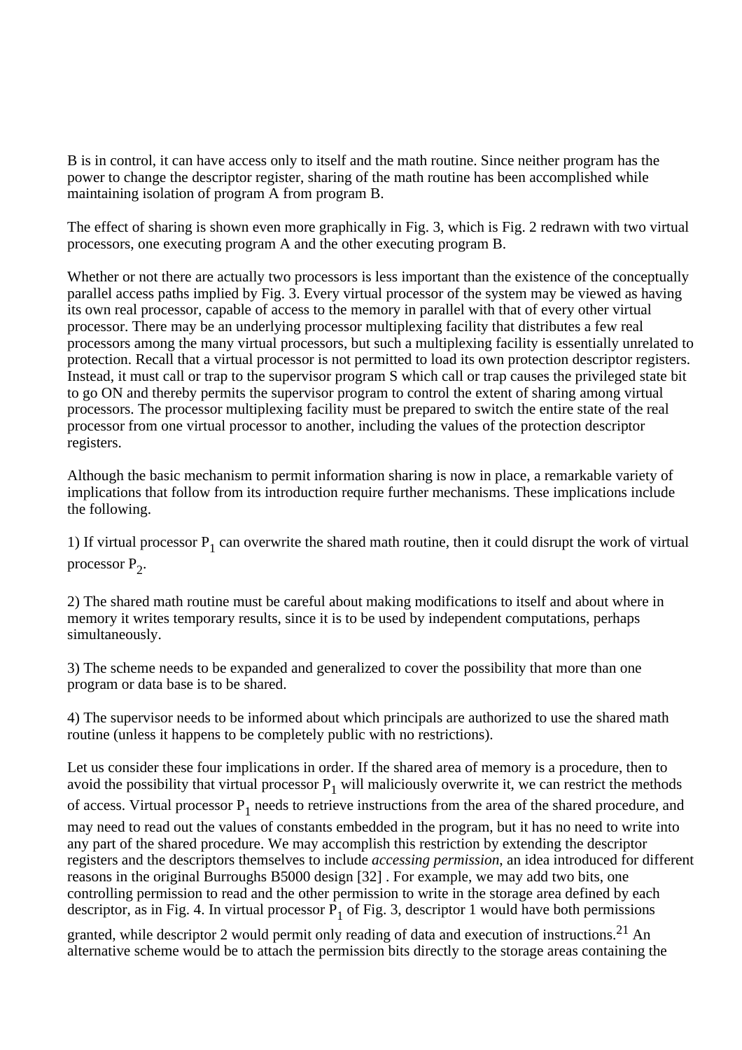B is in control, it can have access only to itself and the math routine. Since neither program has the power to change the descriptor register, sharing of the math routine has been accomplished while maintaining isolation of program A from program B.

The effect of sharing is shown even more graphically in Fig. 3, which is Fig. 2 redrawn with two virtual processors, one executing program A and the other executing program B.

Whether or not there are actually two processors is less important than the existence of the conceptually parallel access paths implied by Fig. 3. Every virtual processor of the system may be viewed as having its own real processor, capable of access to the memory in parallel with that of every other virtual processor. There may be an underlying processor multiplexing facility that distributes a few real processors among the many virtual processors, but such a multiplexing facility is essentially unrelated to protection. Recall that a virtual processor is not permitted to load its own protection descriptor registers. Instead, it must call or trap to the supervisor program S which call or trap causes the privileged state bit to go ON and thereby permits the supervisor program to control the extent of sharing among virtual processors. The processor multiplexing facility must be prepared to switch the entire state of the real processor from one virtual processor to another, including the values of the protection descriptor registers.

Although the basic mechanism to permit information sharing is now in place, a remarkable variety of implications that follow from its introduction require further mechanisms. These implications include the following.

1) If virtual processor $P_1$ can overwrite the shared math routine, then it could disrupt the work of virtual processor $P_2$.

2) The shared math routine must be careful about making modifications to itself and about where in memory it writes temporary results, since it is to be used by independent computations, perhaps simultaneously.

3) The scheme needs to be expanded and generalized to cover the possibility that more than one program or data base is to be shared.

4) The supervisor needs to be informed about which principals are authorized to use the shared math routine (unless it happens to be completely public with no restrictions).

Let us consider these four implications in order. If the shared area of memory is a procedure, then to avoid the possibility that virtual processor $P_1$ will maliciously overwrite it, we can restrict the methods of access. Virtual processor $P_1$ needs to retrieve instructions from the area of the shared procedure, and may need to read out the values of constants embedded in the program, but it has no need to write into any part of the shared procedure. We may accomplish this restriction by extending the descriptor registers and the descriptors themselves to include *accessing permission*, an idea introduced for different reasons in the original Burroughs B5000 design [32] . For example, we may add two bits, one controlling permission to read and the other permission to write in the storage area defined by each descriptor, as in Fig. 4. In virtual processor $P_1$ of Fig. 3, descriptor 1 would have both permissions granted, while descriptor 2 would permit only reading of data and execution of instructions.[21] An alternative scheme would be to attach the permission bits directly to the storage areas containing the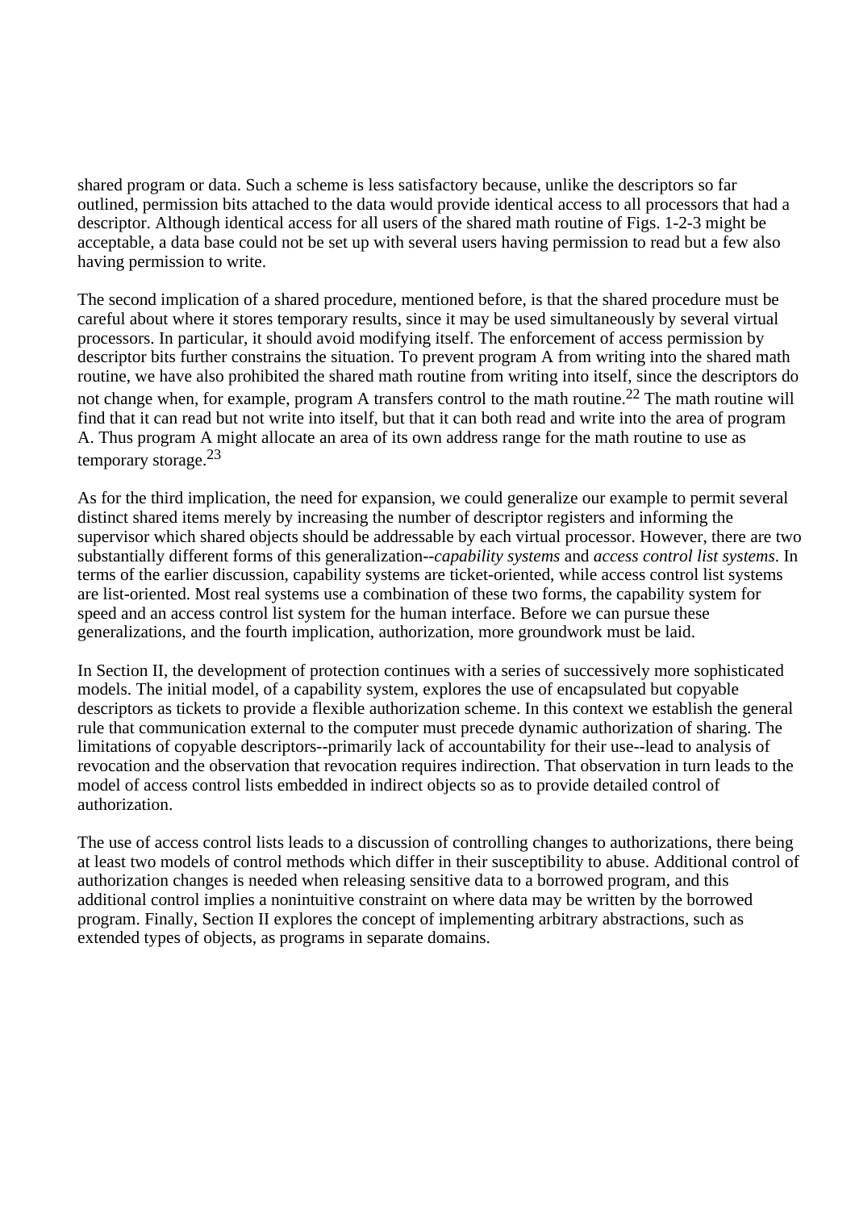shared program or data. Such a scheme is less satisfactory because, unlike the descriptors so far outlined, permission bits attached to the data would provide identical access to all processors that had a descriptor. Although identical access for all users of the shared math routine of Figs. 1-2-3 might be acceptable, a data base could not be set up with several users having permission to read but a few also having permission to write.

The second implication of a shared procedure, mentioned before, is that the shared procedure must be careful about where it stores temporary results, since it may be used simultaneously by several virtual processors. In particular, it should avoid modifying itself. The enforcement of access permission by descriptor bits further constrains the situation. To prevent program A from writing into the shared math routine, we have also prohibited the shared math routine from writing into itself, since the descriptors do not change when, for example, program A transfers control to the math routine.[22] The math routine will find that it can read but not write into itself, but that it can both read and write into the area of program A. Thus program A might allocate an area of its own address range for the math routine to use as temporary storage.[23]

As for the third implication, the need for expansion, we could generalize our example to permit several distinct shared items merely by increasing the number of descriptor registers and informing the supervisor which shared objects should be addressable by each virtual processor. However, there are two substantially different forms of this generalization--*capability systems* and *access control list systems*. In terms of the earlier discussion, capability systems are ticket-oriented, while access control list systems are list-oriented. Most real systems use a combination of these two forms, the capability system for speed and an access control list system for the human interface. Before we can pursue these generalizations, and the fourth implication, authorization, more groundwork must be laid.

In Section II, the development of protection continues with a series of successively more sophisticated models. The initial model, of a capability system, explores the use of encapsulated but copyable descriptors as tickets to provide a flexible authorization scheme. In this context we establish the general rule that communication external to the computer must precede dynamic authorization of sharing. The limitations of copyable descriptors--primarily lack of accountability for their use--lead to analysis of revocation and the observation that revocation requires indirection. That observation in turn leads to the model of access control lists embedded in indirect objects so as to provide detailed control of authorization.

The use of access control lists leads to a discussion of controlling changes to authorizations, there being at least two models of control methods which differ in their susceptibility to abuse. Additional control of authorization changes is needed when releasing sensitive data to a borrowed program, and this additional control implies a nonintuitive constraint on where data may be written by the borrowed program. Finally, Section II explores the concept of implementing arbitrary abstractions, such as extended types of objects, as programs in separate domains.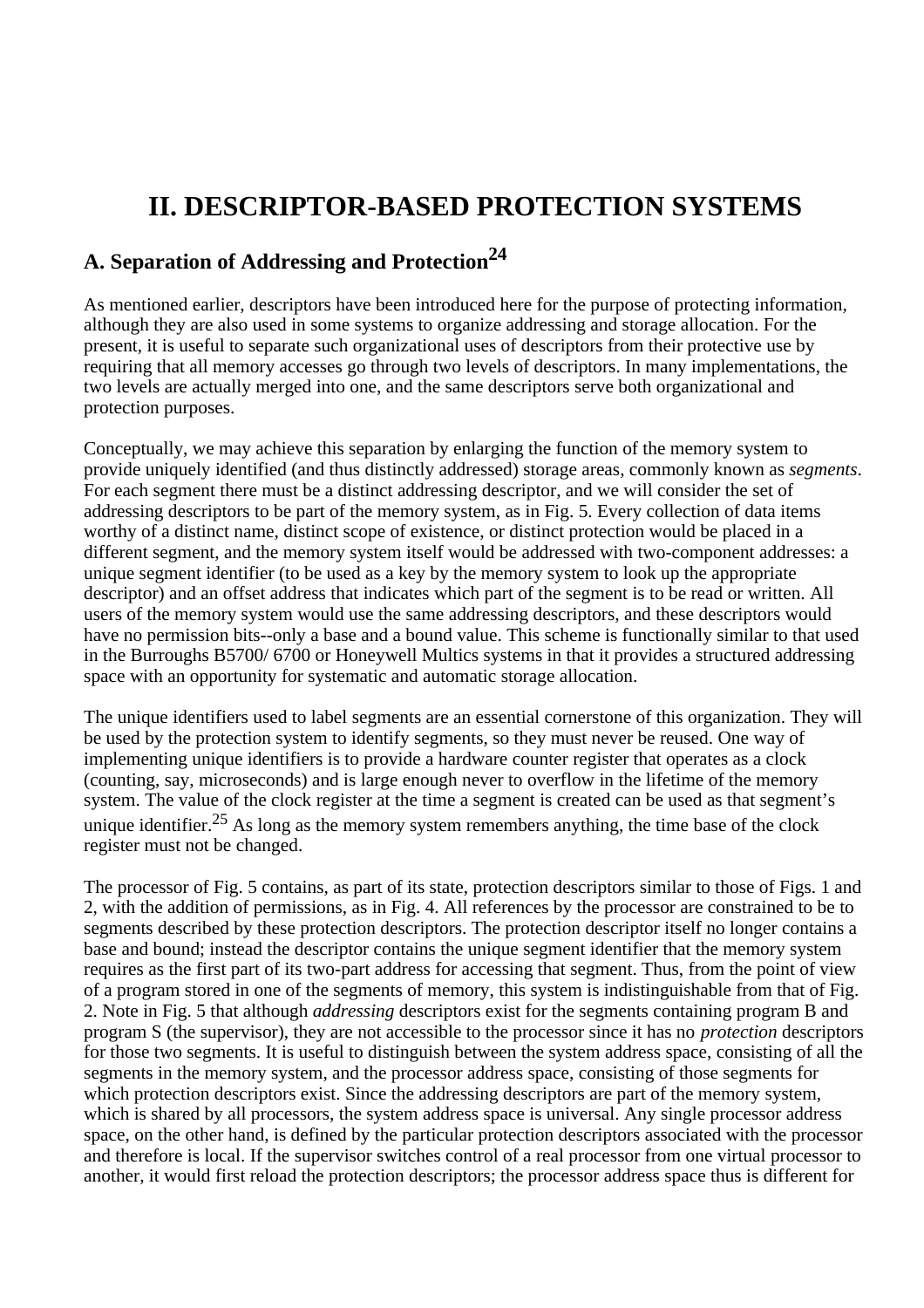# II. DESCRIPTOR-BASED PROTECTION SYSTEMS

## A. Separation of Addressing and Protection[24]

As mentioned earlier, descriptors have been introduced here for the purpose of protecting information, although they are also used in some systems to organize addressing and storage allocation. For the present, it is useful to separate such organizational uses of descriptors from their protective use by requiring that all memory accesses go through two levels of descriptors. In many implementations, the two levels are actually merged into one, and the same descriptors serve both organizational and protection purposes.

Conceptually, we may achieve this separation by enlarging the function of the memory system to provide uniquely identified (and thus distinctly addressed) storage areas, commonly known as *segments*. For each segment there must be a distinct addressing descriptor, and we will consider the set of addressing descriptors to be part of the memory system, as in Fig. 5. Every collection of data items worthy of a distinct name, distinct scope of existence, or distinct protection would be placed in a different segment, and the memory system itself would be addressed with two-component addresses: a unique segment identifier (to be used as a key by the memory system to look up the appropriate descriptor) and an offset address that indicates which part of the segment is to be read or written. All users of the memory system would use the same addressing descriptors, and these descriptors would have no permission bits--only a base and a bound value. This scheme is functionally similar to that used in the Burroughs B5700/ 6700 or Honeywell Multics systems in that it provides a structured addressing space with an opportunity for systematic and automatic storage allocation.

The unique identifiers used to label segments are an essential cornerstone of this organization. They will be used by the protection system to identify segments, so they must never be reused. One way of implementing unique identifiers is to provide a hardware counter register that operates as a clock (counting, say, microseconds) and is large enough never to overflow in the lifetime of the memory system. The value of the clock register at the time a segment is created can be used as that segment's unique identifier.[25] As long as the memory system remembers anything, the time base of the clock register must not be changed.

The processor of Fig. 5 contains, as part of its state, protection descriptors similar to those of Figs. 1 and 2, with the addition of permissions, as in Fig. 4. All references by the processor are constrained to be to segments described by these protection descriptors. The protection descriptor itself no longer contains a base and bound; instead the descriptor contains the unique segment identifier that the memory system requires as the first part of its two-part address for accessing that segment. Thus, from the point of view of a program stored in one of the segments of memory, this system is indistinguishable from that of Fig. 2. Note in Fig. 5 that although *addressing* descriptors exist for the segments containing program B and program S (the supervisor), they are not accessible to the processor since it has no *protection* descriptors for those two segments. It is useful to distinguish between the system address space, consisting of all the segments in the memory system, and the processor address space, consisting of those segments for which protection descriptors exist. Since the addressing descriptors are part of the memory system, which is shared by all processors, the system address space is universal. Any single processor address space, on the other hand, is defined by the particular protection descriptors associated with the processor and therefore is local. If the supervisor switches control of a real processor from one virtual processor to another, it would first reload the protection descriptors; the processor address space thus is different for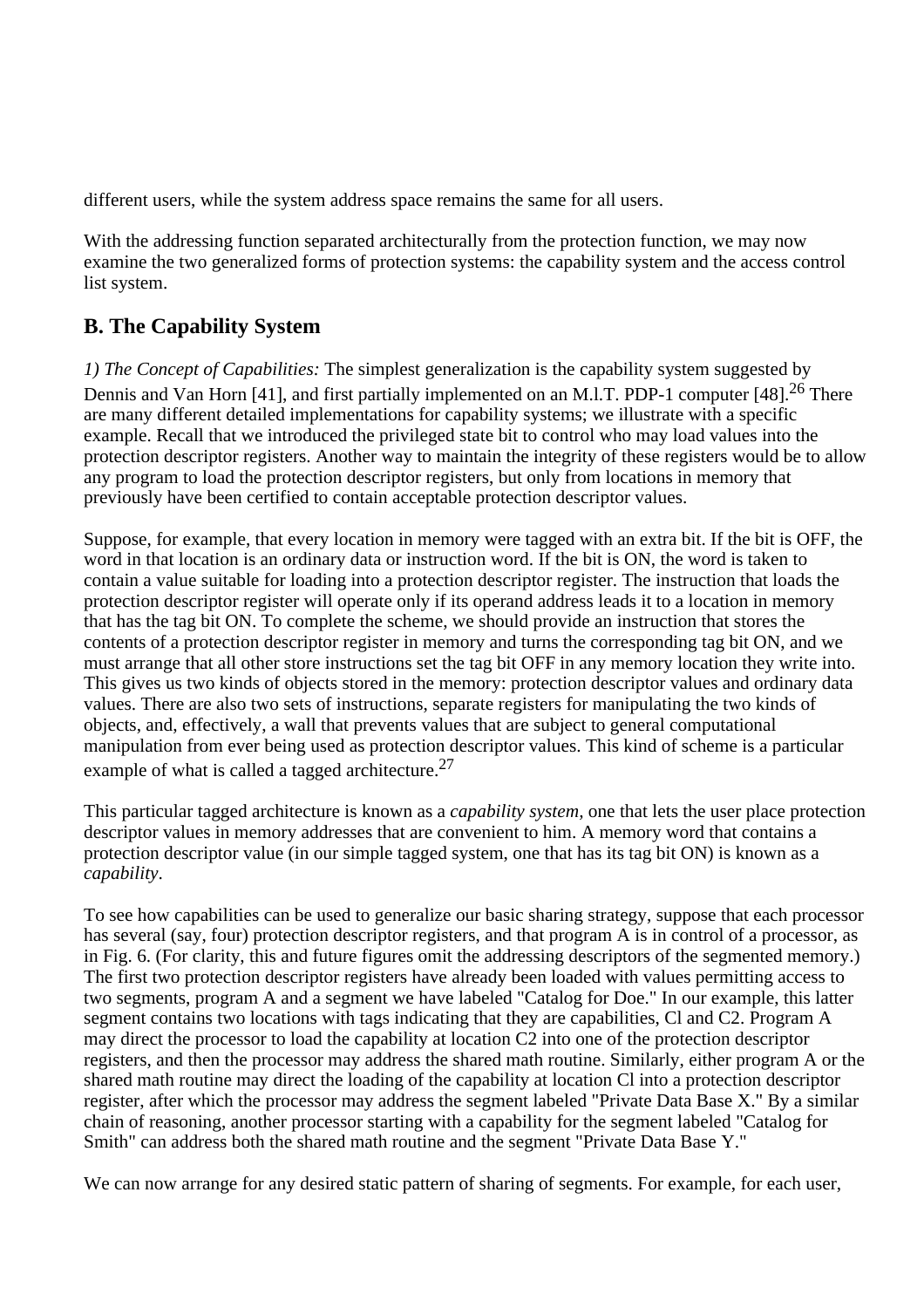different users, while the system address space remains the same for all users.

With the addressing function separated architecturally from the protection function, we may now examine the two generalized forms of protection systems: the capability system and the access control list system.

## B. The Capability System

*1) The Concept of Capabilities:* The simplest generalization is the capability system suggested by Dennis and Van Horn [41], and first partially implemented on an M.l.T. PDP-1 computer [48].[26] There are many different detailed implementations for capability systems; we illustrate with a specific example. Recall that we introduced the privileged state bit to control who may load values into the protection descriptor registers. Another way to maintain the integrity of these registers would be to allow any program to load the protection descriptor registers, but only from locations in memory that previously have been certified to contain acceptable protection descriptor values.

Suppose, for example, that every location in memory were tagged with an extra bit. If the bit is OFF, the word in that location is an ordinary data or instruction word. If the bit is ON, the word is taken to contain a value suitable for loading into a protection descriptor register. The instruction that loads the protection descriptor register will operate only if its operand address leads it to a location in memory that has the tag bit ON. To complete the scheme, we should provide an instruction that stores the contents of a protection descriptor register in memory and turns the corresponding tag bit ON, and we must arrange that all other store instructions set the tag bit OFF in any memory location they write into. This gives us two kinds of objects stored in the memory: protection descriptor values and ordinary data values. There are also two sets of instructions, separate registers for manipulating the two kinds of objects, and, effectively, a wall that prevents values that are subject to general computational manipulation from ever being used as protection descriptor values. This kind of scheme is a particular example of what is called a tagged architecture.[27]

This particular tagged architecture is known as a *capability system,* one that lets the user place protection descriptor values in memory addresses that are convenient to him. A memory word that contains a protection descriptor value (in our simple tagged system, one that has its tag bit ON) is known as a *capability*.

To see how capabilities can be used to generalize our basic sharing strategy, suppose that each processor has several (say, four) protection descriptor registers, and that program A is in control of a processor, as in Fig. 6. (For clarity, this and future figures omit the addressing descriptors of the segmented memory.) The first two protection descriptor registers have already been loaded with values permitting access to two segments, program A and a segment we have labeled "Catalog for Doe." In our example, this latter segment contains two locations with tags indicating that they are capabilities, Cl and C2. Program A may direct the processor to load the capability at location C2 into one of the protection descriptor registers, and then the processor may address the shared math routine. Similarly, either program A or the shared math routine may direct the loading of the capability at location Cl into a protection descriptor register, after which the processor may address the segment labeled "Private Data Base X." By a similar chain of reasoning, another processor starting with a capability for the segment labeled "Catalog for Smith" can address both the shared math routine and the segment "Private Data Base Y."

We can now arrange for any desired static pattern of sharing of segments. For example, for each user,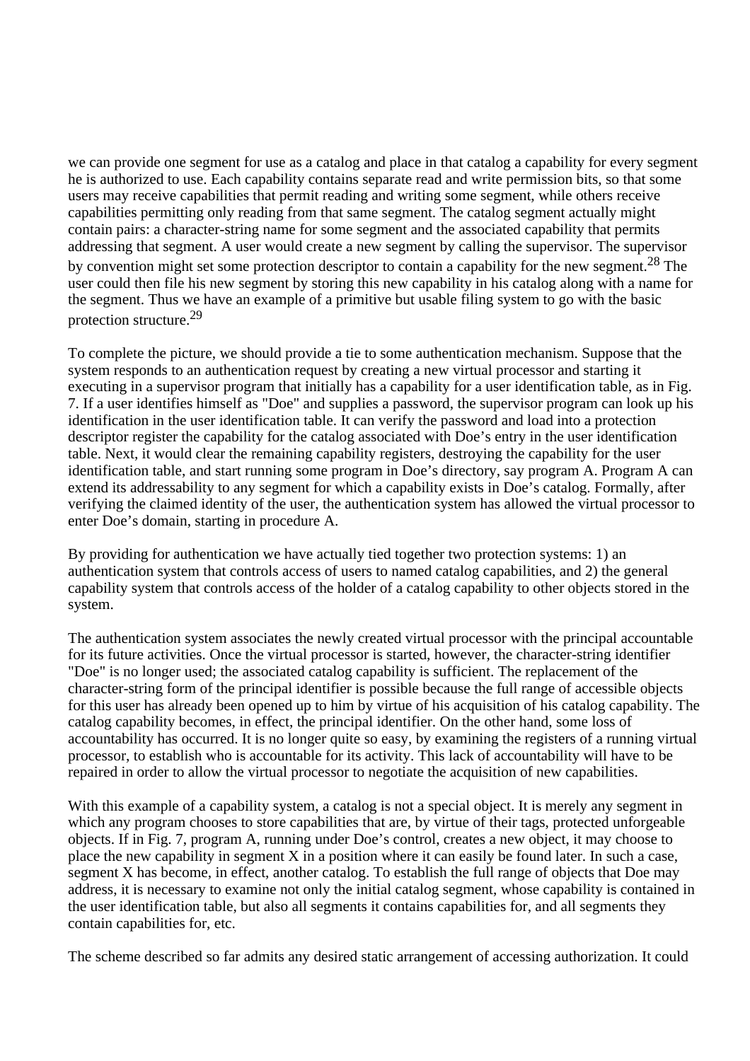we can provide one segment for use as a catalog and place in that catalog a capability for every segment he is authorized to use. Each capability contains separate read and write permission bits, so that some users may receive capabilities that permit reading and writing some segment, while others receive capabilities permitting only reading from that same segment. The catalog segment actually might contain pairs: a character-string name for some segment and the associated capability that permits addressing that segment. A user would create a new segment by calling the supervisor. The supervisor by convention might set some protection descriptor to contain a capability for the new segment.[28] The user could then file his new segment by storing this new capability in his catalog along with a name for the segment. Thus we have an example of a primitive but usable filing system to go with the basic protection structure.[29]

To complete the picture, we should provide a tie to some authentication mechanism. Suppose that the system responds to an authentication request by creating a new virtual processor and starting it executing in a supervisor program that initially has a capability for a user identification table, as in Fig. 7. If a user identifies himself as "Doe" and supplies a password, the supervisor program can look up his identification in the user identification table. It can verify the password and load into a protection descriptor register the capability for the catalog associated with Doe's entry in the user identification table. Next, it would clear the remaining capability registers, destroying the capability for the user identification table, and start running some program in Doe's directory, say program A. Program A can extend its addressability to any segment for which a capability exists in Doe's catalog. Formally, after verifying the claimed identity of the user, the authentication system has allowed the virtual processor to enter Doe's domain, starting in procedure A.

By providing for authentication we have actually tied together two protection systems: 1) an authentication system that controls access of users to named catalog capabilities, and 2) the general capability system that controls access of the holder of a catalog capability to other objects stored in the system.

The authentication system associates the newly created virtual processor with the principal accountable for its future activities. Once the virtual processor is started, however, the character-string identifier "Doe" is no longer used; the associated catalog capability is sufficient. The replacement of the character-string form of the principal identifier is possible because the full range of accessible objects for this user has already been opened up to him by virtue of his acquisition of his catalog capability. The catalog capability becomes, in effect, the principal identifier. On the other hand, some loss of accountability has occurred. It is no longer quite so easy, by examining the registers of a running virtual processor, to establish who is accountable for its activity. This lack of accountability will have to be repaired in order to allow the virtual processor to negotiate the acquisition of new capabilities.

With this example of a capability system, a catalog is not a special object. It is merely any segment in which any program chooses to store capabilities that are, by virtue of their tags, protected unforgeable objects. If in Fig. 7, program A, running under Doe's control, creates a new object, it may choose to place the new capability in segment X in a position where it can easily be found later. In such a case, segment X has become, in effect, another catalog. To establish the full range of objects that Doe may address, it is necessary to examine not only the initial catalog segment, whose capability is contained in the user identification table, but also all segments it contains capabilities for, and all segments they contain capabilities for, etc.

The scheme described so far admits any desired static arrangement of accessing authorization. It could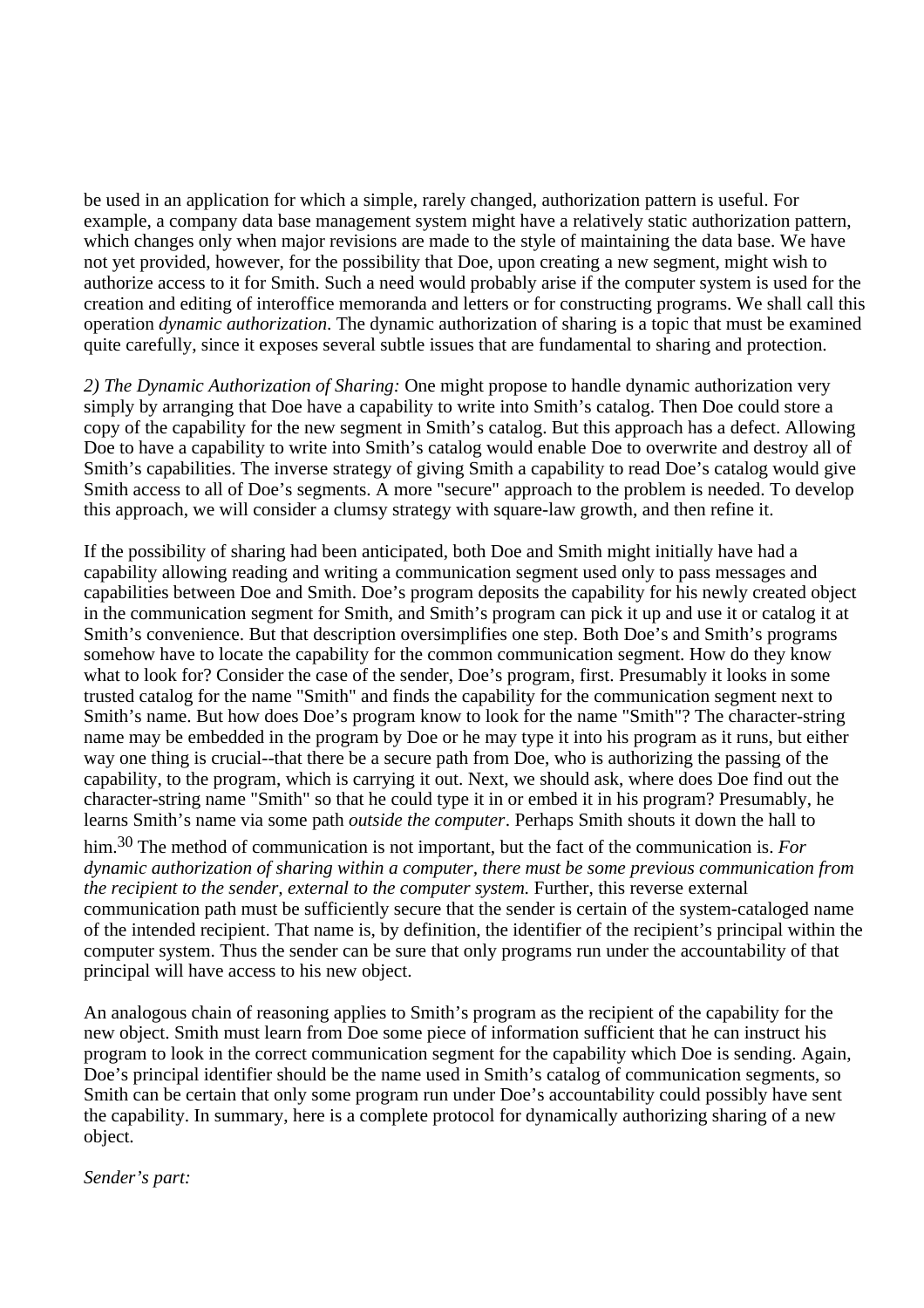be used in an application for which a simple, rarely changed, authorization pattern is useful. For example, a company data base management system might have a relatively static authorization pattern, which changes only when major revisions are made to the style of maintaining the data base. We have not yet provided, however, for the possibility that Doe, upon creating a new segment, might wish to authorize access to it for Smith. Such a need would probably arise if the computer system is used for the creation and editing of interoffice memoranda and letters or for constructing programs. We shall call this operation *dynamic authorization*. The dynamic authorization of sharing is a topic that must be examined quite carefully, since it exposes several subtle issues that are fundamental to sharing and protection.

*2) The Dynamic Authorization of Sharing:* One might propose to handle dynamic authorization very simply by arranging that Doe have a capability to write into Smith's catalog. Then Doe could store a copy of the capability for the new segment in Smith's catalog. But this approach has a defect. Allowing Doe to have a capability to write into Smith's catalog would enable Doe to overwrite and destroy all of Smith's capabilities. The inverse strategy of giving Smith a capability to read Doe's catalog would give Smith access to all of Doe's segments. A more "secure" approach to the problem is needed. To develop this approach, we will consider a clumsy strategy with square-law growth, and then refine it.

If the possibility of sharing had been anticipated, both Doe and Smith might initially have had a capability allowing reading and writing a communication segment used only to pass messages and capabilities between Doe and Smith. Doe's program deposits the capability for his newly created object in the communication segment for Smith, and Smith's program can pick it up and use it or catalog it at Smith's convenience. But that description oversimplifies one step. Both Doe's and Smith's programs somehow have to locate the capability for the common communication segment. How do they know what to look for? Consider the case of the sender, Doe's program, first. Presumably it looks in some trusted catalog for the name "Smith" and finds the capability for the communication segment next to Smith's name. But how does Doe's program know to look for the name "Smith"? The character-string name may be embedded in the program by Doe or he may type it into his program as it runs, but either way one thing is crucial--that there be a secure path from Doe, who is authorizing the passing of the capability, to the program, which is carrying it out. Next, we should ask, where does Doe find out the character-string name "Smith" so that he could type it in or embed it in his program? Presumably, he learns Smith's name via some path *outside the computer*. Perhaps Smith shouts it down the hall to him.[30] The method of communication is not important, but the fact of the communication is. *For dynamic authorization of sharing within a computer, there must be some previous communication from the recipient to the sender, external to the computer system.* Further, this reverse external communication path must be sufficiently secure that the sender is certain of the system-cataloged name of the intended recipient. That name is, by definition, the identifier of the recipient's principal within the computer system. Thus the sender can be sure that only programs run under the accountability of that principal will have access to his new object.

An analogous chain of reasoning applies to Smith's program as the recipient of the capability for the new object. Smith must learn from Doe some piece of information sufficient that he can instruct his program to look in the correct communication segment for the capability which Doe is sending. Again, Doe's principal identifier should be the name used in Smith's catalog of communication segments, so Smith can be certain that only some program run under Doe's accountability could possibly have sent the capability. In summary, here is a complete protocol for dynamically authorizing sharing of a new object.

*Sender's part:*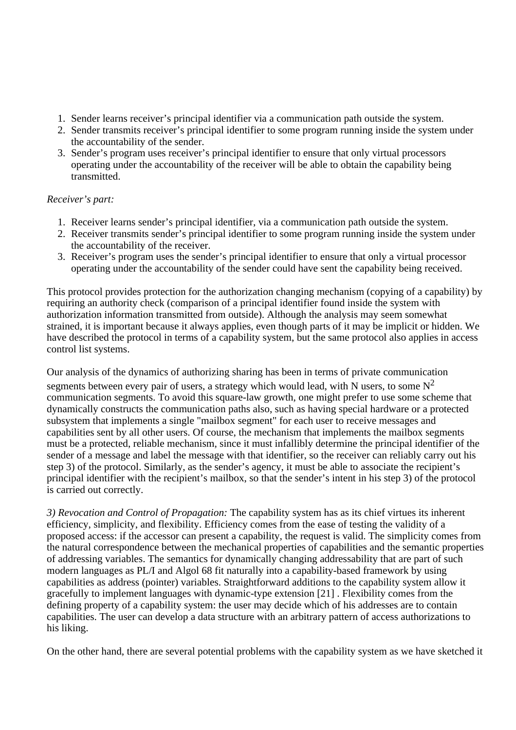1. Sender learns receiver’s principal identifier via a communication path outside the system.
2. Sender transmits receiver’s principal identifier to some program running inside the system under the accountability of the sender.
3. Sender’s program uses receiver’s principal identifier to ensure that only virtual processors operating under the accountability of the receiver will be able to obtain the capability being transmitted.

*Receiver’s part:*

1. Receiver learns sender’s principal identifier, via a communication path outside the system.
2. Receiver transmits sender’s principal identifier to some program running inside the system under the accountability of the receiver.
3. Receiver’s program uses the sender’s principal identifier to ensure that only a virtual processor operating under the accountability of the sender could have sent the capability being received.

This protocol provides protection for the authorization changing mechanism (copying of a capability) by requiring an authority check (comparison of a principal identifier found inside the system with authorization information transmitted from outside). Although the analysis may seem somewhat strained, it is important because it always applies, even though parts of it may be implicit or hidden. We have described the protocol in terms of a capability system, but the same protocol also applies in access control list systems.

Our analysis of the dynamics of authorizing sharing has been in terms of private communication segments between every pair of users, a strategy which would lead, with N users, to some $N^2$ communication segments. To avoid this square-law growth, one might prefer to use some scheme that dynamically constructs the communication paths also, such as having special hardware or a protected subsystem that implements a single "mailbox segment" for each user to receive messages and capabilities sent by all other users. Of course, the mechanism that implements the mailbox segments must be a protected, reliable mechanism, since it must infallibly determine the principal identifier of the sender of a message and label the message with that identifier, so the receiver can reliably carry out his step 3) of the protocol. Similarly, as the sender’s agency, it must be able to associate the recipient’s principal identifier with the recipient’s mailbox, so that the sender’s intent in his step 3) of the protocol is carried out correctly.

*3) Revocation and Control of Propagation:* The capability system has as its chief virtues its inherent efficiency, simplicity, and flexibility. Efficiency comes from the ease of testing the validity of a proposed access: if the accessor can present a capability, the request is valid. The simplicity comes from the natural correspondence between the mechanical properties of capabilities and the semantic properties of addressing variables. The semantics for dynamically changing addressability that are part of such modern languages as PL/I and Algol 68 fit naturally into a capability-based framework by using capabilities as address (pointer) variables. Straightforward additions to the capability system allow it gracefully to implement languages with dynamic-type extension [21] . Flexibility comes from the defining property of a capability system: the user may decide which of his addresses are to contain capabilities. The user can develop a data structure with an arbitrary pattern of access authorizations to his liking.

On the other hand, there are several potential problems with the capability system as we have sketched it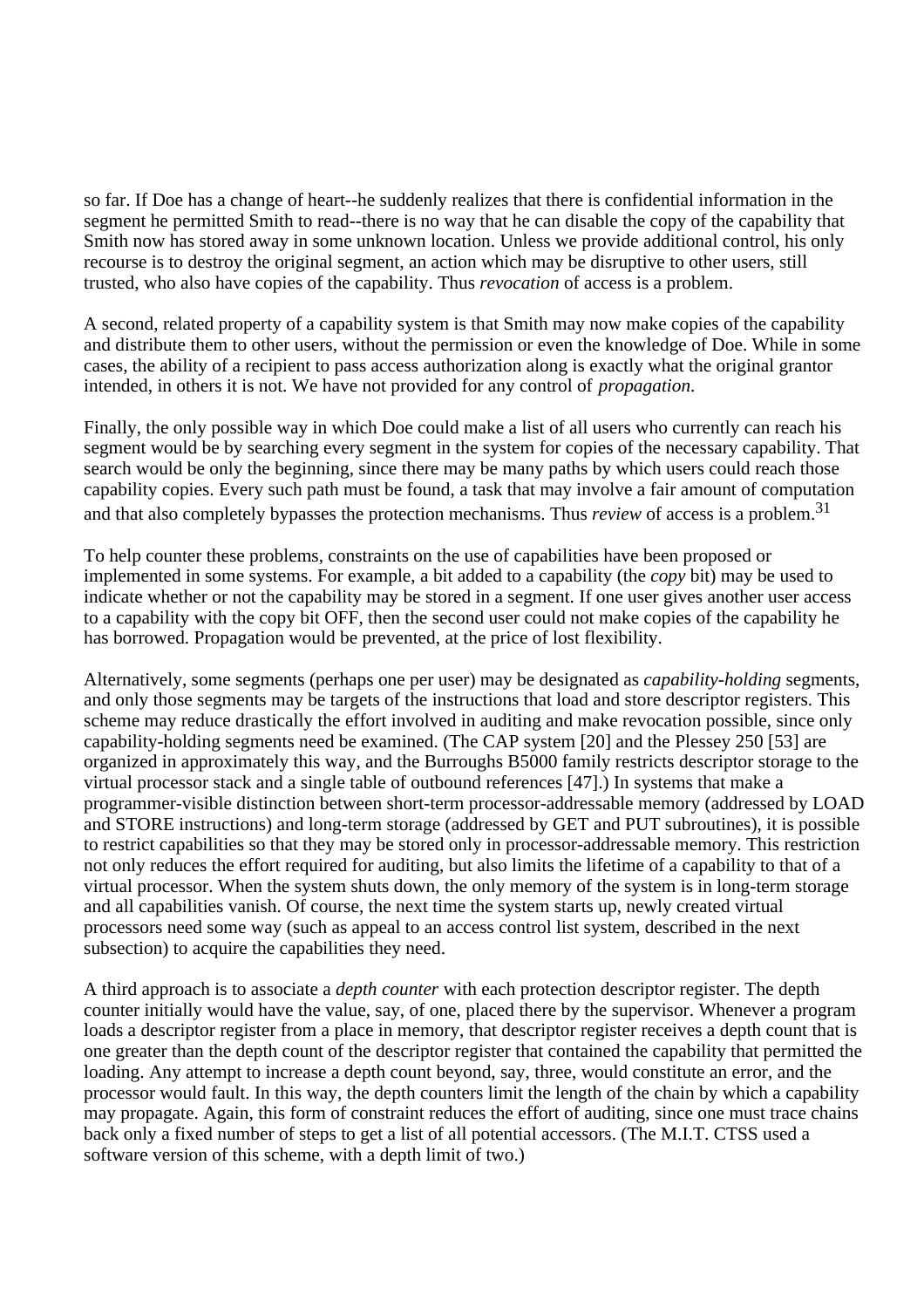so far. If Doe has a change of heart--he suddenly realizes that there is confidential information in the segment he permitted Smith to read--there is no way that he can disable the copy of the capability that Smith now has stored away in some unknown location. Unless we provide additional control, his only recourse is to destroy the original segment, an action which may be disruptive to other users, still trusted, who also have copies of the capability. Thus *revocation* of access is a problem.

A second, related property of a capability system is that Smith may now make copies of the capability and distribute them to other users, without the permission or even the knowledge of Doe. While in some cases, the ability of a recipient to pass access authorization along is exactly what the original grantor intended, in others it is not. We have not provided for any control of *propagation*.

Finally, the only possible way in which Doe could make a list of all users who currently can reach his segment would be by searching every segment in the system for copies of the necessary capability. That search would be only the beginning, since there may be many paths by which users could reach those capability copies. Every such path must be found, a task that may involve a fair amount of computation and that also completely bypasses the protection mechanisms. Thus *review* of access is a problem.[31]

To help counter these problems, constraints on the use of capabilities have been proposed or implemented in some systems. For example, a bit added to a capability (the *copy* bit) may be used to indicate whether or not the capability may be stored in a segment. If one user gives another user access to a capability with the copy bit OFF, then the second user could not make copies of the capability he has borrowed. Propagation would be prevented, at the price of lost flexibility.

Alternatively, some segments (perhaps one per user) may be designated as *capability-holding* segments, and only those segments may be targets of the instructions that load and store descriptor registers. This scheme may reduce drastically the effort involved in auditing and make revocation possible, since only capability-holding segments need be examined. (The CAP system [20] and the Plessey 250 [53] are organized in approximately this way, and the Burroughs B5000 family restricts descriptor storage to the virtual processor stack and a single table of outbound references [47].) In systems that make a programmer-visible distinction between short-term processor-addressable memory (addressed by LOAD and STORE instructions) and long-term storage (addressed by GET and PUT subroutines), it is possible to restrict capabilities so that they may be stored only in processor-addressable memory. This restriction not only reduces the effort required for auditing, but also limits the lifetime of a capability to that of a virtual processor. When the system shuts down, the only memory of the system is in long-term storage and all capabilities vanish. Of course, the next time the system starts up, newly created virtual processors need some way (such as appeal to an access control list system, described in the next subsection) to acquire the capabilities they need.

A third approach is to associate a *depth counter* with each protection descriptor register. The depth counter initially would have the value, say, of one, placed there by the supervisor. Whenever a program loads a descriptor register from a place in memory, that descriptor register receives a depth count that is one greater than the depth count of the descriptor register that contained the capability that permitted the loading. Any attempt to increase a depth count beyond, say, three, would constitute an error, and the processor would fault. In this way, the depth counters limit the length of the chain by which a capability may propagate. Again, this form of constraint reduces the effort of auditing, since one must trace chains back only a fixed number of steps to get a list of all potential accessors. (The M.I.T. CTSS used a software version of this scheme, with a depth limit of two.)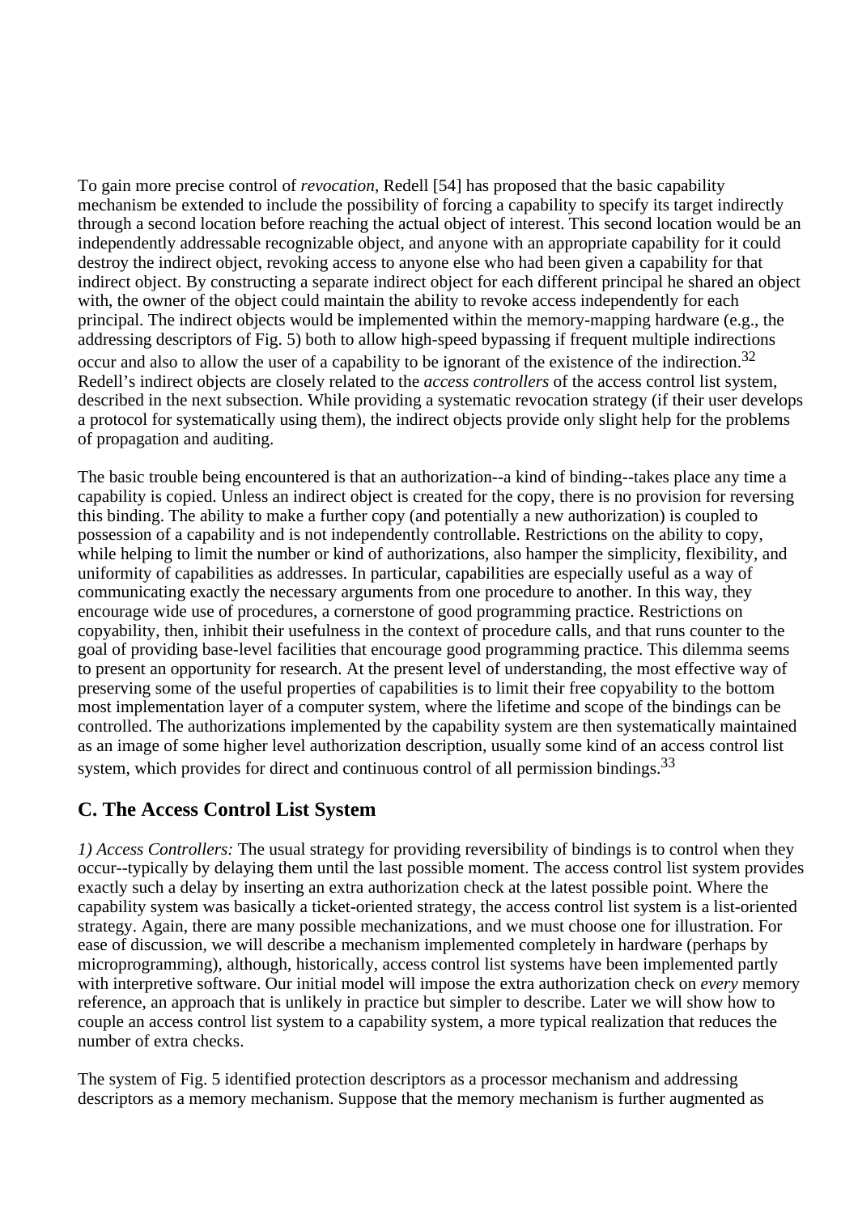To gain more precise control of *revocation*, Redell [54] has proposed that the basic capability mechanism be extended to include the possibility of forcing a capability to specify its target indirectly through a second location before reaching the actual object of interest. This second location would be an independently addressable recognizable object, and anyone with an appropriate capability for it could destroy the indirect object, revoking access to anyone else who had been given a capability for that indirect object. By constructing a separate indirect object for each different principal he shared an object with, the owner of the object could maintain the ability to revoke access independently for each principal. The indirect objects would be implemented within the memory-mapping hardware (e.g., the addressing descriptors of Fig. 5) both to allow high-speed bypassing if frequent multiple indirections occur and also to allow the user of a capability to be ignorant of the existence of the indirection.[32] Redell's indirect objects are closely related to the *access controllers* of the access control list system, described in the next subsection. While providing a systematic revocation strategy (if their user develops a protocol for systematically using them), the indirect objects provide only slight help for the problems of propagation and auditing.

The basic trouble being encountered is that an authorization--a kind of binding--takes place any time a capability is copied. Unless an indirect object is created for the copy, there is no provision for reversing this binding. The ability to make a further copy (and potentially a new authorization) is coupled to possession of a capability and is not independently controllable. Restrictions on the ability to copy, while helping to limit the number or kind of authorizations, also hamper the simplicity, flexibility, and uniformity of capabilities as addresses. In particular, capabilities are especially useful as a way of communicating exactly the necessary arguments from one procedure to another. In this way, they encourage wide use of procedures, a cornerstone of good programming practice. Restrictions on copyability, then, inhibit their usefulness in the context of procedure calls, and that runs counter to the goal of providing base-level facilities that encourage good programming practice. This dilemma seems to present an opportunity for research. At the present level of understanding, the most effective way of preserving some of the useful properties of capabilities is to limit their free copyability to the bottom most implementation layer of a computer system, where the lifetime and scope of the bindings can be controlled. The authorizations implemented by the capability system are then systematically maintained as an image of some higher level authorization description, usually some kind of an access control list system, which provides for direct and continuous control of all permission bindings.[33]

## C. The Access Control List System

*1) Access Controllers:* The usual strategy for providing reversibility of bindings is to control when they occur--typically by delaying them until the last possible moment. The access control list system provides exactly such a delay by inserting an extra authorization check at the latest possible point. Where the capability system was basically a ticket-oriented strategy, the access control list system is a list-oriented strategy. Again, there are many possible mechanizations, and we must choose one for illustration. For ease of discussion, we will describe a mechanism implemented completely in hardware (perhaps by microprogramming), although, historically, access control list systems have been implemented partly with interpretive software. Our initial model will impose the extra authorization check on *every* memory reference, an approach that is unlikely in practice but simpler to describe. Later we will show how to couple an access control list system to a capability system, a more typical realization that reduces the number of extra checks.

The system of Fig. 5 identified protection descriptors as a processor mechanism and addressing descriptors as a memory mechanism. Suppose that the memory mechanism is further augmented as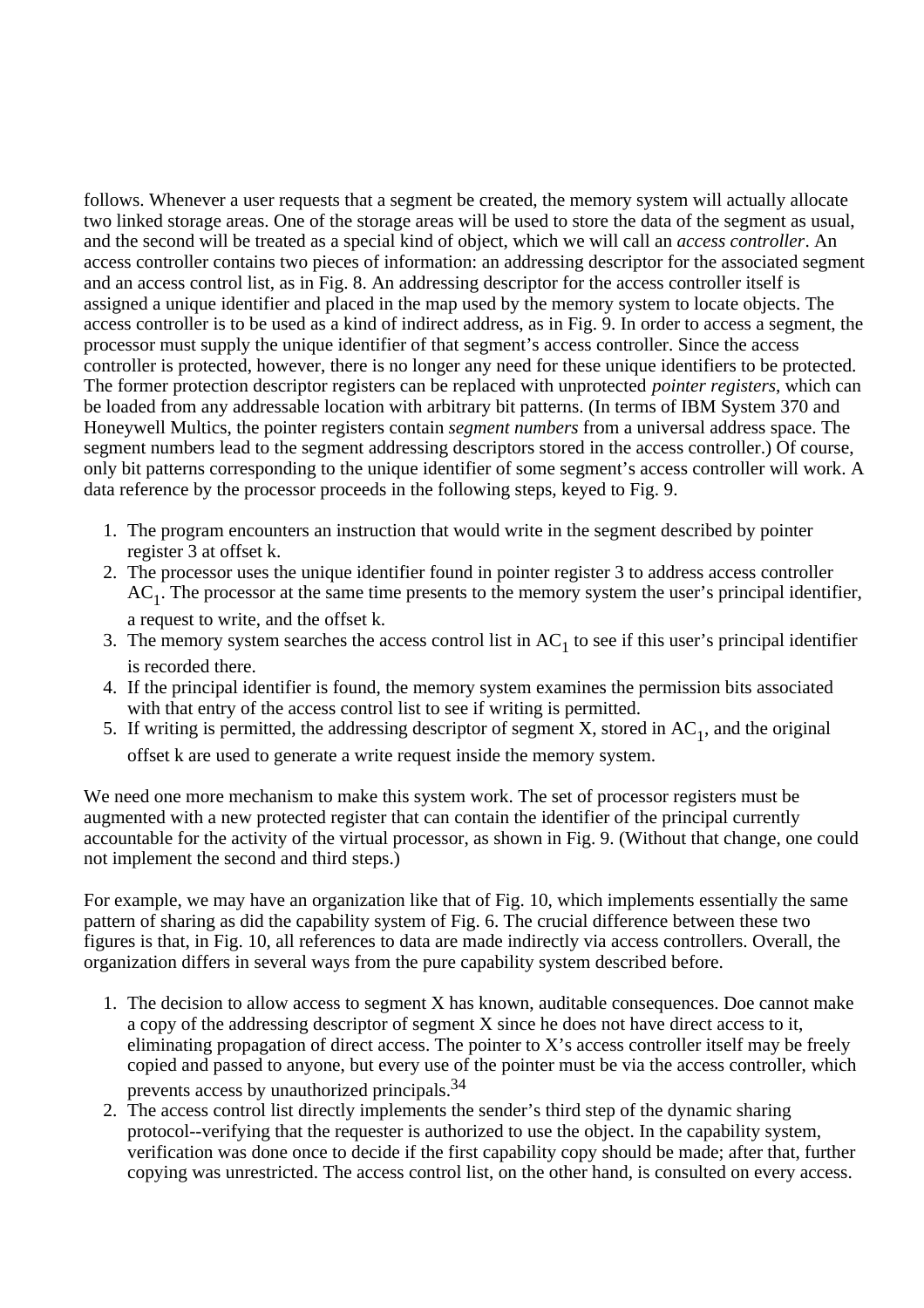follows. Whenever a user requests that a segment be created, the memory system will actually allocate two linked storage areas. One of the storage areas will be used to store the data of the segment as usual, and the second will be treated as a special kind of object, which we will call an *access controller*. An access controller contains two pieces of information: an addressing descriptor for the associated segment and an access control list, as in Fig. 8. An addressing descriptor for the access controller itself is assigned a unique identifier and placed in the map used by the memory system to locate objects. The access controller is to be used as a kind of indirect address, as in Fig. 9. In order to access a segment, the processor must supply the unique identifier of that segment's access controller. Since the access controller is protected, however, there is no longer any need for these unique identifiers to be protected. The former protection descriptor registers can be replaced with unprotected *pointer registers*, which can be loaded from any addressable location with arbitrary bit patterns. (In terms of IBM System 370 and Honeywell Multics, the pointer registers contain *segment numbers* from a universal address space. The segment numbers lead to the segment addressing descriptors stored in the access controller.) Of course, only bit patterns corresponding to the unique identifier of some segment's access controller will work. A data reference by the processor proceeds in the following steps, keyed to Fig. 9.

1. The program encounters an instruction that would write in the segment described by pointer register 3 at offset k.
2. The processor uses the unique identifier found in pointer register 3 to address access controller $AC_1$. The processor at the same time presents to the memory system the user's principal identifier, a request to write, and the offset k.
3. The memory system searches the access control list in $AC_1$ to see if this user's principal identifier is recorded there.
4. If the principal identifier is found, the memory system examines the permission bits associated with that entry of the access control list to see if writing is permitted.
5. If writing is permitted, the addressing descriptor of segment X, stored in $AC_1$, and the original offset k are used to generate a write request inside the memory system.

We need one more mechanism to make this system work. The set of processor registers must be augmented with a new protected register that can contain the identifier of the principal currently accountable for the activity of the virtual processor, as shown in Fig. 9. (Without that change, one could not implement the second and third steps.)

For example, we may have an organization like that of Fig. 10, which implements essentially the same pattern of sharing as did the capability system of Fig. 6. The crucial difference between these two figures is that, in Fig. 10, all references to data are made indirectly via access controllers. Overall, the organization differs in several ways from the pure capability system described before.

1. The decision to allow access to segment X has known, auditable consequences. Doe cannot make a copy of the addressing descriptor of segment X since he does not have direct access to it, eliminating propagation of direct access. The pointer to X's access controller itself may be freely copied and passed to anyone, but every use of the pointer must be via the access controller, which prevents access by unauthorized principals.[34]
2. The access control list directly implements the sender's third step of the dynamic sharing protocol--verifying that the requester is authorized to use the object. In the capability system, verification was done once to decide if the first capability copy should be made; after that, further copying was unrestricted. The access control list, on the other hand, is consulted on every access.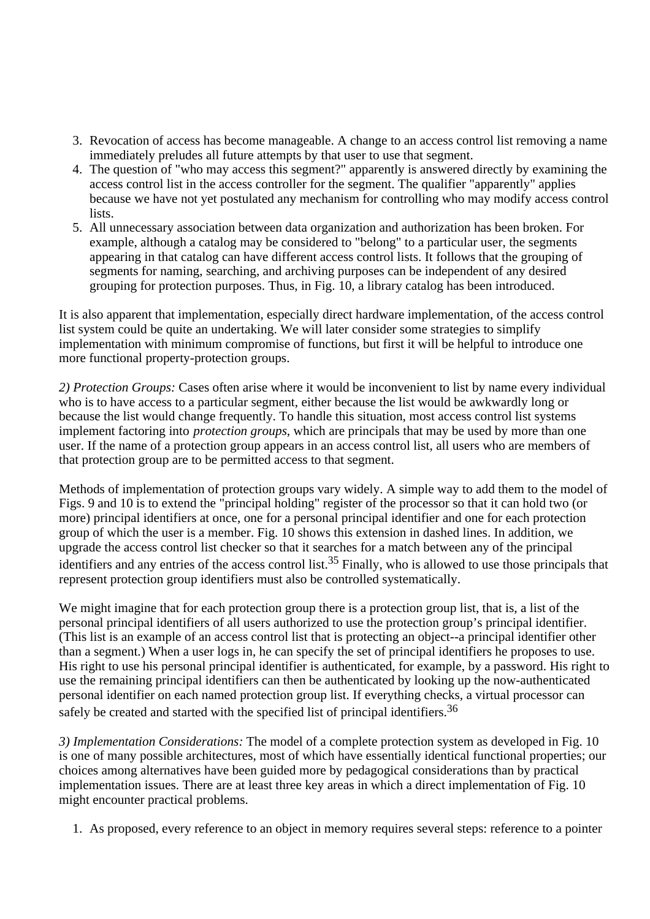3. Revocation of access has become manageable. A change to an access control list removing a name immediately preludes all future attempts by that user to use that segment.
4. The question of "who may access this segment?" apparently is answered directly by examining the access control list in the access controller for the segment. The qualifier "apparently" applies because we have not yet postulated any mechanism for controlling who may modify access control lists.
5. All unnecessary association between data organization and authorization has been broken. For example, although a catalog may be considered to "belong" to a particular user, the segments appearing in that catalog can have different access control lists. It follows that the grouping of segments for naming, searching, and archiving purposes can be independent of any desired grouping for protection purposes. Thus, in Fig. 10, a library catalog has been introduced.

It is also apparent that implementation, especially direct hardware implementation, of the access control list system could be quite an undertaking. We will later consider some strategies to simplify implementation with minimum compromise of functions, but first it will be helpful to introduce one more functional property-protection groups.

*2) Protection Groups:* Cases often arise where it would be inconvenient to list by name every individual who is to have access to a particular segment, either because the list would be awkwardly long or because the list would change frequently. To handle this situation, most access control list systems implement factoring into *protection groups*, which are principals that may be used by more than one user. If the name of a protection group appears in an access control list, all users who are members of that protection group are to be permitted access to that segment.

Methods of implementation of protection groups vary widely. A simple way to add them to the model of Figs. 9 and 10 is to extend the "principal holding" register of the processor so that it can hold two (or more) principal identifiers at once, one for a personal principal identifier and one for each protection group of which the user is a member. Fig. 10 shows this extension in dashed lines. In addition, we upgrade the access control list checker so that it searches for a match between any of the principal identifiers and any entries of the access control list.[35] Finally, who is allowed to use those principals that represent protection group identifiers must also be controlled systematically.

We might imagine that for each protection group there is a protection group list, that is, a list of the personal principal identifiers of all users authorized to use the protection group's principal identifier. (This list is an example of an access control list that is protecting an object--a principal identifier other than a segment.) When a user logs in, he can specify the set of principal identifiers he proposes to use. His right to use his personal principal identifier is authenticated, for example, by a password. His right to use the remaining principal identifiers can then be authenticated by looking up the now-authenticated personal identifier on each named protection group list. If everything checks, a virtual processor can safely be created and started with the specified list of principal identifiers.[36]

*3) Implementation Considerations:* The model of a complete protection system as developed in Fig. 10 is one of many possible architectures, most of which have essentially identical functional properties; our choices among alternatives have been guided more by pedagogical considerations than by practical implementation issues. There are at least three key areas in which a direct implementation of Fig. 10 might encounter practical problems.

1. As proposed, every reference to an object in memory requires several steps: reference to a pointer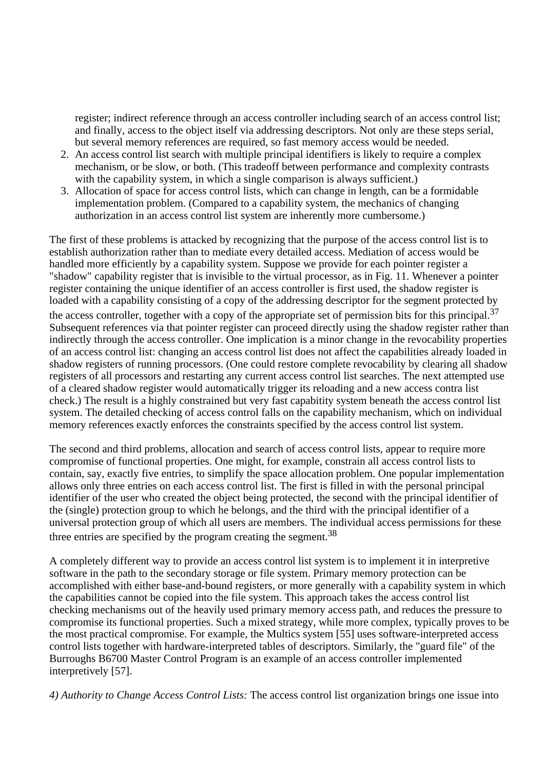register; indirect reference through an access controller including search of an access control list; and finally, access to the object itself via addressing descriptors. Not only are these steps serial, but several memory references are required, so fast memory access would be needed.

2. An access control list search with multiple principal identifiers is likely to require a complex mechanism, or be slow, or both. (This tradeoff between performance and complexity contrasts with the capability system, in which a single comparison is always sufficient.)
3. Allocation of space for access control lists, which can change in length, can be a formidable implementation problem. (Compared to a capability system, the mechanics of changing authorization in an access control list system are inherently more cumbersome.)

The first of these problems is attacked by recognizing that the purpose of the access control list is to establish authorization rather than to mediate every detailed access. Mediation of access would be handled more efficiently by a capability system. Suppose we provide for each pointer register a "shadow" capability register that is invisible to the virtual processor, as in Fig. 11. Whenever a pointer register containing the unique identifier of an access controller is first used, the shadow register is loaded with a capability consisting of a copy of the addressing descriptor for the segment protected by the access controller, together with a copy of the appropriate set of permission bits for this principal.[37] Subsequent references via that pointer register can proceed directly using the shadow register rather than indirectly through the access controller. One implication is a minor change in the revocability properties of an access control list: changing an access control list does not affect the capabilities already loaded in shadow registers of running processors. (One could restore complete revocability by clearing all shadow registers of all processors and restarting any current access control list searches. The next attempted use of a cleared shadow register would automatically trigger its reloading and a new access contra list check.) The result is a highly constrained but very fast capability system beneath the access control list system. The detailed checking of access control falls on the capability mechanism, which on individual memory references exactly enforces the constraints specified by the access control list system.

The second and third problems, allocation and search of access control lists, appear to require more compromise of functional properties. One might, for example, constrain all access control lists to contain, say, exactly five entries, to simplify the space allocation problem. One popular implementation allows only three entries on each access control list. The first is filled in with the personal principal identifier of the user who created the object being protected, the second with the principal identifier of the (single) protection group to which he belongs, and the third with the principal identifier of a universal protection group of which all users are members. The individual access permissions for these three entries are specified by the program creating the segment.[38]

A completely different way to provide an access control list system is to implement it in interpretive software in the path to the secondary storage or file system. Primary memory protection can be accomplished with either base-and-bound registers, or more generally with a capability system in which the capabilities cannot be copied into the file system. This approach takes the access control list checking mechanisms out of the heavily used primary memory access path, and reduces the pressure to compromise its functional properties. Such a mixed strategy, while more complex, typically proves to be the most practical compromise. For example, the Multics system [55] uses software-interpreted access control lists together with hardware-interpreted tables of descriptors. Similarly, the "guard file" of the Burroughs B6700 Master Control Program is an example of an access controller implemented interpretively [57].

*4) Authority to Change Access Control Lists:* The access control list organization brings one issue into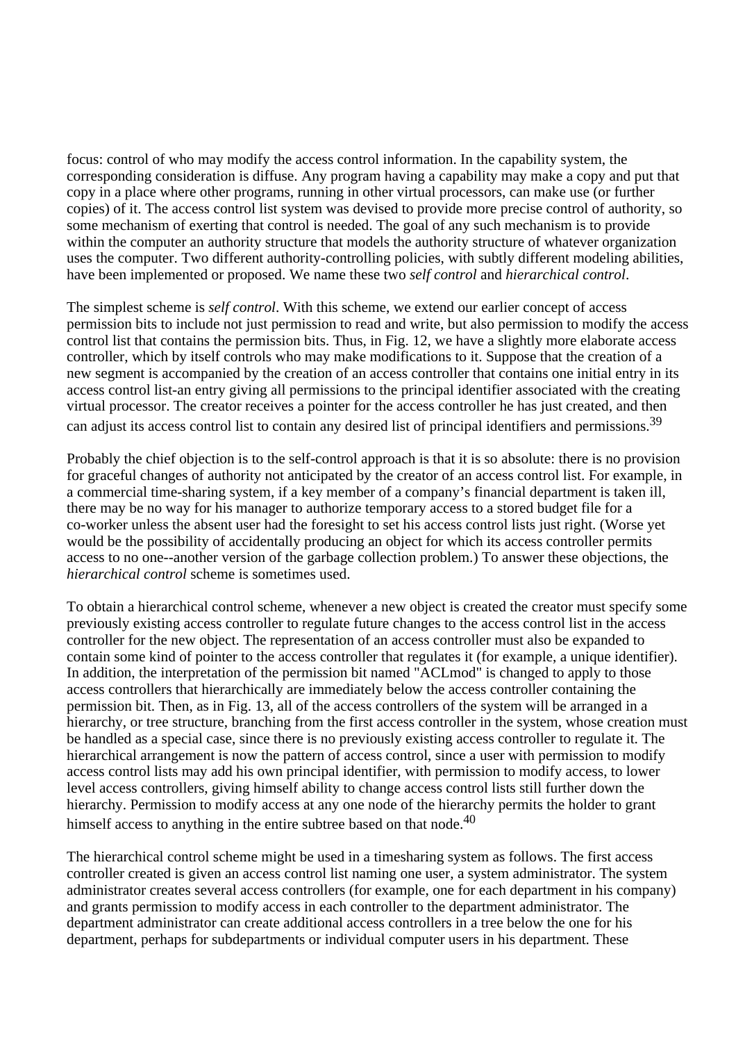focus: control of who may modify the access control information. In the capability system, the corresponding consideration is diffuse. Any program having a capability may make a copy and put that copy in a place where other programs, running in other virtual processors, can make use (or further copies) of it. The access control list system was devised to provide more precise control of authority, so some mechanism of exerting that control is needed. The goal of any such mechanism is to provide within the computer an authority structure that models the authority structure of whatever organization uses the computer. Two different authority-controlling policies, with subtly different modeling abilities, have been implemented or proposed. We name these two *self control* and *hierarchical control*.

The simplest scheme is *self control*. With this scheme, we extend our earlier concept of access permission bits to include not just permission to read and write, but also permission to modify the access control list that contains the permission bits. Thus, in Fig. 12, we have a slightly more elaborate access controller, which by itself controls who may make modifications to it. Suppose that the creation of a new segment is accompanied by the creation of an access controller that contains one initial entry in its access control list-an entry giving all permissions to the principal identifier associated with the creating virtual processor. The creator receives a pointer for the access controller he has just created, and then can adjust its access control list to contain any desired list of principal identifiers and permissions.[39]

Probably the chief objection is to the self-control approach is that it is so absolute: there is no provision for graceful changes of authority not anticipated by the creator of an access control list. For example, in a commercial time-sharing system, if a key member of a company's financial department is taken ill, there may be no way for his manager to authorize temporary access to a stored budget file for a co-worker unless the absent user had the foresight to set his access control lists just right. (Worse yet would be the possibility of accidentally producing an object for which its access controller permits access to no one--another version of the garbage collection problem.) To answer these objections, the *hierarchical control* scheme is sometimes used.

To obtain a hierarchical control scheme, whenever a new object is created the creator must specify some previously existing access controller to regulate future changes to the access control list in the access controller for the new object. The representation of an access controller must also be expanded to contain some kind of pointer to the access controller that regulates it (for example, a unique identifier). In addition, the interpretation of the permission bit named "ACLmod" is changed to apply to those access controllers that hierarchically are immediately below the access controller containing the permission bit. Then, as in Fig. 13, all of the access controllers of the system will be arranged in a hierarchy, or tree structure, branching from the first access controller in the system, whose creation must be handled as a special case, since there is no previously existing access controller to regulate it. The hierarchical arrangement is now the pattern of access control, since a user with permission to modify access control lists may add his own principal identifier, with permission to modify access, to lower level access controllers, giving himself ability to change access control lists still further down the hierarchy. Permission to modify access at any one node of the hierarchy permits the holder to grant himself access to anything in the entire subtree based on that node.[40]

The hierarchical control scheme might be used in a timesharing system as follows. The first access controller created is given an access control list naming one user, a system administrator. The system administrator creates several access controllers (for example, one for each department in his company) and grants permission to modify access in each controller to the department administrator. The department administrator can create additional access controllers in a tree below the one for his department, perhaps for subdepartments or individual computer users in his department. These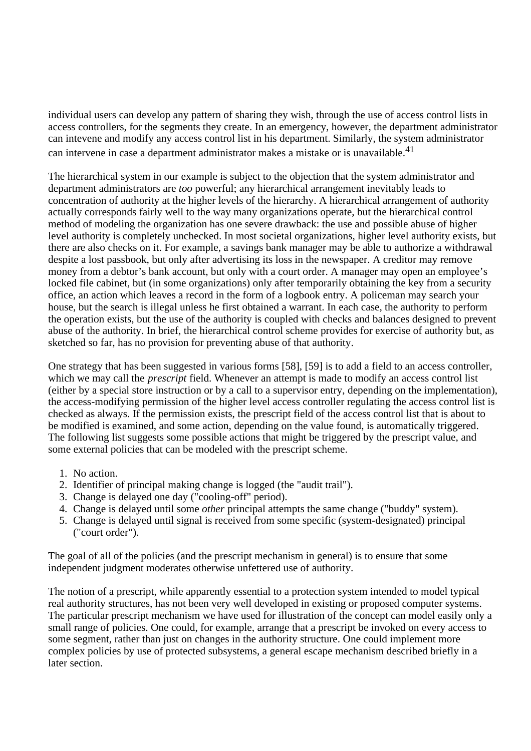individual users can develop any pattern of sharing they wish, through the use of access control lists in access controllers, for the segments they create. In an emergency, however, the department administrator can intevene and modify any access control list in his department. Similarly, the system administrator can intervene in case a department administrator makes a mistake or is unavailable.[41]

The hierarchical system in our example is subject to the objection that the system administrator and department administrators are *too* powerful; any hierarchical arrangement inevitably leads to concentration of authority at the higher levels of the hierarchy. A hierarchical arrangement of authority actually corresponds fairly well to the way many organizations operate, but the hierarchical control method of modeling the organization has one severe drawback: the use and possible abuse of higher level authority is completely unchecked. In most societal organizations, higher level authority exists, but there are also checks on it. For example, a savings bank manager may be able to authorize a withdrawal despite a lost passbook, but only after advertising its loss in the newspaper. A creditor may remove money from a debtor's bank account, but only with a court order. A manager may open an employee's locked file cabinet, but (in some organizations) only after temporarily obtaining the key from a security office, an action which leaves a record in the form of a logbook entry. A policeman may search your house, but the search is illegal unless he first obtained a warrant. In each case, the authority to perform the operation exists, but the use of the authority is coupled with checks and balances designed to prevent abuse of the authority. In brief, the hierarchical control scheme provides for exercise of authority but, as sketched so far, has no provision for preventing abuse of that authority.

One strategy that has been suggested in various forms [58], [59] is to add a field to an access controller, which we may call the *prescript* field. Whenever an attempt is made to modify an access control list (either by a special store instruction or by a call to a supervisor entry, depending on the implementation), the access-modifying permission of the higher level access controller regulating the access control list is checked as always. If the permission exists, the prescript field of the access control list that is about to be modified is examined, and some action, depending on the value found, is automatically triggered. The following list suggests some possible actions that might be triggered by the prescript value, and some external policies that can be modeled with the prescript scheme.

1. No action.
2. Identifier of principal making change is logged (the "audit trail").
3. Change is delayed one day ("cooling-off" period).
4. Change is delayed until some *other* principal attempts the same change ("buddy" system).
5. Change is delayed until signal is received from some specific (system-designated) principal ("court order").

The goal of all of the policies (and the prescript mechanism in general) is to ensure that some independent judgment moderates otherwise unfettered use of authority.

The notion of a prescript, while apparently essential to a protection system intended to model typical real authority structures, has not been very well developed in existing or proposed computer systems. The particular prescript mechanism we have used for illustration of the concept can model easily only a small range of policies. One could, for example, arrange that a prescript be invoked on every access to some segment, rather than just on changes in the authority structure. One could implement more complex policies by use of protected subsystems, a general escape mechanism described briefly in a later section.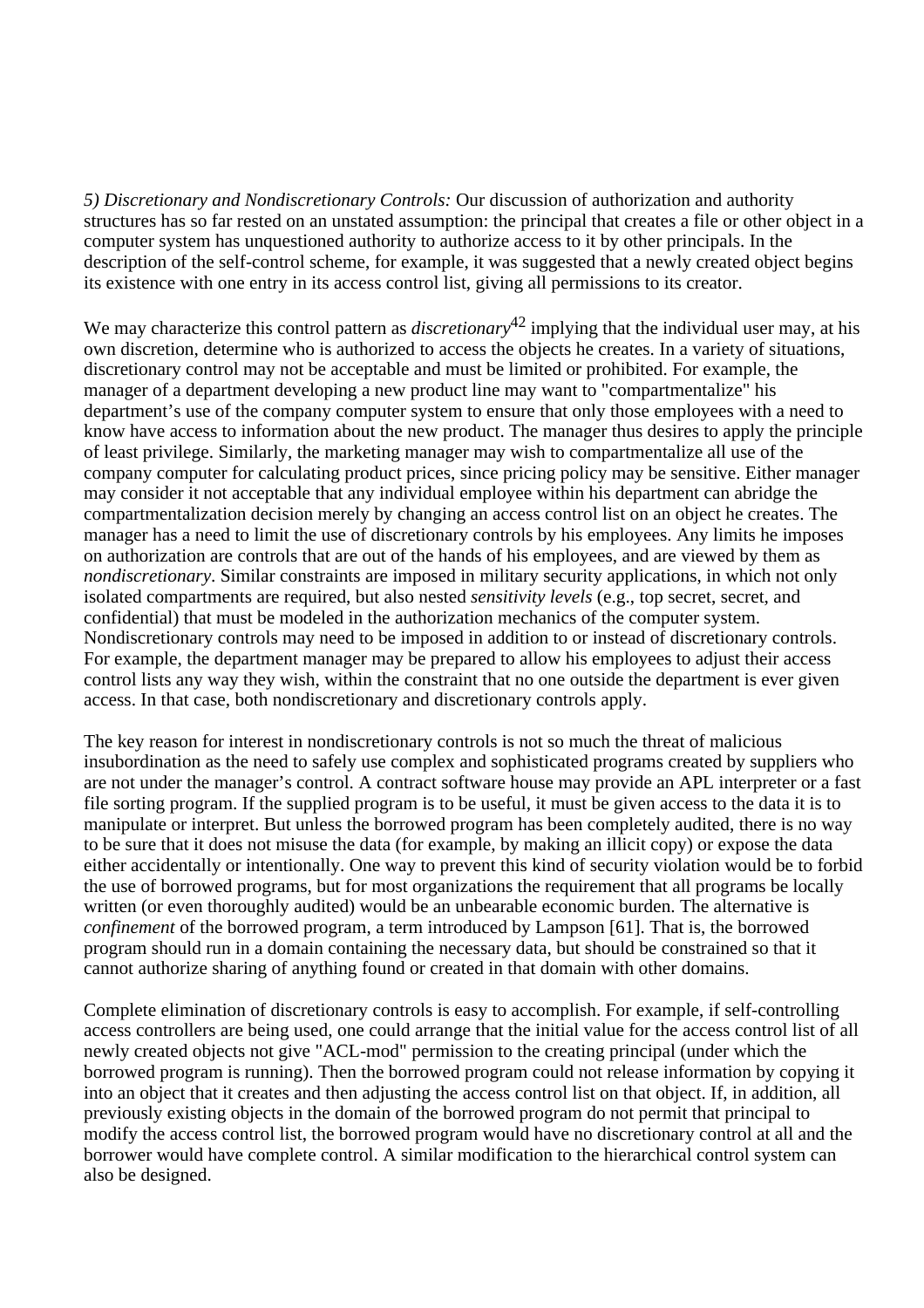*5) Discretionary and Nondiscretionary Controls:* Our discussion of authorization and authority structures has so far rested on an unstated assumption: the principal that creates a file or other object in a computer system has unquestioned authority to authorize access to it by other principals. In the description of the self-control scheme, for example, it was suggested that a newly created object begins its existence with one entry in its access control list, giving all permissions to its creator.

We may characterize this control pattern as *discretionary*[42] implying that the individual user may, at his own discretion, determine who is authorized to access the objects he creates. In a variety of situations, discretionary control may not be acceptable and must be limited or prohibited. For example, the manager of a department developing a new product line may want to "compartmentalize" his department's use of the company computer system to ensure that only those employees with a need to know have access to information about the new product. The manager thus desires to apply the principle of least privilege. Similarly, the marketing manager may wish to compartmentalize all use of the company computer for calculating product prices, since pricing policy may be sensitive. Either manager may consider it not acceptable that any individual employee within his department can abridge the compartmentalization decision merely by changing an access control list on an object he creates. The manager has a need to limit the use of discretionary controls by his employees. Any limits he imposes on authorization are controls that are out of the hands of his employees, and are viewed by them as *nondiscretionary*. Similar constraints are imposed in military security applications, in which not only isolated compartments are required, but also nested *sensitivity levels* (e.g., top secret, secret, and confidential) that must be modeled in the authorization mechanics of the computer system. Nondiscretionary controls may need to be imposed in addition to or instead of discretionary controls. For example, the department manager may be prepared to allow his employees to adjust their access control lists any way they wish, within the constraint that no one outside the department is ever given access. In that case, both nondiscretionary and discretionary controls apply.

The key reason for interest in nondiscretionary controls is not so much the threat of malicious insubordination as the need to safely use complex and sophisticated programs created by suppliers who are not under the manager's control. A contract software house may provide an APL interpreter or a fast file sorting program. If the supplied program is to be useful, it must be given access to the data it is to manipulate or interpret. But unless the borrowed program has been completely audited, there is no way to be sure that it does not misuse the data (for example, by making an illicit copy) or expose the data either accidentally or intentionally. One way to prevent this kind of security violation would be to forbid the use of borrowed programs, but for most organizations the requirement that all programs be locally written (or even thoroughly audited) would be an unbearable economic burden. The alternative is *confinement* of the borrowed program, a term introduced by Lampson [61]. That is, the borrowed program should run in a domain containing the necessary data, but should be constrained so that it cannot authorize sharing of anything found or created in that domain with other domains.

Complete elimination of discretionary controls is easy to accomplish. For example, if self-controlling access controllers are being used, one could arrange that the initial value for the access control list of all newly created objects not give "ACL-mod" permission to the creating principal (under which the borrowed program is running). Then the borrowed program could not release information by copying it into an object that it creates and then adjusting the access control list on that object. If, in addition, all previously existing objects in the domain of the borrowed program do not permit that principal to modify the access control list, the borrowed program would have no discretionary control at all and the borrower would have complete control. A similar modification to the hierarchical control system can also be designed.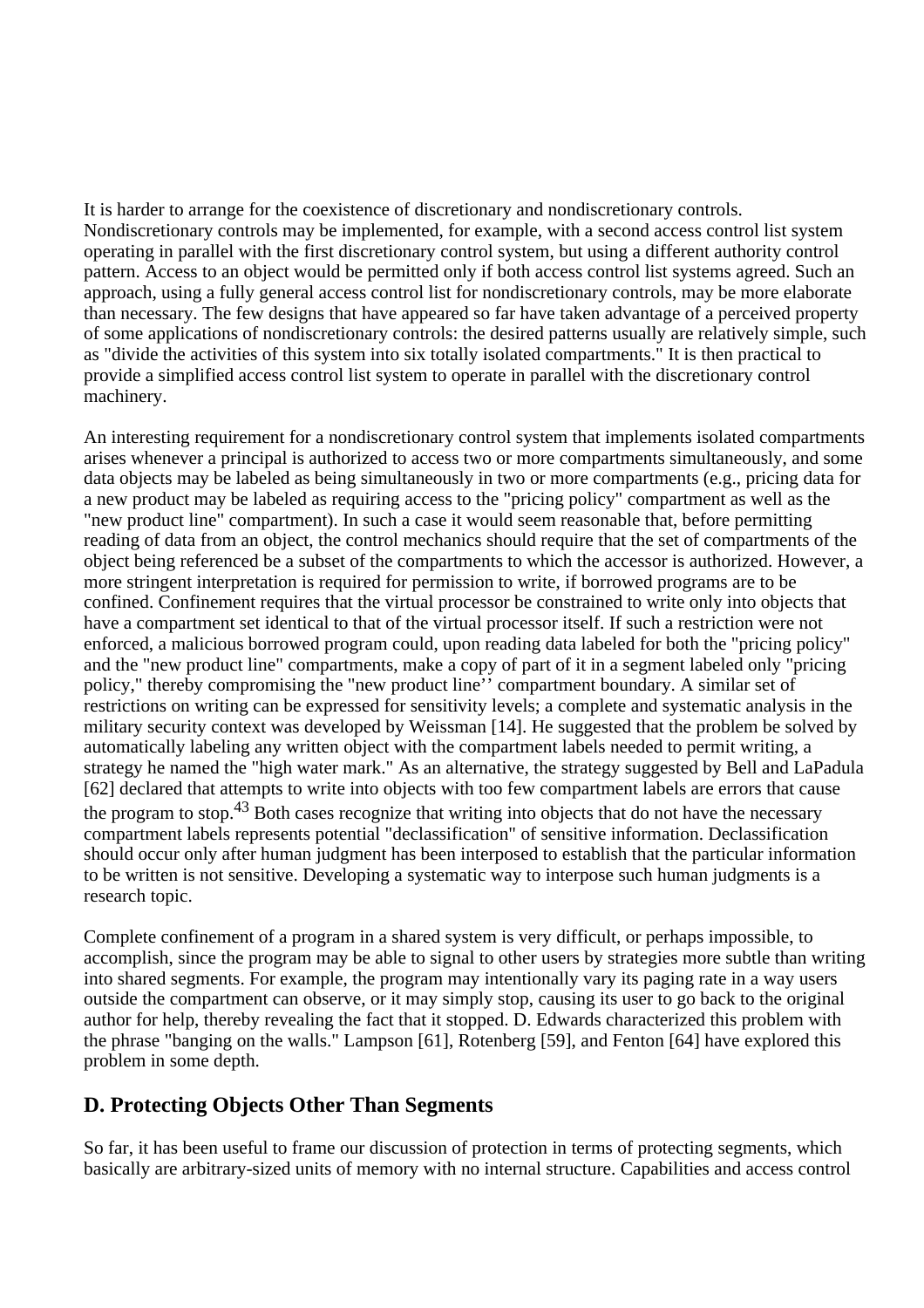It is harder to arrange for the coexistence of discretionary and nondiscretionary controls. Nondiscretionary controls may be implemented, for example, with a second access control list system operating in parallel with the first discretionary control system, but using a different authority control pattern. Access to an object would be permitted only if both access control list systems agreed. Such an approach, using a fully general access control list for nondiscretionary controls, may be more elaborate than necessary. The few designs that have appeared so far have taken advantage of a perceived property of some applications of nondiscretionary controls: the desired patterns usually are relatively simple, such as "divide the activities of this system into six totally isolated compartments." It is then practical to provide a simplified access control list system to operate in parallel with the discretionary control machinery.

An interesting requirement for a nondiscretionary control system that implements isolated compartments arises whenever a principal is authorized to access two or more compartments simultaneously, and some data objects may be labeled as being simultaneously in two or more compartments (e.g., pricing data for a new product may be labeled as requiring access to the "pricing policy" compartment as well as the "new product line" compartment). In such a case it would seem reasonable that, before permitting reading of data from an object, the control mechanics should require that the set of compartments of the object being referenced be a subset of the compartments to which the accessor is authorized. However, a more stringent interpretation is required for permission to write, if borrowed programs are to be confined. Confinement requires that the virtual processor be constrained to write only into objects that have a compartment set identical to that of the virtual processor itself. If such a restriction were not enforced, a malicious borrowed program could, upon reading data labeled for both the "pricing policy" and the "new product line" compartments, make a copy of part of it in a segment labeled only "pricing policy," thereby compromising the "new product line’’ compartment boundary. A similar set of restrictions on writing can be expressed for sensitivity levels; a complete and systematic analysis in the military security context was developed by Weissman [14]. He suggested that the problem be solved by automatically labeling any written object with the compartment labels needed to permit writing, a strategy he named the "high water mark." As an alternative, the strategy suggested by Bell and LaPadula [62] declared that attempts to write into objects with too few compartment labels are errors that cause the program to stop.[43] Both cases recognize that writing into objects that do not have the necessary compartment labels represents potential "declassification" of sensitive information. Declassification should occur only after human judgment has been interposed to establish that the particular information to be written is not sensitive. Developing a systematic way to interpose such human judgments is a research topic.

Complete confinement of a program in a shared system is very difficult, or perhaps impossible, to accomplish, since the program may be able to signal to other users by strategies more subtle than writing into shared segments. For example, the program may intentionally vary its paging rate in a way users outside the compartment can observe, or it may simply stop, causing its user to go back to the original author for help, thereby revealing the fact that it stopped. D. Edwards characterized this problem with the phrase "banging on the walls." Lampson [61], Rotenberg [59], and Fenton [64] have explored this problem in some depth.

## D. Protecting Objects Other Than Segments

So far, it has been useful to frame our discussion of protection in terms of protecting segments, which basically are arbitrary-sized units of memory with no internal structure. Capabilities and access control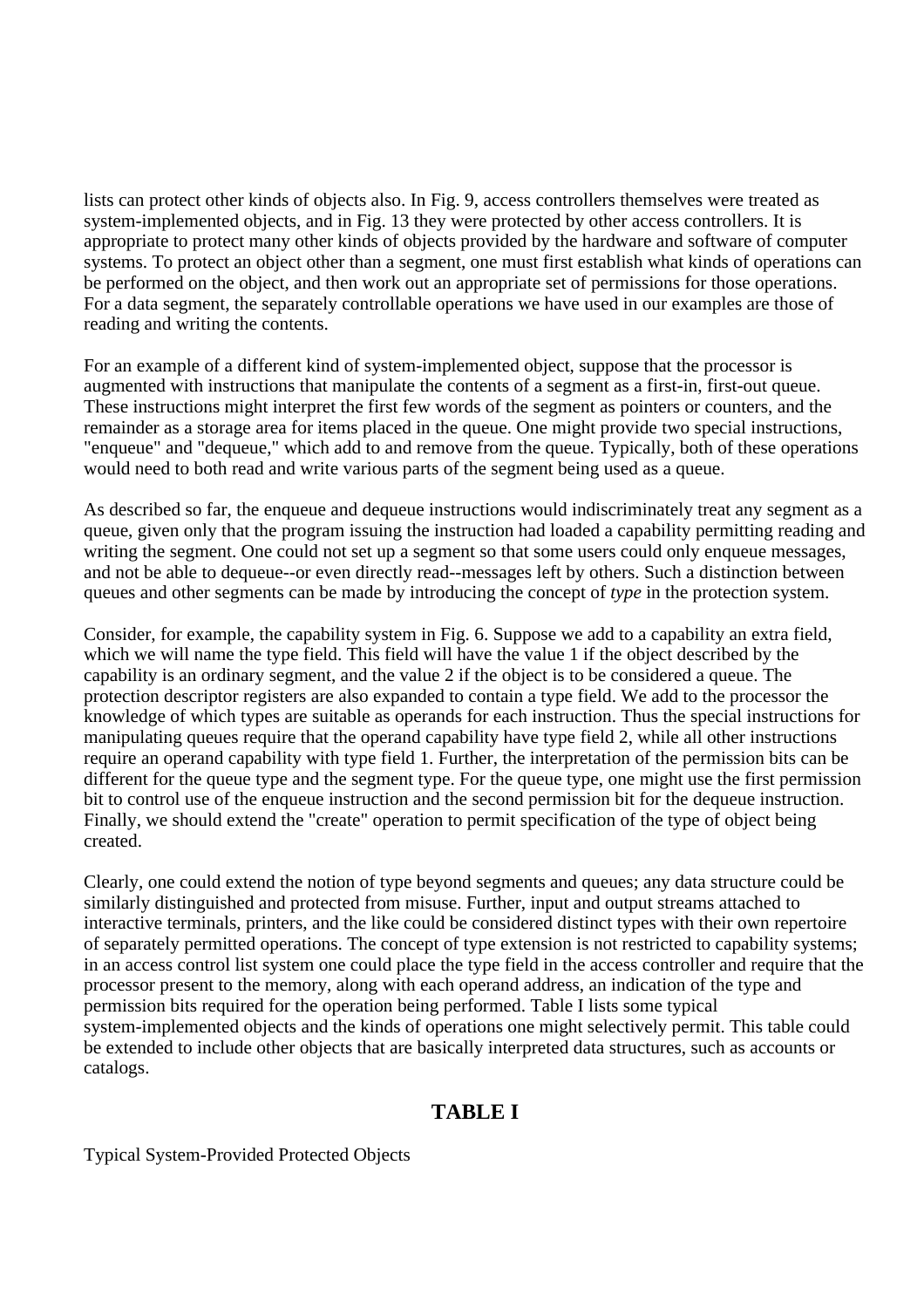lists can protect other kinds of objects also. In Fig. 9, access controllers themselves were treated as system-implemented objects, and in Fig. 13 they were protected by other access controllers. It is appropriate to protect many other kinds of objects provided by the hardware and software of computer systems. To protect an object other than a segment, one must first establish what kinds of operations can be performed on the object, and then work out an appropriate set of permissions for those operations. For a data segment, the separately controllable operations we have used in our examples are those of reading and writing the contents.

For an example of a different kind of system-implemented object, suppose that the processor is augmented with instructions that manipulate the contents of a segment as a first-in, first-out queue. These instructions might interpret the first few words of the segment as pointers or counters, and the remainder as a storage area for items placed in the queue. One might provide two special instructions, "enqueue" and "dequeue," which add to and remove from the queue. Typically, both of these operations would need to both read and write various parts of the segment being used as a queue.

As described so far, the enqueue and dequeue instructions would indiscriminately treat any segment as a queue, given only that the program issuing the instruction had loaded a capability permitting reading and writing the segment. One could not set up a segment so that some users could only enqueue messages, and not be able to dequeue--or even directly read--messages left by others. Such a distinction between queues and other segments can be made by introducing the concept of *type* in the protection system.

Consider, for example, the capability system in Fig. 6. Suppose we add to a capability an extra field, which we will name the type field. This field will have the value 1 if the object described by the capability is an ordinary segment, and the value 2 if the object is to be considered a queue. The protection descriptor registers are also expanded to contain a type field. We add to the processor the knowledge of which types are suitable as operands for each instruction. Thus the special instructions for manipulating queues require that the operand capability have type field 2, while all other instructions require an operand capability with type field 1. Further, the interpretation of the permission bits can be different for the queue type and the segment type. For the queue type, one might use the first permission bit to control use of the enqueue instruction and the second permission bit for the dequeue instruction. Finally, we should extend the "create" operation to permit specification of the type of object being created.

Clearly, one could extend the notion of type beyond segments and queues; any data structure could be similarly distinguished and protected from misuse. Further, input and output streams attached to interactive terminals, printers, and the like could be considered distinct types with their own repertoire of separately permitted operations. The concept of type extension is not restricted to capability systems; in an access control list system one could place the type field in the access controller and require that the processor present to the memory, along with each operand address, an indication of the type and permission bits required for the operation being performed. Table I lists some typical system-implemented objects and the kinds of operations one might selectively permit. This table could be extended to include other objects that are basically interpreted data structures, such as accounts or catalogs.

## TABLE I

Typical System-Provided Protected Objects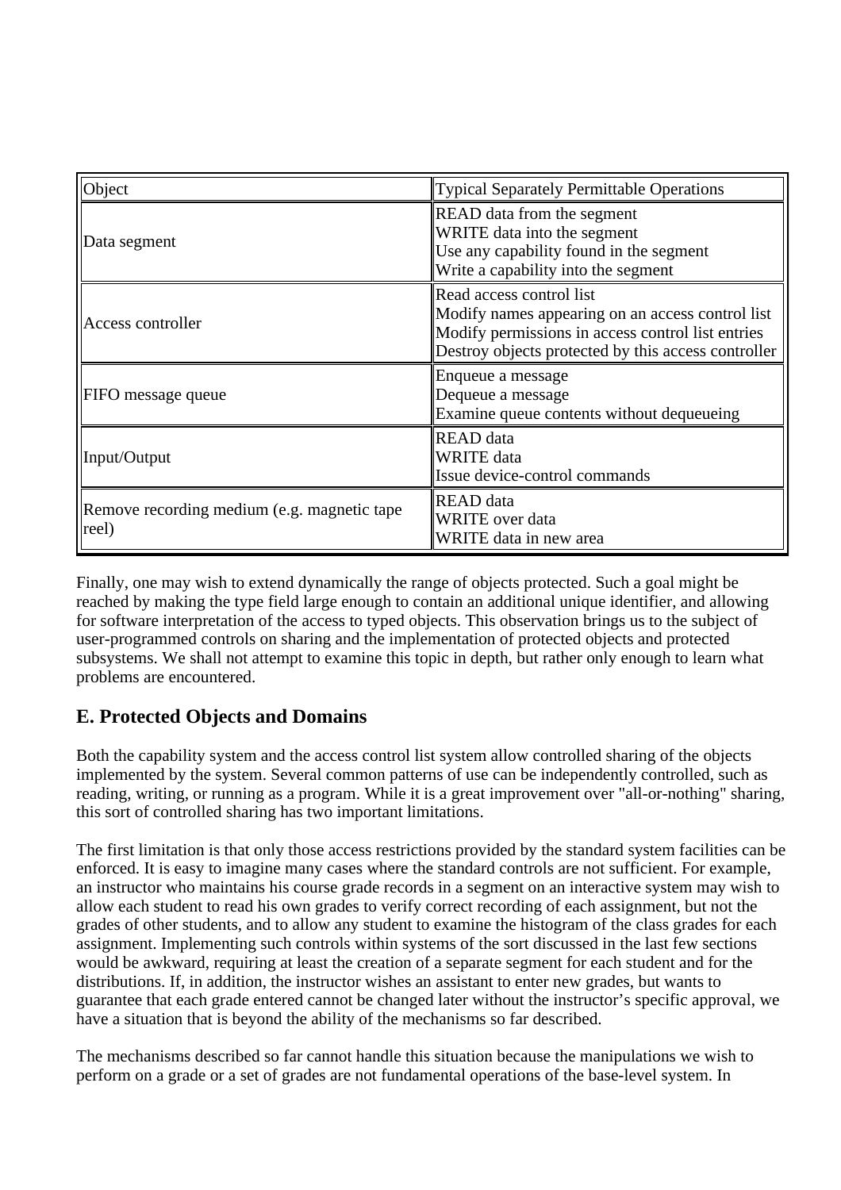| Object | Typical Separately Permittable Operations |
|---|---|
| Data segment | READ data from the segment<br>WRITE data into the segment<br>Use any capability found in the segment<br>Write a capability into the segment |
| Access controller | Read access control list<br>Modify names appearing on an access control list<br>Modify permissions in access control list entries<br>Destroy objects protected by this access controller |
| FIFO message queue | Enqueue a message<br>Dequeue a message<br>Examine queue contents without dequeueing |
| Input/Output | READ data<br>WRITE data<br>Issue device-control commands |
| Remove recording medium (e.g. magnetic tape reel) | READ data<br>WRITE over data<br>WRITE data in new area |

Finally, one may wish to extend dynamically the range of objects protected. Such a goal might be reached by making the type field large enough to contain an additional unique identifier, and allowing for software interpretation of the access to typed objects. This observation brings us to the subject of user-programmed controls on sharing and the implementation of protected objects and protected subsystems. We shall not attempt to examine this topic in depth, but rather only enough to learn what problems are encountered.

## E. Protected Objects and Domains

Both the capability system and the access control list system allow controlled sharing of the objects implemented by the system. Several common patterns of use can be independently controlled, such as reading, writing, or running as a program. While it is a great improvement over "all-or-nothing" sharing, this sort of controlled sharing has two important limitations.

The first limitation is that only those access restrictions provided by the standard system facilities can be enforced. It is easy to imagine many cases where the standard controls are not sufficient. For example, an instructor who maintains his course grade records in a segment on an interactive system may wish to allow each student to read his own grades to verify correct recording of each assignment, but not the grades of other students, and to allow any student to examine the histogram of the class grades for each assignment. Implementing such controls within systems of the sort discussed in the last few sections would be awkward, requiring at least the creation of a separate segment for each student and for the distributions. If, in addition, the instructor wishes an assistant to enter new grades, but wants to guarantee that each grade entered cannot be changed later without the instructor's specific approval, we have a situation that is beyond the ability of the mechanisms so far described.

The mechanisms described so far cannot handle this situation because the manipulations we wish to perform on a grade or a set of grades are not fundamental operations of the base-level system. In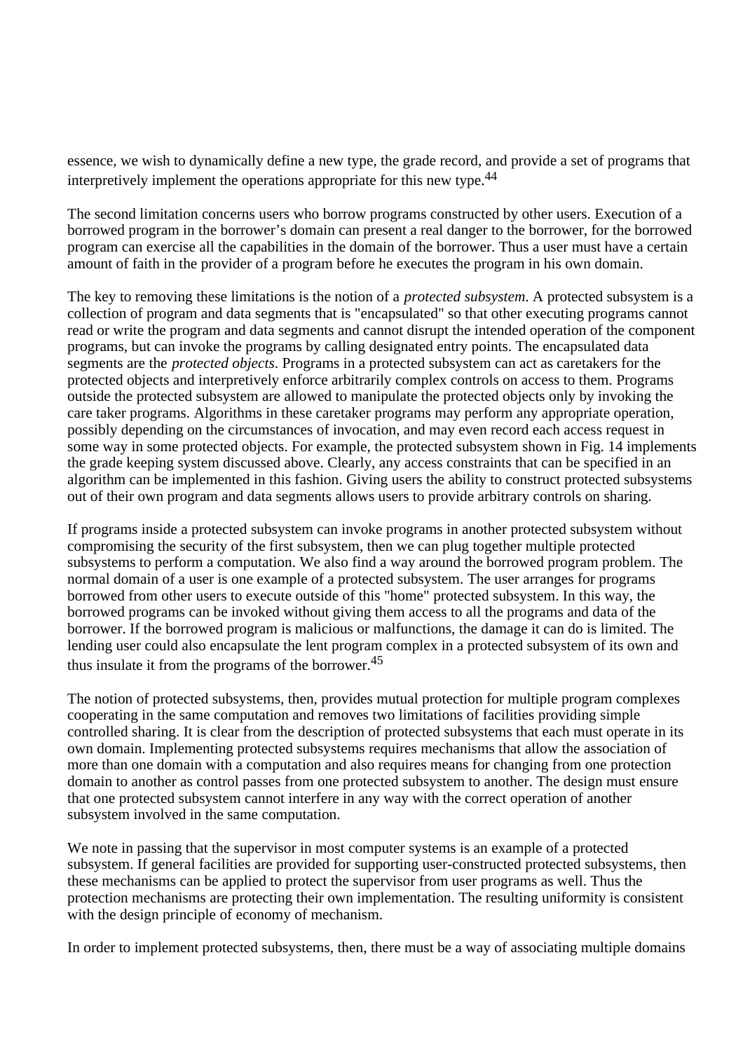essence, we wish to dynamically define a new type, the grade record, and provide a set of programs that interpretively implement the operations appropriate for this new type.[44]

The second limitation concerns users who borrow programs constructed by other users. Execution of a borrowed program in the borrower's domain can present a real danger to the borrower, for the borrowed program can exercise all the capabilities in the domain of the borrower. Thus a user must have a certain amount of faith in the provider of a program before he executes the program in his own domain.

The key to removing these limitations is the notion of a *protected subsystem*. A protected subsystem is a collection of program and data segments that is "encapsulated" so that other executing programs cannot read or write the program and data segments and cannot disrupt the intended operation of the component programs, but can invoke the programs by calling designated entry points. The encapsulated data segments are the *protected objects*. Programs in a protected subsystem can act as caretakers for the protected objects and interpretively enforce arbitrarily complex controls on access to them. Programs outside the protected subsystem are allowed to manipulate the protected objects only by invoking the care taker programs. Algorithms in these caretaker programs may perform any appropriate operation, possibly depending on the circumstances of invocation, and may even record each access request in some way in some protected objects. For example, the protected subsystem shown in Fig. 14 implements the grade keeping system discussed above. Clearly, any access constraints that can be specified in an algorithm can be implemented in this fashion. Giving users the ability to construct protected subsystems out of their own program and data segments allows users to provide arbitrary controls on sharing.

If programs inside a protected subsystem can invoke programs in another protected subsystem without compromising the security of the first subsystem, then we can plug together multiple protected subsystems to perform a computation. We also find a way around the borrowed program problem. The normal domain of a user is one example of a protected subsystem. The user arranges for programs borrowed from other users to execute outside of this "home" protected subsystem. In this way, the borrowed programs can be invoked without giving them access to all the programs and data of the borrower. If the borrowed program is malicious or malfunctions, the damage it can do is limited. The lending user could also encapsulate the lent program complex in a protected subsystem of its own and thus insulate it from the programs of the borrower.[45]

The notion of protected subsystems, then, provides mutual protection for multiple program complexes cooperating in the same computation and removes two limitations of facilities providing simple controlled sharing. It is clear from the description of protected subsystems that each must operate in its own domain. Implementing protected subsystems requires mechanisms that allow the association of more than one domain with a computation and also requires means for changing from one protection domain to another as control passes from one protected subsystem to another. The design must ensure that one protected subsystem cannot interfere in any way with the correct operation of another subsystem involved in the same computation.

We note in passing that the supervisor in most computer systems is an example of a protected subsystem. If general facilities are provided for supporting user-constructed protected subsystems, then these mechanisms can be applied to protect the supervisor from user programs as well. Thus the protection mechanisms are protecting their own implementation. The resulting uniformity is consistent with the design principle of economy of mechanism.

In order to implement protected subsystems, then, there must be a way of associating multiple domains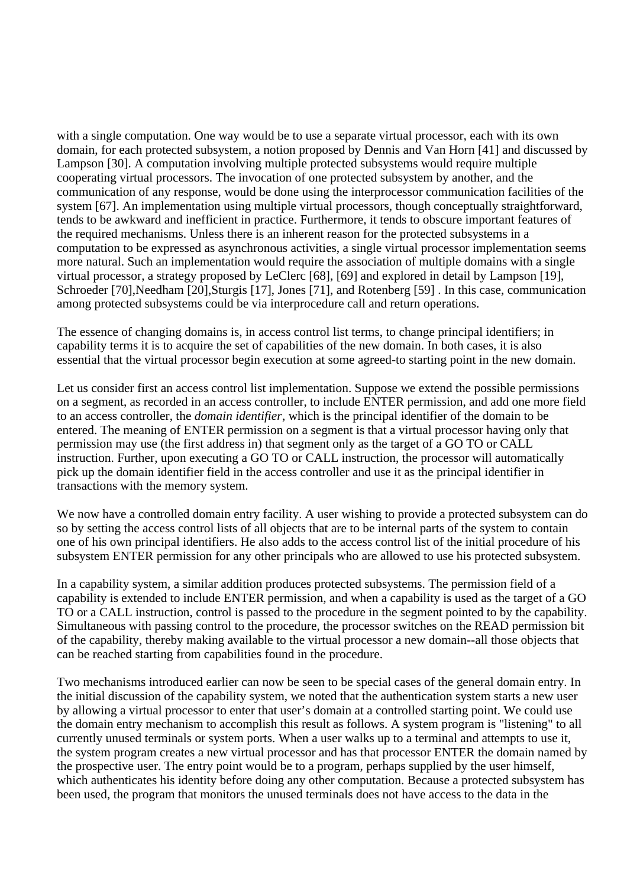with a single computation. One way would be to use a separate virtual processor, each with its own domain, for each protected subsystem, a notion proposed by Dennis and Van Horn [41] and discussed by Lampson [30]. A computation involving multiple protected subsystems would require multiple cooperating virtual processors. The invocation of one protected subsystem by another, and the communication of any response, would be done using the interprocessor communication facilities of the system [67]. An implementation using multiple virtual processors, though conceptually straightforward, tends to be awkward and inefficient in practice. Furthermore, it tends to obscure important features of the required mechanisms. Unless there is an inherent reason for the protected subsystems in a computation to be expressed as asynchronous activities, a single virtual processor implementation seems more natural. Such an implementation would require the association of multiple domains with a single virtual processor, a strategy proposed by LeClerc [68], [69] and explored in detail by Lampson [19], Schroeder [70],Needham [20],Sturgis [17], Jones [71], and Rotenberg [59] . In this case, communication among protected subsystems could be via interprocedure call and return operations.

The essence of changing domains is, in access control list terms, to change principal identifiers; in capability terms it is to acquire the set of capabilities of the new domain. In both cases, it is also essential that the virtual processor begin execution at some agreed-to starting point in the new domain.

Let us consider first an access control list implementation. Suppose we extend the possible permissions on a segment, as recorded in an access controller, to include ENTER permission, and add one more field to an access controller, the *domain identifier*, which is the principal identifier of the domain to be entered. The meaning of ENTER permission on a segment is that a virtual processor having only that permission may use (the first address in) that segment only as the target of a GO TO or CALL instruction. Further, upon executing a GO TO or CALL instruction, the processor will automatically pick up the domain identifier field in the access controller and use it as the principal identifier in transactions with the memory system.

We now have a controlled domain entry facility. A user wishing to provide a protected subsystem can do so by setting the access control lists of all objects that are to be internal parts of the system to contain one of his own principal identifiers. He also adds to the access control list of the initial procedure of his subsystem ENTER permission for any other principals who are allowed to use his protected subsystem.

In a capability system, a similar addition produces protected subsystems. The permission field of a capability is extended to include ENTER permission, and when a capability is used as the target of a GO TO or a CALL instruction, control is passed to the procedure in the segment pointed to by the capability. Simultaneous with passing control to the procedure, the processor switches on the READ permission bit of the capability, thereby making available to the virtual processor a new domain--all those objects that can be reached starting from capabilities found in the procedure.

Two mechanisms introduced earlier can now be seen to be special cases of the general domain entry. In the initial discussion of the capability system, we noted that the authentication system starts a new user by allowing a virtual processor to enter that user's domain at a controlled starting point. We could use the domain entry mechanism to accomplish this result as follows. A system program is "listening" to all currently unused terminals or system ports. When a user walks up to a terminal and attempts to use it, the system program creates a new virtual processor and has that processor ENTER the domain named by the prospective user. The entry point would be to a program, perhaps supplied by the user himself, which authenticates his identity before doing any other computation. Because a protected subsystem has been used, the program that monitors the unused terminals does not have access to the data in the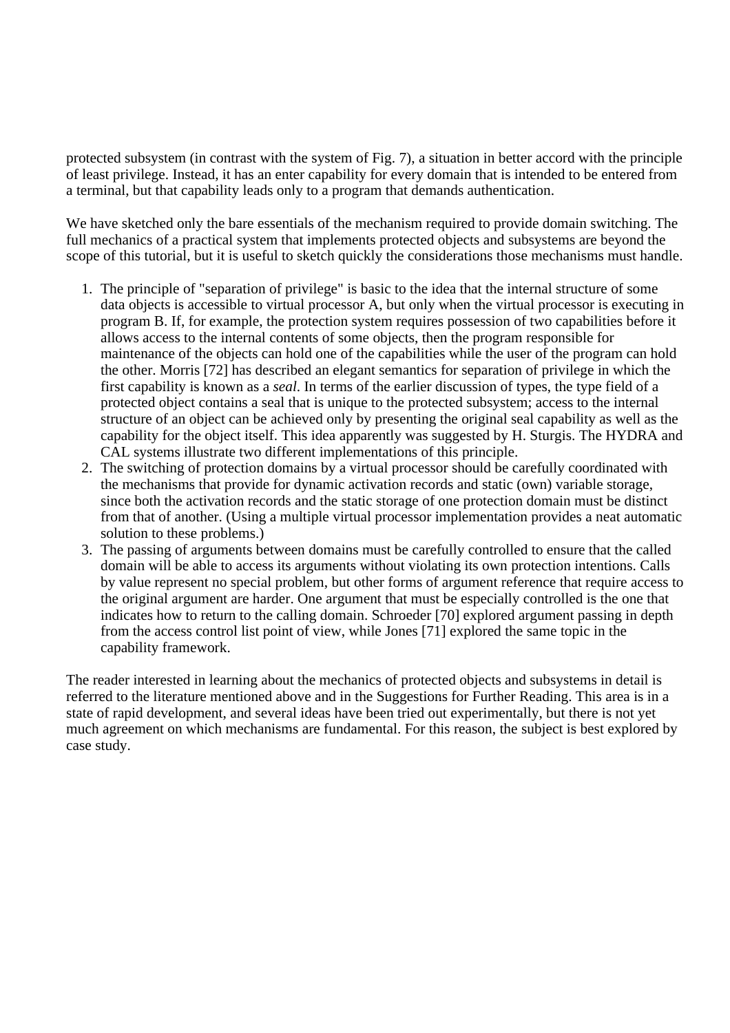protected subsystem (in contrast with the system of Fig. 7), a situation in better accord with the principle of least privilege. Instead, it has an enter capability for every domain that is intended to be entered from a terminal, but that capability leads only to a program that demands authentication.

We have sketched only the bare essentials of the mechanism required to provide domain switching. The full mechanics of a practical system that implements protected objects and subsystems are beyond the scope of this tutorial, but it is useful to sketch quickly the considerations those mechanisms must handle.

1. The principle of "separation of privilege" is basic to the idea that the internal structure of some data objects is accessible to virtual processor A, but only when the virtual processor is executing in program B. If, for example, the protection system requires possession of two capabilities before it allows access to the internal contents of some objects, then the program responsible for maintenance of the objects can hold one of the capabilities while the user of the program can hold the other. Morris [72] has described an elegant semantics for separation of privilege in which the first capability is known as a *seal*. In terms of the earlier discussion of types, the type field of a protected object contains a seal that is unique to the protected subsystem; access to the internal structure of an object can be achieved only by presenting the original seal capability as well as the capability for the object itself. This idea apparently was suggested by H. Sturgis. The HYDRA and CAL systems illustrate two different implementations of this principle.
2. The switching of protection domains by a virtual processor should be carefully coordinated with the mechanisms that provide for dynamic activation records and static (own) variable storage, since both the activation records and the static storage of one protection domain must be distinct from that of another. (Using a multiple virtual processor implementation provides a neat automatic solution to these problems.)
3. The passing of arguments between domains must be carefully controlled to ensure that the called domain will be able to access its arguments without violating its own protection intentions. Calls by value represent no special problem, but other forms of argument reference that require access to the original argument are harder. One argument that must be especially controlled is the one that indicates how to return to the calling domain. Schroeder [70] explored argument passing in depth from the access control list point of view, while Jones [71] explored the same topic in the capability framework.

The reader interested in learning about the mechanics of protected objects and subsystems in detail is referred to the literature mentioned above and in the Suggestions for Further Reading. This area is in a state of rapid development, and several ideas have been tried out experimentally, but there is not yet much agreement on which mechanisms are fundamental. For this reason, the subject is best explored by case study.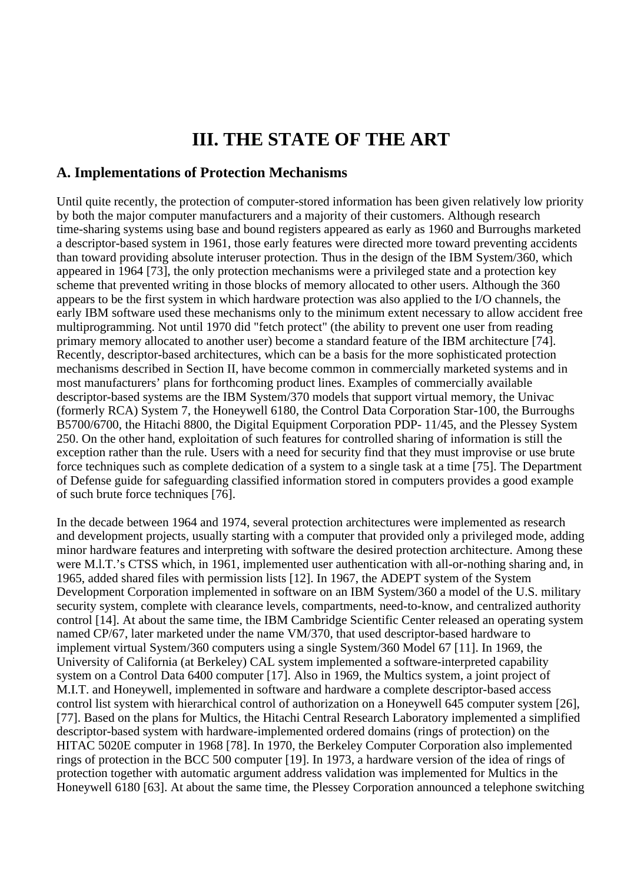# III. THE STATE OF THE ART

## A. Implementations of Protection Mechanisms

Until quite recently, the protection of computer-stored information has been given relatively low priority by both the major computer manufacturers and a majority of their customers. Although research time-sharing systems using base and bound registers appeared as early as 1960 and Burroughs marketed a descriptor-based system in 1961, those early features were directed more toward preventing accidents than toward providing absolute interuser protection. Thus in the design of the IBM System/360, which appeared in 1964 [73], the only protection mechanisms were a privileged state and a protection key scheme that prevented writing in those blocks of memory allocated to other users. Although the 360 appears to be the first system in which hardware protection was also applied to the I/O channels, the early IBM software used these mechanisms only to the minimum extent necessary to allow accident free multiprogramming. Not until 1970 did "fetch protect" (the ability to prevent one user from reading primary memory allocated to another user) become a standard feature of the IBM architecture [74]. Recently, descriptor-based architectures, which can be a basis for the more sophisticated protection mechanisms described in Section II, have become common in commercially marketed systems and in most manufacturers' plans for forthcoming product lines. Examples of commercially available descriptor-based systems are the IBM System/370 models that support virtual memory, the Univac (formerly RCA) System 7, the Honeywell 6180, the Control Data Corporation Star-100, the Burroughs B5700/6700, the Hitachi 8800, the Digital Equipment Corporation PDP- 11/45, and the Plessey System 250. On the other hand, exploitation of such features for controlled sharing of information is still the exception rather than the rule. Users with a need for security find that they must improvise or use brute force techniques such as complete dedication of a system to a single task at a time [75]. The Department of Defense guide for safeguarding classified information stored in computers provides a good example of such brute force techniques [76].

In the decade between 1964 and 1974, several protection architectures were implemented as research and development projects, usually starting with a computer that provided only a privileged mode, adding minor hardware features and interpreting with software the desired protection architecture. Among these were M.l.T.'s CTSS which, in 1961, implemented user authentication with all-or-nothing sharing and, in 1965, added shared files with permission lists [12]. In 1967, the ADEPT system of the System Development Corporation implemented in software on an IBM System/360 a model of the U.S. military security system, complete with clearance levels, compartments, need-to-know, and centralized authority control [14]. At about the same time, the IBM Cambridge Scientific Center released an operating system named CP/67, later marketed under the name VM/370, that used descriptor-based hardware to implement virtual System/360 computers using a single System/360 Model 67 [11]. In 1969, the University of California (at Berkeley) CAL system implemented a software-interpreted capability system on a Control Data 6400 computer [17]. Also in 1969, the Multics system, a joint project of M.I.T. and Honeywell, implemented in software and hardware a complete descriptor-based access control list system with hierarchical control of authorization on a Honeywell 645 computer system [26], [77]. Based on the plans for Multics, the Hitachi Central Research Laboratory implemented a simplified descriptor-based system with hardware-implemented ordered domains (rings of protection) on the HITAC 5020E computer in 1968 [78]. In 1970, the Berkeley Computer Corporation also implemented rings of protection in the BCC 500 computer [19]. In 1973, a hardware version of the idea of rings of protection together with automatic argument address validation was implemented for Multics in the Honeywell 6180 [63]. At about the same time, the Plessey Corporation announced a telephone switching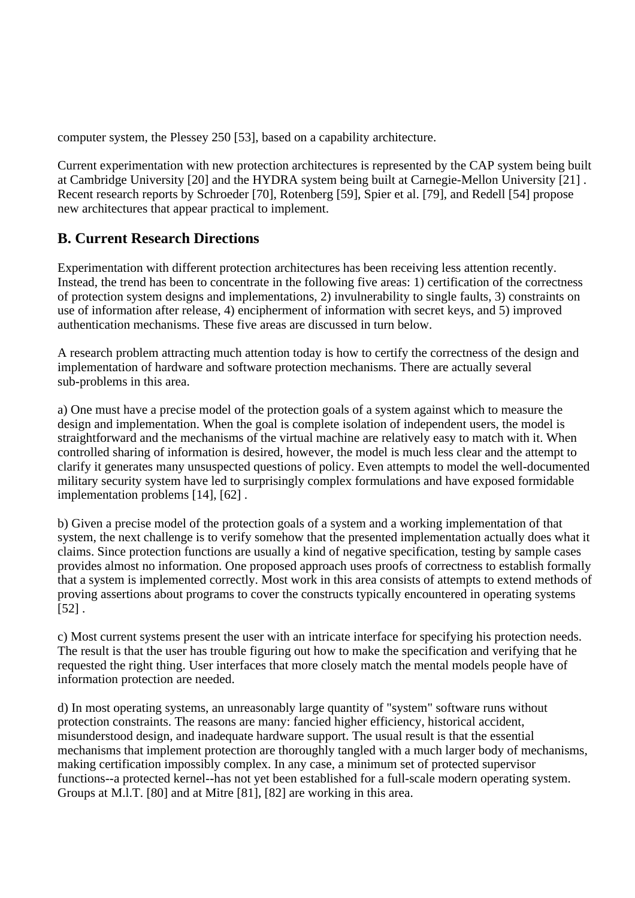computer system, the Plessey 250 [53], based on a capability architecture.

Current experimentation with new protection architectures is represented by the CAP system being built at Cambridge University [20] and the HYDRA system being built at Carnegie-Mellon University [21] . Recent research reports by Schroeder [70], Rotenberg [59], Spier et al. [79], and Redell [54] propose new architectures that appear practical to implement.

## B. Current Research Directions

Experimentation with different protection architectures has been receiving less attention recently. Instead, the trend has been to concentrate in the following five areas: 1) certification of the correctness of protection system designs and implementations, 2) invulnerability to single faults, 3) constraints on use of information after release, 4) encipherment of information with secret keys, and 5) improved authentication mechanisms. These five areas are discussed in turn below.

A research problem attracting much attention today is how to certify the correctness of the design and implementation of hardware and software protection mechanisms. There are actually several sub-problems in this area.

a) One must have a precise model of the protection goals of a system against which to measure the design and implementation. When the goal is complete isolation of independent users, the model is straightforward and the mechanisms of the virtual machine are relatively easy to match with it. When controlled sharing of information is desired, however, the model is much less clear and the attempt to clarify it generates many unsuspected questions of policy. Even attempts to model the well-documented military security system have led to surprisingly complex formulations and have exposed formidable implementation problems [14], [62] .

b) Given a precise model of the protection goals of a system and a working implementation of that system, the next challenge is to verify somehow that the presented implementation actually does what it claims. Since protection functions are usually a kind of negative specification, testing by sample cases provides almost no information. One proposed approach uses proofs of correctness to establish formally that a system is implemented correctly. Most work in this area consists of attempts to extend methods of proving assertions about programs to cover the constructs typically encountered in operating systems [52] .

c) Most current systems present the user with an intricate interface for specifying his protection needs. The result is that the user has trouble figuring out how to make the specification and verifying that he requested the right thing. User interfaces that more closely match the mental models people have of information protection are needed.

d) In most operating systems, an unreasonably large quantity of "system" software runs without protection constraints. The reasons are many: fancied higher efficiency, historical accident, misunderstood design, and inadequate hardware support. The usual result is that the essential mechanisms that implement protection are thoroughly tangled with a much larger body of mechanisms, making certification impossibly complex. In any case, a minimum set of protected supervisor functions--a protected kernel--has not yet been established for a full-scale modern operating system. Groups at M.I.T. [80] and at Mitre [81], [82] are working in this area.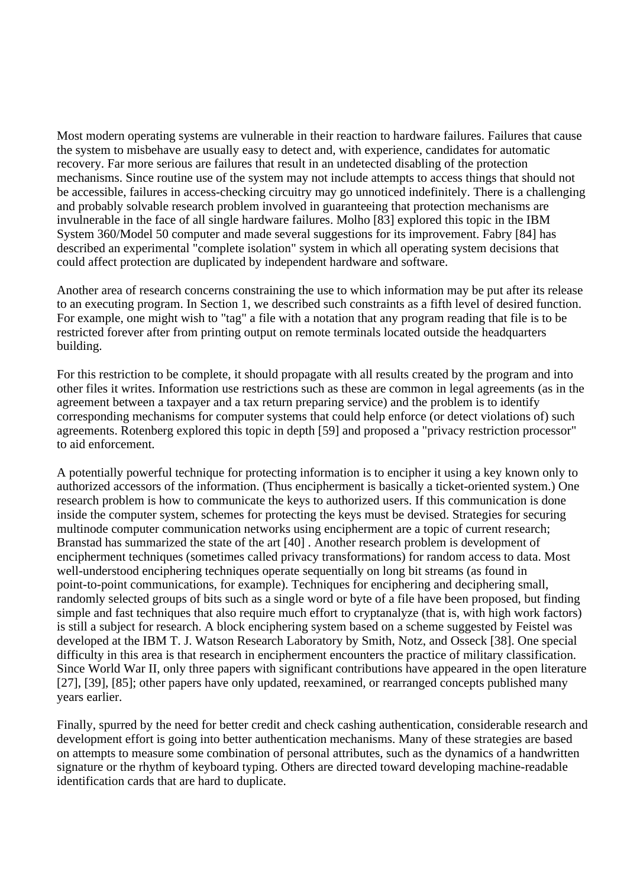Most modern operating systems are vulnerable in their reaction to hardware failures. Failures that cause the system to misbehave are usually easy to detect and, with experience, candidates for automatic recovery. Far more serious are failures that result in an undetected disabling of the protection mechanisms. Since routine use of the system may not include attempts to access things that should not be accessible, failures in access-checking circuitry may go unnoticed indefinitely. There is a challenging and probably solvable research problem involved in guaranteeing that protection mechanisms are invulnerable in the face of all single hardware failures. Molho [83] explored this topic in the IBM System 360/Model 50 computer and made several suggestions for its improvement. Fabry [84] has described an experimental "complete isolation" system in which all operating system decisions that could affect protection are duplicated by independent hardware and software.

Another area of research concerns constraining the use to which information may be put after its release to an executing program. In Section 1, we described such constraints as a fifth level of desired function. For example, one might wish to "tag" a file with a notation that any program reading that file is to be restricted forever after from printing output on remote terminals located outside the headquarters building.

For this restriction to be complete, it should propagate with all results created by the program and into other files it writes. Information use restrictions such as these are common in legal agreements (as in the agreement between a taxpayer and a tax return preparing service) and the problem is to identify corresponding mechanisms for computer systems that could help enforce (or detect violations of) such agreements. Rotenberg explored this topic in depth [59] and proposed a "privacy restriction processor" to aid enforcement.

A potentially powerful technique for protecting information is to encipher it using a key known only to authorized accessors of the information. (Thus encipherment is basically a ticket-oriented system.) One research problem is how to communicate the keys to authorized users. If this communication is done inside the computer system, schemes for protecting the keys must be devised. Strategies for securing multinode computer communication networks using encipherment are a topic of current research; Branstad has summarized the state of the art [40] . Another research problem is development of encipherment techniques (sometimes called privacy transformations) for random access to data. Most well-understood enciphering techniques operate sequentially on long bit streams (as found in point-to-point communications, for example). Techniques for enciphering and deciphering small, randomly selected groups of bits such as a single word or byte of a file have been proposed, but finding simple and fast techniques that also require much effort to cryptanalyze (that is, with high work factors) is still a subject for research. A block enciphering system based on a scheme suggested by Feistel was developed at the IBM T. J. Watson Research Laboratory by Smith, Notz, and Osseck [38]. One special difficulty in this area is that research in encipherment encounters the practice of military classification. Since World War II, only three papers with significant contributions have appeared in the open literature [27], [39], [85]; other papers have only updated, reexamined, or rearranged concepts published many years earlier.

Finally, spurred by the need for better credit and check cashing authentication, considerable research and development effort is going into better authentication mechanisms. Many of these strategies are based on attempts to measure some combination of personal attributes, such as the dynamics of a handwritten signature or the rhythm of keyboard typing. Others are directed toward developing machine-readable identification cards that are hard to duplicate.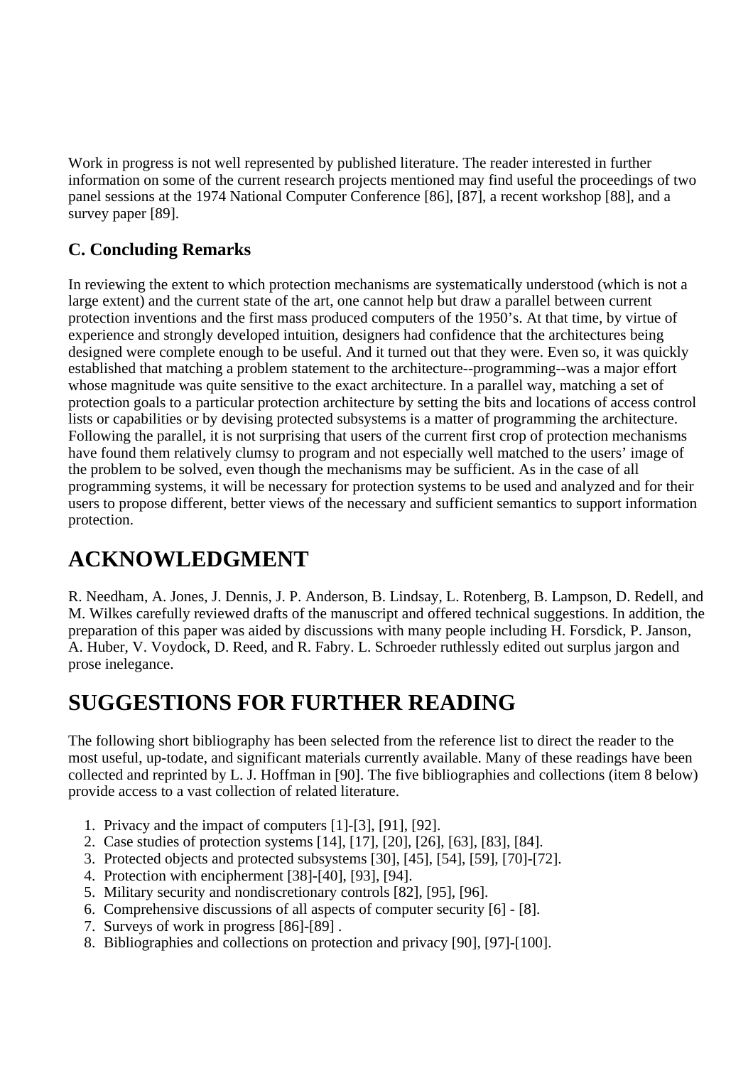Work in progress is not well represented by published literature. The reader interested in further information on some of the current research projects mentioned may find useful the proceedings of two panel sessions at the 1974 National Computer Conference [86], [87], a recent workshop [88], and a survey paper [89].

### C. Concluding Remarks

In reviewing the extent to which protection mechanisms are systematically understood (which is not a large extent) and the current state of the art, one cannot help but draw a parallel between current protection inventions and the first mass produced computers of the 1950's. At that time, by virtue of experience and strongly developed intuition, designers had confidence that the architectures being designed were complete enough to be useful. And it turned out that they were. Even so, it was quickly established that matching a problem statement to the architecture--programming--was a major effort whose magnitude was quite sensitive to the exact architecture. In a parallel way, matching a set of protection goals to a particular protection architecture by setting the bits and locations of access control lists or capabilities or by devising protected subsystems is a matter of programming the architecture. Following the parallel, it is not surprising that users of the current first crop of protection mechanisms have found them relatively clumsy to program and not especially well matched to the users' image of the problem to be solved, even though the mechanisms may be sufficient. As in the case of all programming systems, it will be necessary for protection systems to be used and analyzed and for their users to propose different, better views of the necessary and sufficient semantics to support information protection.

## ACKNOWLEDGMENT

R. Needham, A. Jones, J. Dennis, J. P. Anderson, B. Lindsay, L. Rotenberg, B. Lampson, D. Redell, and M. Wilkes carefully reviewed drafts of the manuscript and offered technical suggestions. In addition, the preparation of this paper was aided by discussions with many people including H. Forsdick, P. Janson, A. Huber, V. Voydock, D. Reed, and R. Fabry. L. Schroeder ruthlessly edited out surplus jargon and prose inelegance.

## SUGGESTIONS FOR FURTHER READING

The following short bibliography has been selected from the reference list to direct the reader to the most useful, up-todate, and significant materials currently available. Many of these readings have been collected and reprinted by L. J. Hoffman in [90]. The five bibliographies and collections (item 8 below) provide access to a vast collection of related literature.

1. Privacy and the impact of computers [1]-[3], [91], [92].
2. Case studies of protection systems [14], [17], [20], [26], [63], [83], [84].
3. Protected objects and protected subsystems [30], [45], [54], [59], [70]-[72].
4. Protection with encipherment [38]-[40], [93], [94].
5. Military security and nondiscretionary controls [82], [95], [96].
6. Comprehensive discussions of all aspects of computer security [6] - [8].
7. Surveys of work in progress [86]-[89] .
8. Bibliographies and collections on protection and privacy [90], [97]-[100].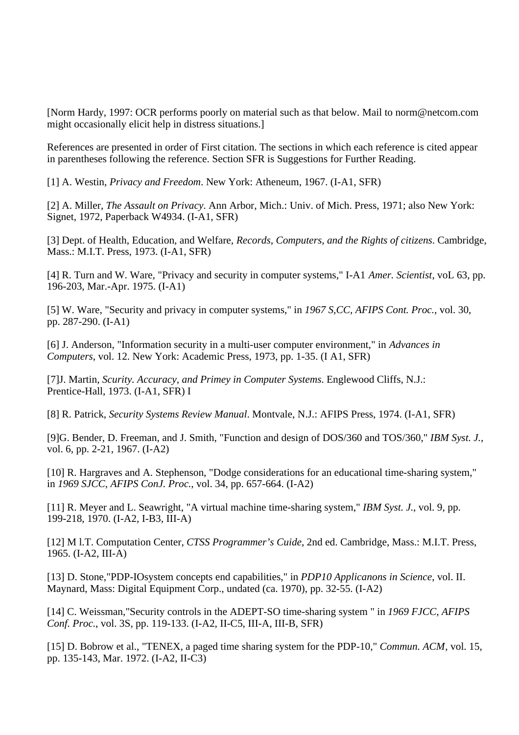[Norm Hardy, 1997: OCR performs poorly on material such as that below. Mail to norm@netcom.com might occasionally elicit help in distress situations.]

References are presented in order of First citation. The sections in which each reference is cited appear in parentheses following the reference. Section SFR is Suggestions for Further Reading.

[1] A. Westin, *Privacy and Freedom*. New York: Atheneum, 1967. (I-A1, SFR)

[2] A. Miller, *The Assault on Privacy*. Ann Arbor, Mich.: Univ. of Mich. Press, 1971; also New York: Signet, 1972, Paperback W4934. (I-A1, SFR)

[3] Dept. of Health, Education, and Welfare, *Records, Computers, and the Rights of citizens*. Cambridge, Mass.: M.I.T. Press, 1973. (I-A1, SFR)

[4] R. Turn and W. Ware, "Privacy and security in computer systems," I-A1 *Amer. Scientist*, voL 63, pp. 196-203, Mar.-Apr. 1975. (I-A1)

[5] W. Ware, "Security and privacy in computer systems," in *1967 S,CC, AFIPS Cont. Proc.*, vol. 30, pp. 287-290. (I-A1)

[6] J. Anderson, "Information security in a multi-user computer environment," in *Advances in Computers*, vol. 12. New York: Academic Press, 1973, pp. 1-35. (I A1, SFR)

[7]J. Martin, *Scurity. Accuracy, and Primey in Computer Systems*. Englewood Cliffs, N.J.: Prentice-Hall, 1973. (I-A1, SFR) I

[8] R. Patrick, *Security Systems Review Manual*. Montvale, N.J.: AFIPS Press, 1974. (I-A1, SFR)

[9]G. Bender, D. Freeman, and J. Smith, "Function and design of DOS/360 and TOS/360," *IBM Syst. J.*, vol. 6, pp. 2-21, 1967. (I-A2)

[10] R. Hargraves and A. Stephenson, "Dodge considerations for an educational time-sharing system," in *1969 SJCC, AFIPS ConJ. Proc.*, vol. 34, pp. 657-664. (I-A2)

[11] R. Meyer and L. Seawright, "A virtual machine time-sharing system," *IBM Syst. J.*, vol. 9, pp. 199-218, 1970. (I-A2, I-B3, III-A)

[12] M l.T. Computation Center, *CTSS Programmer's Cuide*, 2nd ed. Cambridge, Mass.: M.I.T. Press, 1965. (I-A2, III-A)

[13] D. Stone,"PDP-IOsystem concepts end capabilities," in *PDP10 Applicanons in Science*, vol. II. Maynard, Mass: Digital Equipment Corp., undated (ca. 1970), pp. 32-55. (I-A2)

[14] C. Weissman,"Security controls in the ADEPT-SO time-sharing system " in *1969 FJCC, AFIPS Conf. Proc.*, vol. 3S, pp. 119-133. (I-A2, II-C5, III-A, III-B, SFR)

[15] D. Bobrow et al., "TENEX, a paged time sharing system for the PDP-10," *Commun. ACM*, vol. 15, pp. 135-143, Mar. 1972. (I-A2, II-C3)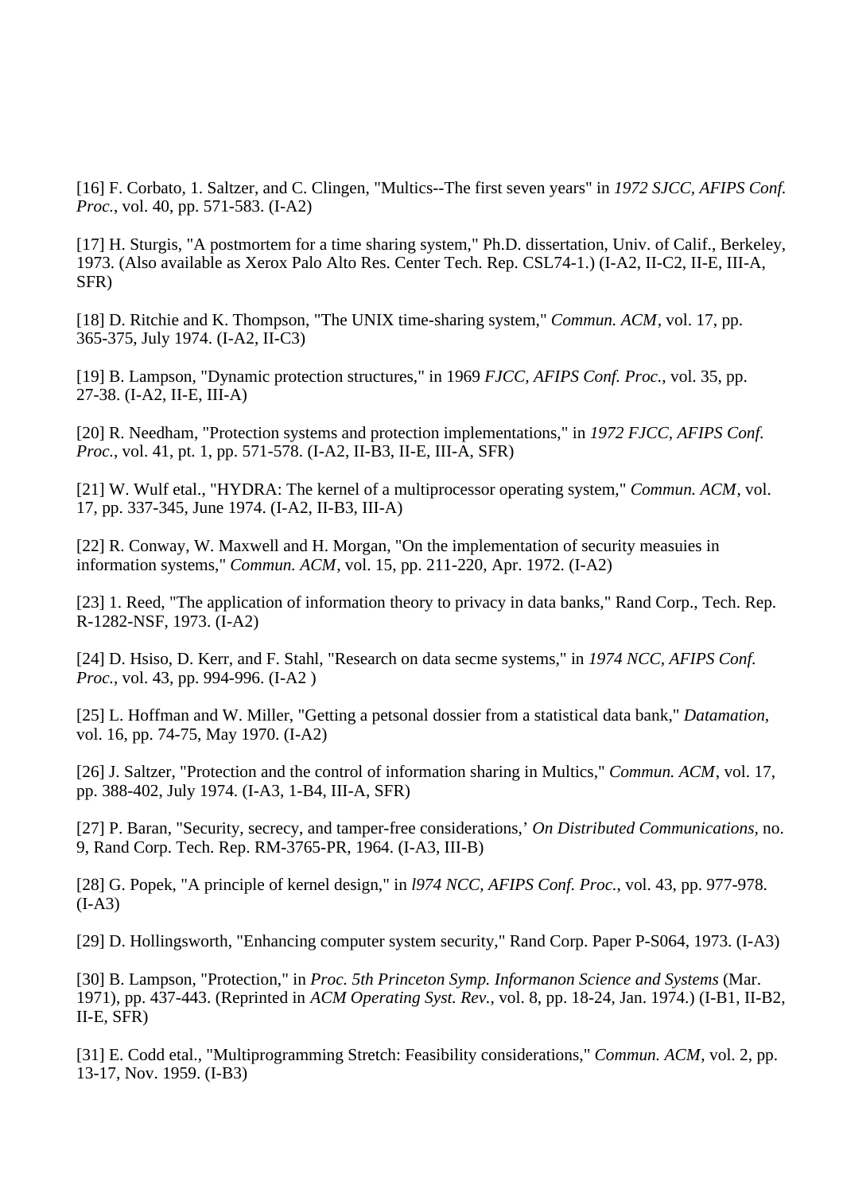[16] F. Corbato, 1. Saltzer, and C. Clingen, "Multics--The first seven years" in *1972 SJCC, AFIPS Conf. Proc.*, vol. 40, pp. 571-583. (I-A2)

[17] H. Sturgis, "A postmortem for a time sharing system," Ph.D. dissertation, Univ. of Calif., Berkeley, 1973. (Also available as Xerox Palo Alto Res. Center Tech. Rep. CSL74-1.) (I-A2, II-C2, II-E, III-A, SFR)

[18] D. Ritchie and K. Thompson, "The UNIX time-sharing system," *Commun. ACM*, vol. 17, pp. 365-375, July 1974. (I-A2, II-C3)

[19] B. Lampson, "Dynamic protection structures," in 1969 *FJCC, AFIPS Conf. Proc.*, vol. 35, pp. 27-38. (I-A2, II-E, III-A)

[20] R. Needham, "Protection systems and protection implementations," in *1972 FJCC, AFIPS Conf. Proc.*, vol. 41, pt. 1, pp. 571-578. (I-A2, II-B3, II-E, III-A, SFR)

[21] W. Wulf etal., "HYDRA: The kernel of a multiprocessor operating system," *Commun. ACM*, vol. 17, pp. 337-345, June 1974. (I-A2, II-B3, III-A)

[22] R. Conway, W. Maxwell and H. Morgan, "On the implementation of security measuies in information systems," *Commun. ACM*, vol. 15, pp. 211-220, Apr. 1972. (I-A2)

[23] 1. Reed, "The application of information theory to privacy in data banks," Rand Corp., Tech. Rep. R-1282-NSF, 1973. (I-A2)

[24] D. Hsiso, D. Kerr, and F. Stahl, "Research on data secme systems," in *1974 NCC, AFIPS Conf. Proc.*, vol. 43, pp. 994-996. (I-A2 )

[25] L. Hoffman and W. Miller, "Getting a petsonal dossier from a statistical data bank," *Datamation*, vol. 16, pp. 74-75, May 1970. (I-A2)

[26] J. Saltzer, "Protection and the control of information sharing in Multics," *Commun. ACM*, vol. 17, pp. 388-402, July 1974. (I-A3, 1-B4, III-A, SFR)

[27] P. Baran, "Security, secrecy, and tamper-free considerations,' *On Distributed Communications*, no. 9, Rand Corp. Tech. Rep. RM-3765-PR, 1964. (I-A3, III-B)

[28] G. Popek, "A principle of kernel design," in *l974 NCC, AFIPS Conf. Proc.*, vol. 43, pp. 977-978. (I-A3)

[29] D. Hollingsworth, "Enhancing computer system security," Rand Corp. Paper P-S064, 1973. (I-A3)

[30] B. Lampson, "Protection," in *Proc. 5th Princeton Symp. Informanon Science and Systems* (Mar. 1971), pp. 437-443. (Reprinted in *ACM Operating Syst. Rev.*, vol. 8, pp. 18-24, Jan. 1974.) (I-B1, II-B2, II-E, SFR)

[31] E. Codd etal., "Multiprogramming Stretch: Feasibility considerations," *Commun. ACM*, vol. 2, pp. 13-17, Nov. 1959. (I-B3)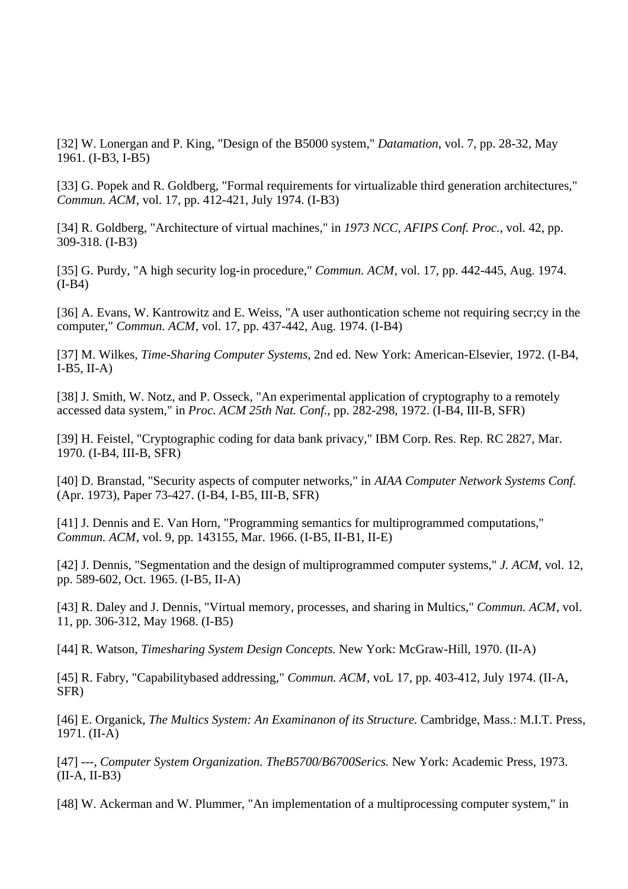[32] W. Lonergan and P. King, "Design of the B5000 system," *Datamation*, vol. 7, pp. 28-32, May 1961. (I-B3, I-B5)

[33] G. Popek and R. Goldberg, "Formal requirements for virtualizable third generation architectures," *Commun. ACM*, vol. 17, pp. 412-421, July 1974. (I-B3)

[34] R. Goldberg, "Architecture of virtual machines," in *1973 NCC, AFIPS Conf. Proc.*, vol. 42, pp. 309-318. (I-B3)

[35] G. Purdy, "A high security log-in procedure," *Commun. ACM*, vol. 17, pp. 442-445, Aug. 1974. (I-B4)

[36] A. Evans, W. Kantrowitz and E. Weiss, "A user authontication scheme not requiring secr;cy in the computer," *Commun. ACM*, vol. 17, pp. 437-442, Aug. 1974. (I-B4)

[37] M. Wilkes, *Time-Sharing Computer Systems*, 2nd ed. New York: American-Elsevier, 1972. (I-B4, I-B5, II-A)

[38] J. Smith, W. Notz, and P. Osseck, "An experimental application of cryptography to a remotely accessed data system," in *Proc. ACM 25th Nat. Conf.*, pp. 282-298, 1972. (I-B4, III-B, SFR)

[39] H. Feistel, "Cryptographic coding for data bank privacy," IBM Corp. Res. Rep. RC 2827, Mar. 1970. (I-B4, III-B, SFR)

[40] D. Branstad, "Security aspects of computer networks," in *AIAA Computer Network Systems Conf.* (Apr. 1973), Paper 73-427. (I-B4, I-B5, III-B, SFR)

[41] J. Dennis and E. Van Horn, "Programming semantics for multiprogrammed computations," *Commun. ACM*, vol. 9, pp. 143155, Mar. 1966. (I-B5, II-B1, II-E)

[42] J. Dennis, "Segmentation and the design of multiprogrammed computer systems," *J. ACM*, vol. 12, pp. 589-602, Oct. 1965. (I-B5, II-A)

[43] R. Daley and J. Dennis, "Virtual memory, processes, and sharing in Multics," *Commun. ACM*, vol. 11, pp. 306-312, May 1968. (I-B5)

[44] R. Watson, *Timesharing System Design Concepts.* New York: McGraw-Hill, 1970. (II-A)

[45] R. Fabry, "Capabilitybased addressing," *Commun. ACM*, voL 17, pp. 403-412, July 1974. (II-A, SFR)

[46] E. Organick, *The Multics System: An Examinanon of its Structure.* Cambridge, Mass.: M.I.T. Press, 1971. (II-A)

[47] ---, *Computer System Organization. TheB5700/B6700Serics.* New York: Academic Press, 1973. (II-A, II-B3)

[48] W. Ackerman and W. Plummer, "An implementation of a multiprocessing computer system," in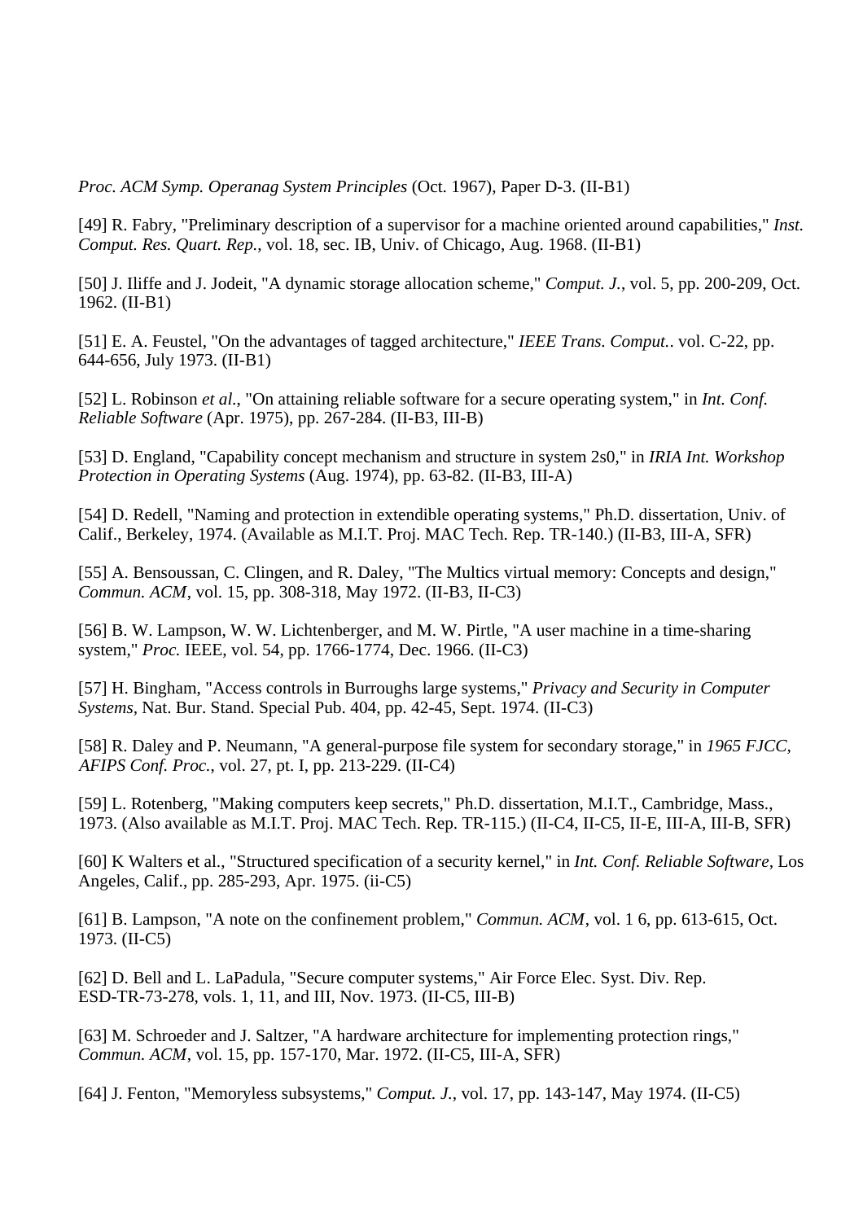*Proc. ACM Symp. Operanag System Principles* (Oct. 1967), Paper D-3. (II-B1)

[49] R. Fabry, "Preliminary description of a supervisor for a machine oriented around capabilities," *Inst. Comput. Res. Quart. Rep.*, vol. 18, sec. IB, Univ. of Chicago, Aug. 1968. (II-B1)

[50] J. Iliffe and J. Jodeit, "A dynamic storage allocation scheme," *Comput. J.*, vol. 5, pp. 200-209, Oct. 1962. (II-B1)

[51] E. A. Feustel, "On the advantages of tagged architecture," *IEEE Trans. Comput.*. vol. C-22, pp. 644-656, July 1973. (II-B1)

[52] L. Robinson *et al.*, "On attaining reliable software for a secure operating system," in *Int. Conf. Reliable Software* (Apr. 1975), pp. 267-284. (II-B3, III-B)

[53] D. England, "Capability concept mechanism and structure in system 2s0," in *IRIA Int. Workshop Protection in Operating Systems* (Aug. 1974), pp. 63-82. (II-B3, III-A)

[54] D. Redell, "Naming and protection in extendible operating systems," Ph.D. dissertation, Univ. of Calif., Berkeley, 1974. (Available as M.I.T. Proj. MAC Tech. Rep. TR-140.) (II-B3, III-A, SFR)

[55] A. Bensoussan, C. Clingen, and R. Daley, "The Multics virtual memory: Concepts and design," *Commun. ACM*, vol. 15, pp. 308-318, May 1972. (II-B3, II-C3)

[56] B. W. Lampson, W. W. Lichtenberger, and M. W. Pirtle, "A user machine in a time-sharing system," *Proc.* IEEE, vol. 54, pp. 1766-1774, Dec. 1966. (II-C3)

[57] H. Bingham, "Access controls in Burroughs large systems," *Privacy and Security in Computer Systems*, Nat. Bur. Stand. Special Pub. 404, pp. 42-45, Sept. 1974. (II-C3)

[58] R. Daley and P. Neumann, "A general-purpose file system for secondary storage," in *1965 FJCC, AFIPS Conf. Proc.*, vol. 27, pt. I, pp. 213-229. (II-C4)

[59] L. Rotenberg, "Making computers keep secrets," Ph.D. dissertation, M.I.T., Cambridge, Mass., 1973. (Also available as M.I.T. Proj. MAC Tech. Rep. TR-115.) (II-C4, II-C5, II-E, III-A, III-B, SFR)

[60] K Walters et al., "Structured specification of a security kernel," in *Int. Conf. Reliable Software*, Los Angeles, Calif., pp. 285-293, Apr. 1975. (ii-C5)

[61] B. Lampson, "A note on the confinement problem," *Commun. ACM*, vol. 1 6, pp. 613-615, Oct. 1973. (II-C5)

[62] D. Bell and L. LaPadula, "Secure computer systems," Air Force Elec. Syst. Div. Rep. ESD-TR-73-278, vols. 1, 11, and III, Nov. 1973. (II-C5, III-B)

[63] M. Schroeder and J. Saltzer, "A hardware architecture for implementing protection rings," *Commun. ACM*, vol. 15, pp. 157-170, Mar. 1972. (II-C5, III-A, SFR)

[64] J. Fenton, "Memoryless subsystems," *Comput. J.*, vol. 17, pp. 143-147, May 1974. (II-C5)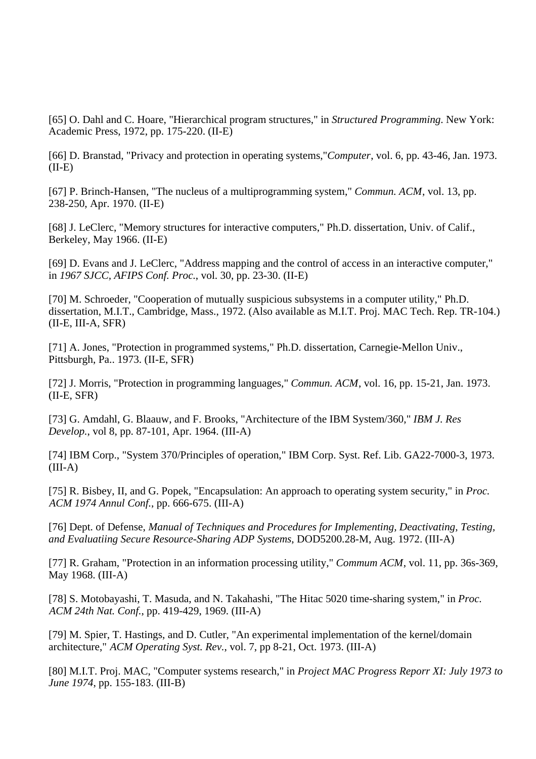[65] O. Dahl and C. Hoare, "Hierarchical program structures," in *Structured Programming*. New York: Academic Press, 1972, pp. 175-220. (II-E)

[66] D. Branstad, "Privacy and protection in operating systems,"*Computer*, vol. 6, pp. 43-46, Jan. 1973. (II-E)

[67] P. Brinch-Hansen, "The nucleus of a multiprogramming system," *Commun. ACM*, vol. 13, pp. 238-250, Apr. 1970. (II-E)

[68] J. LeClerc, "Memory structures for interactive computers," Ph.D. dissertation, Univ. of Calif., Berkeley, May 1966. (II-E)

[69] D. Evans and J. LeClerc, "Address mapping and the control of access in an interactive computer," in *1967 SJCC, AFIPS Conf. Proc.*, vol. 30, pp. 23-30. (II-E)

[70] M. Schroeder, "Cooperation of mutually suspicious subsystems in a computer utility," Ph.D. dissertation, M.I.T., Cambridge, Mass., 1972. (Also available as M.I.T. Proj. MAC Tech. Rep. TR-104.) (II-E, III-A, SFR)

[71] A. Jones, "Protection in programmed systems," Ph.D. dissertation, Carnegie-Mellon Univ., Pittsburgh, Pa.. 1973. (II-E, SFR)

[72] J. Morris, "Protection in programming languages," *Commun. ACM*, vol. 16, pp. 15-21, Jan. 1973. (II-E, SFR)

[73] G. Amdahl, G. Blaauw, and F. Brooks, "Architecture of the IBM System/360," *IBM J. Res Develop.*, vol 8, pp. 87-101, Apr. 1964. (III-A)

[74] IBM Corp., "System 370/Principles of operation," IBM Corp. Syst. Ref. Lib. GA22-7000-3, 1973. (III-A)

[75] R. Bisbey, II, and G. Popek, "Encapsulation: An approach to operating system security," in *Proc. ACM 1974 Annul Conf.*, pp. 666-675. (III-A)

[76] Dept. of Defense, *Manual of Techniques and Procedures for Implementing, Deactivating, Testing, and Evaluatiing Secure Resource-Sharing ADP Systems*, DOD5200.28-M, Aug. 1972. (III-A)

[77] R. Graham, "Protection in an information processing utility," *Commum ACM*, vol. 11, pp. 36s-369, May 1968. (III-A)

[78] S. Motobayashi, T. Masuda, and N. Takahashi, "The Hitac 5020 time-sharing system," in *Proc. ACM 24th Nat. Conf.*, pp. 419-429, 1969. (III-A)

[79] M. Spier, T. Hastings, and D. Cutler, "An experimental implementation of the kernel/domain architecture," *ACM Operating Syst. Rev.*, vol. 7, pp 8-21, Oct. 1973. (III-A)

[80] M.I.T. Proj. MAC, "Computer systems research," in *Project MAC Progress Reporr XI: July 1973 to June 1974*, pp. 155-183. (III-B)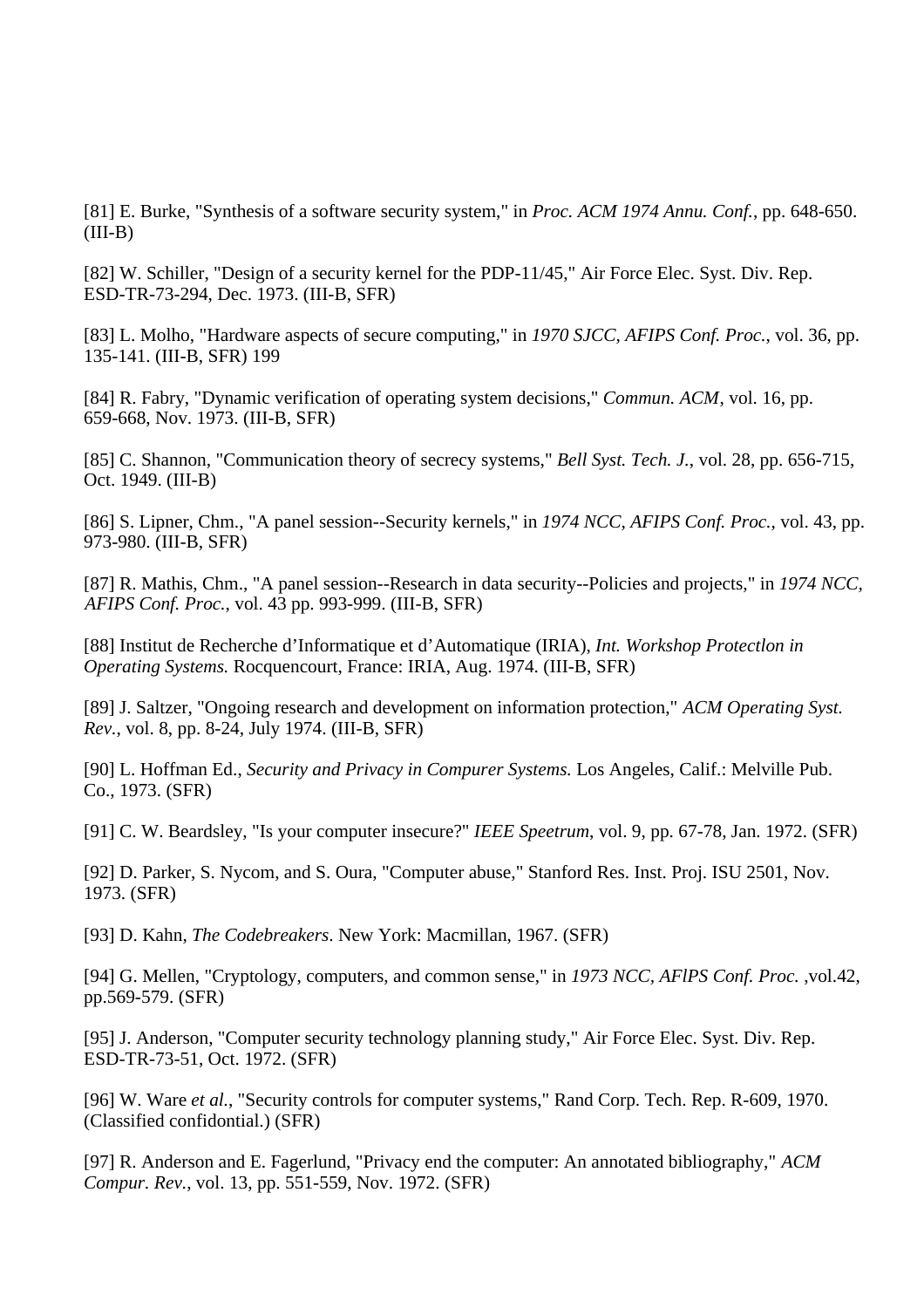[81] E. Burke, "Synthesis of a software security system," in *Proc. ACM 1974 Annu. Conf.*, pp. 648-650. (III-B)

[82] W. Schiller, "Design of a security kernel for the PDP-11/45," Air Force Elec. Syst. Div. Rep. ESD-TR-73-294, Dec. 1973. (III-B, SFR)

[83] L. Molho, "Hardware aspects of secure computing," in *1970 SJCC, AFIPS Conf. Proc.*, vol. 36, pp. 135-141. (III-B, SFR) 199

[84] R. Fabry, "Dynamic verification of operating system decisions," *Commun. ACM*, vol. 16, pp. 659-668, Nov. 1973. (III-B, SFR)

[85] C. Shannon, "Communication theory of secrecy systems," *Bell Syst. Tech. J.*, vol. 28, pp. 656-715, Oct. 1949. (III-B)

[86] S. Lipner, Chm., "A panel session--Security kernels," in *1974 NCC, AFIPS Conf. Proc.*, vol. 43, pp. 973-980. (III-B, SFR)

[87] R. Mathis, Chm., "A panel session--Research in data security--Policies and projects," in *1974 NCC, AFIPS Conf. Proc.*, vol. 43 pp. 993-999. (III-B, SFR)

[88] Institut de Recherche d'Informatique et d'Automatique (IRIA), *Int. Workshop Protectlon in Operating Systems.* Rocquencourt, France: IRIA, Aug. 1974. (III-B, SFR)

[89] J. Saltzer, "Ongoing research and development on information protection," *ACM Operating Syst. Rev.*, vol. 8, pp. 8-24, July 1974. (III-B, SFR)

[90] L. Hoffman Ed., *Security and Privacy in Compurer Systems.* Los Angeles, Calif.: Melville Pub. Co., 1973. (SFR)

[91] C. W. Beardsley, "Is your computer insecure?" *IEEE Speetrum*, vol. 9, pp. 67-78, Jan. 1972. (SFR)

[92] D. Parker, S. Nycom, and S. Oura, "Computer abuse," Stanford Res. Inst. Proj. ISU 2501, Nov. 1973. (SFR)

[93] D. Kahn, *The Codebreakers*. New York: Macmillan, 1967. (SFR)

[94] G. Mellen, "Cryptology, computers, and common sense," in *1973 NCC, AFlPS Conf. Proc.* ,vol.42, pp.569-579. (SFR)

[95] J. Anderson, "Computer security technology planning study," Air Force Elec. Syst. Div. Rep. ESD-TR-73-51, Oct. 1972. (SFR)

[96] W. Ware *et al.*, "Security controls for computer systems," Rand Corp. Tech. Rep. R-609, 1970. (Classified confidontial.) (SFR)

[97] R. Anderson and E. Fagerlund, "Privacy end the computer: An annotated bibliography," *ACM Compur. Rev.*, vol. 13, pp. 551-559, Nov. 1972. (SFR)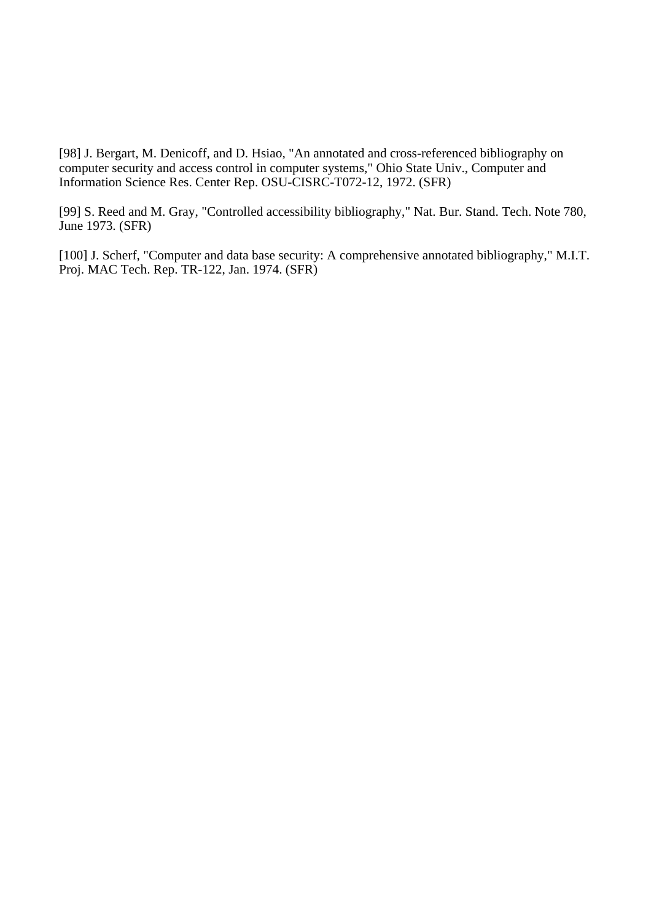[98] J. Bergart, M. Denicoff, and D. Hsiao, "An annotated and cross-referenced bibliography on computer security and access control in computer systems," Ohio State Univ., Computer and Information Science Res. Center Rep. OSU-CISRC-T072-12, 1972. (SFR)

[99] S. Reed and M. Gray, "Controlled accessibility bibliography," Nat. Bur. Stand. Tech. Note 780, June 1973. (SFR)

[100] J. Scherf, "Computer and data base security: A comprehensive annotated bibliography," M.I.T. Proj. MAC Tech. Rep. TR-122, Jan. 1974. (SFR)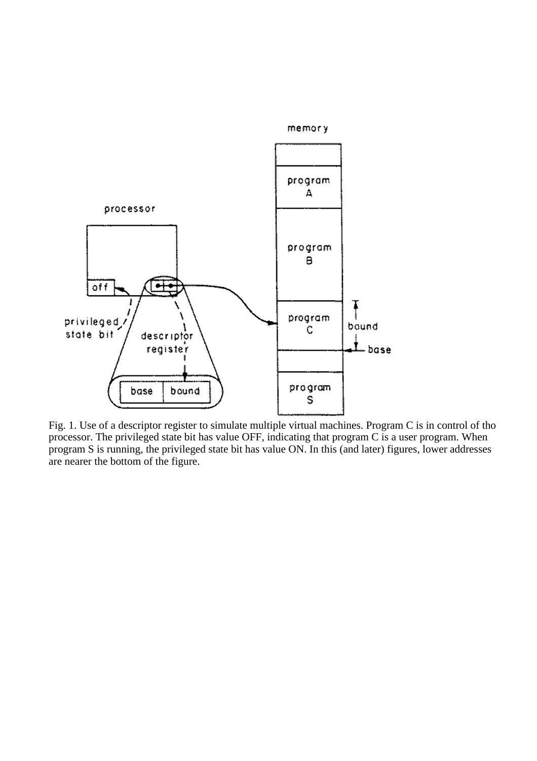Fig. 1. Use of a descriptor register to simulate multiple virtual machines. Program C is in control of tho processor. The privileged state bit has value OFF, indicating that program C is a user program. When program S is running, the privileged state bit has value ON. In this (and later) figures, lower addresses are nearer the bottom of the figure.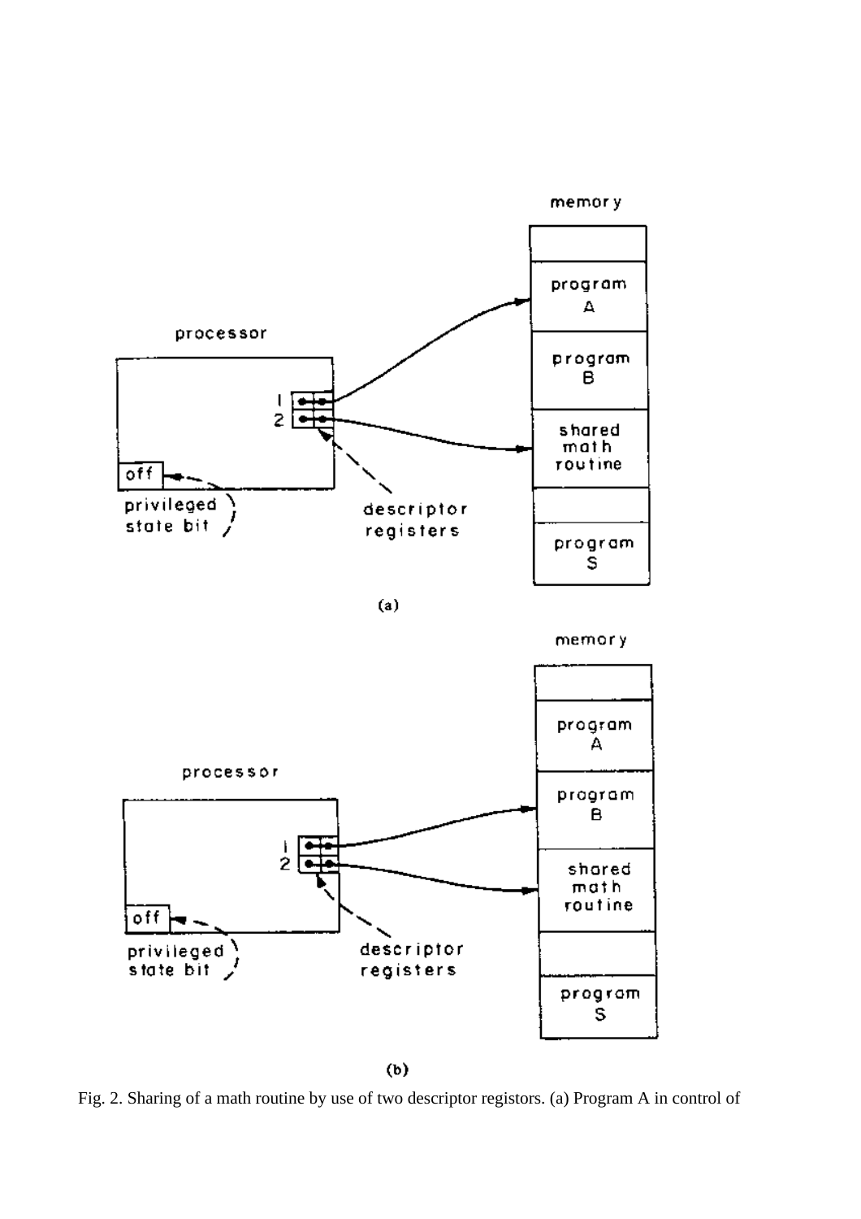Fig. 2. Sharing of a math routine by use of two descriptor registors. (a) Program A in control of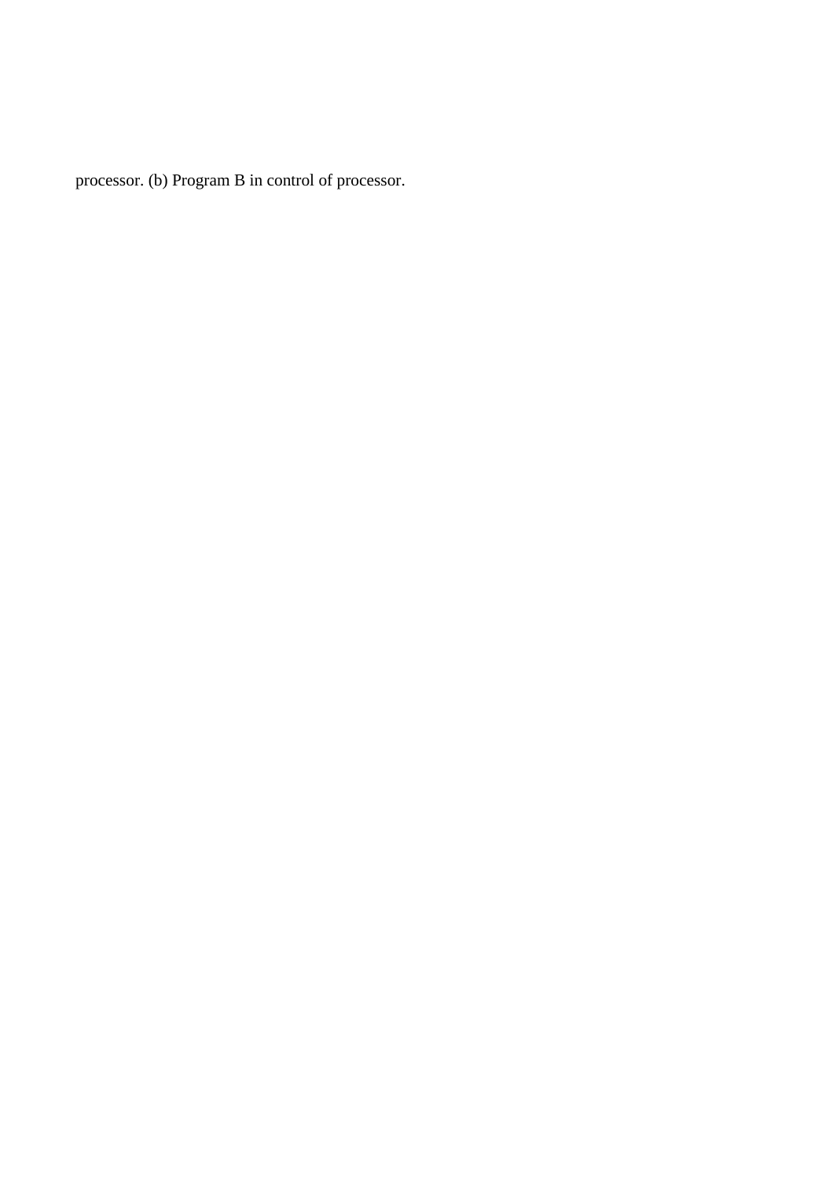processor. (b) Program B in control of processor.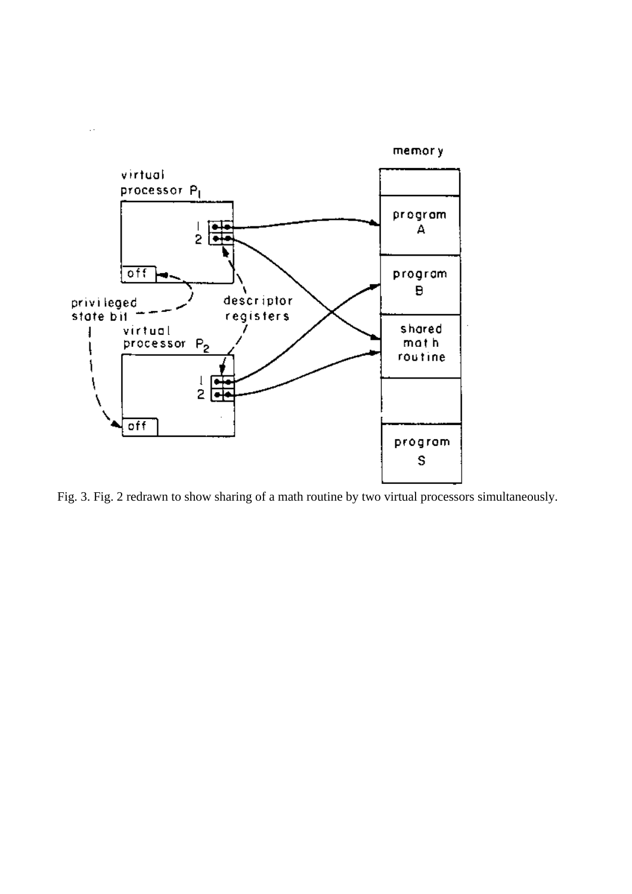Fig. 3. Fig. 2 redrawn to show sharing of a math routine by two virtual processors simultaneously.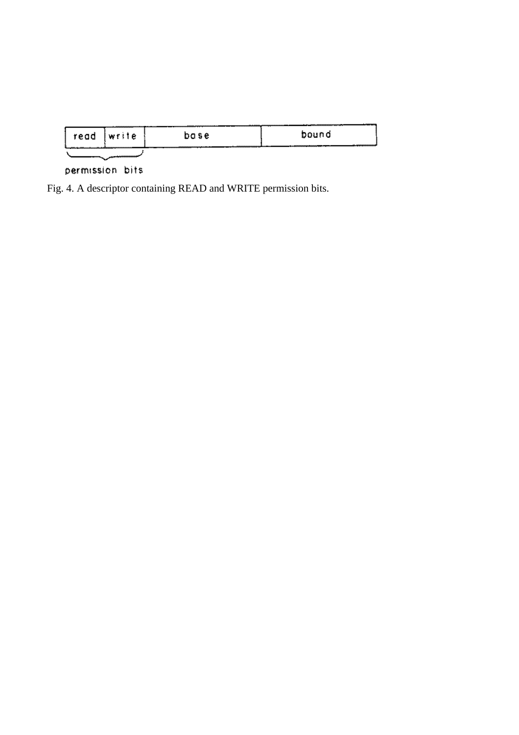| read | write | base | bound |
|---|---|---|---|

permission bits

Fig. 4. A descriptor containing READ and WRITE permission bits.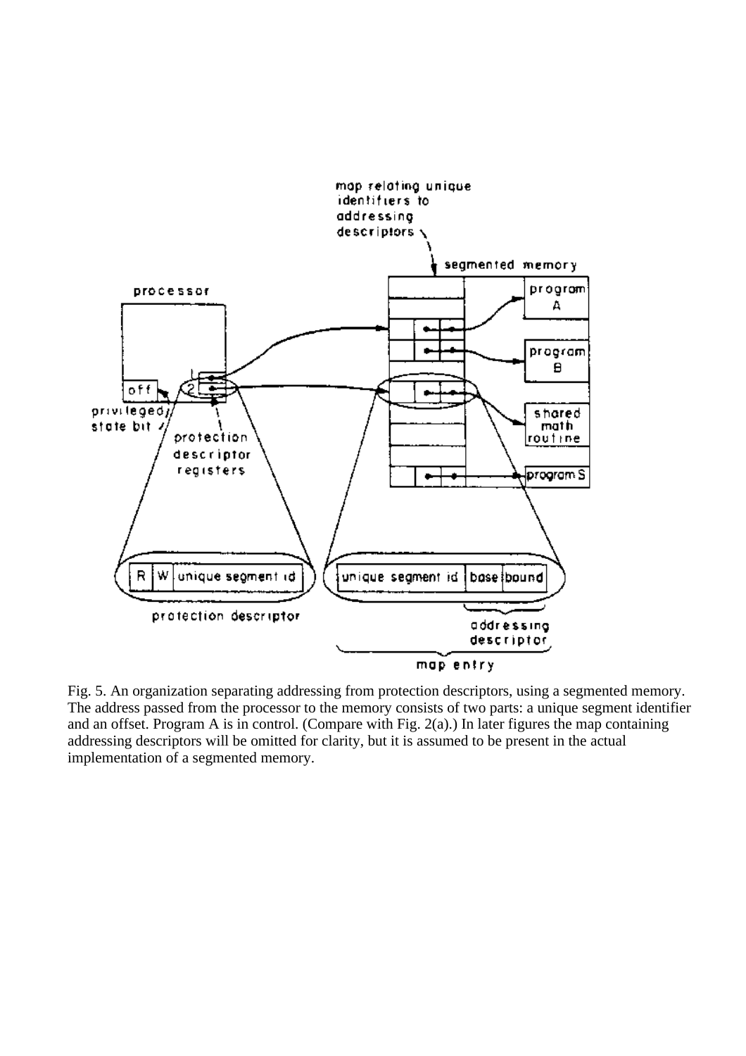Fig. 5. An organization separating addressing from protection descriptors, using a segmented memory. The address passed from the processor to the memory consists of two parts: a unique segment identifier and an offset. Program A is in control. (Compare with Fig. 2(a).) In later figures the map containing addressing descriptors will be omitted for clarity, but it is assumed to be present in the actual implementation of a segmented memory.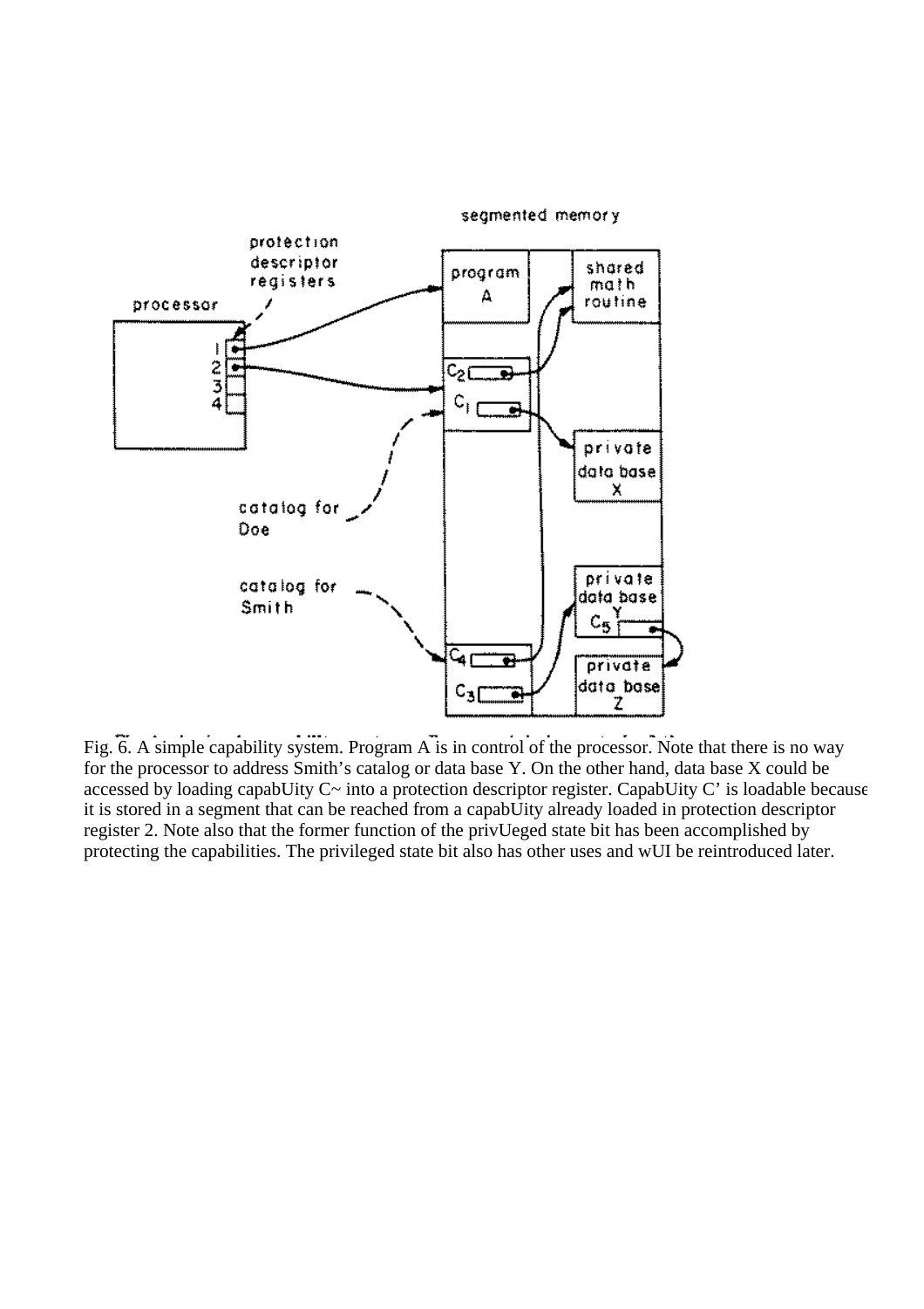Fig. 6. A simple capability system. Program A is in control of the processor. Note that there is no way for the processor to address Smith's catalog or data base Y. On the other hand, data base X could be accessed by loading capabUity C~ into a protection descriptor register. CapabUity C' is loadable because it is stored in a segment that can be reached from a capabUity already loaded in protection descriptor register 2. Note also that the former function of the privUeged state bit has been accomplished by protecting the capabilities. The privileged state bit also has other uses and wUI be reintroduced later.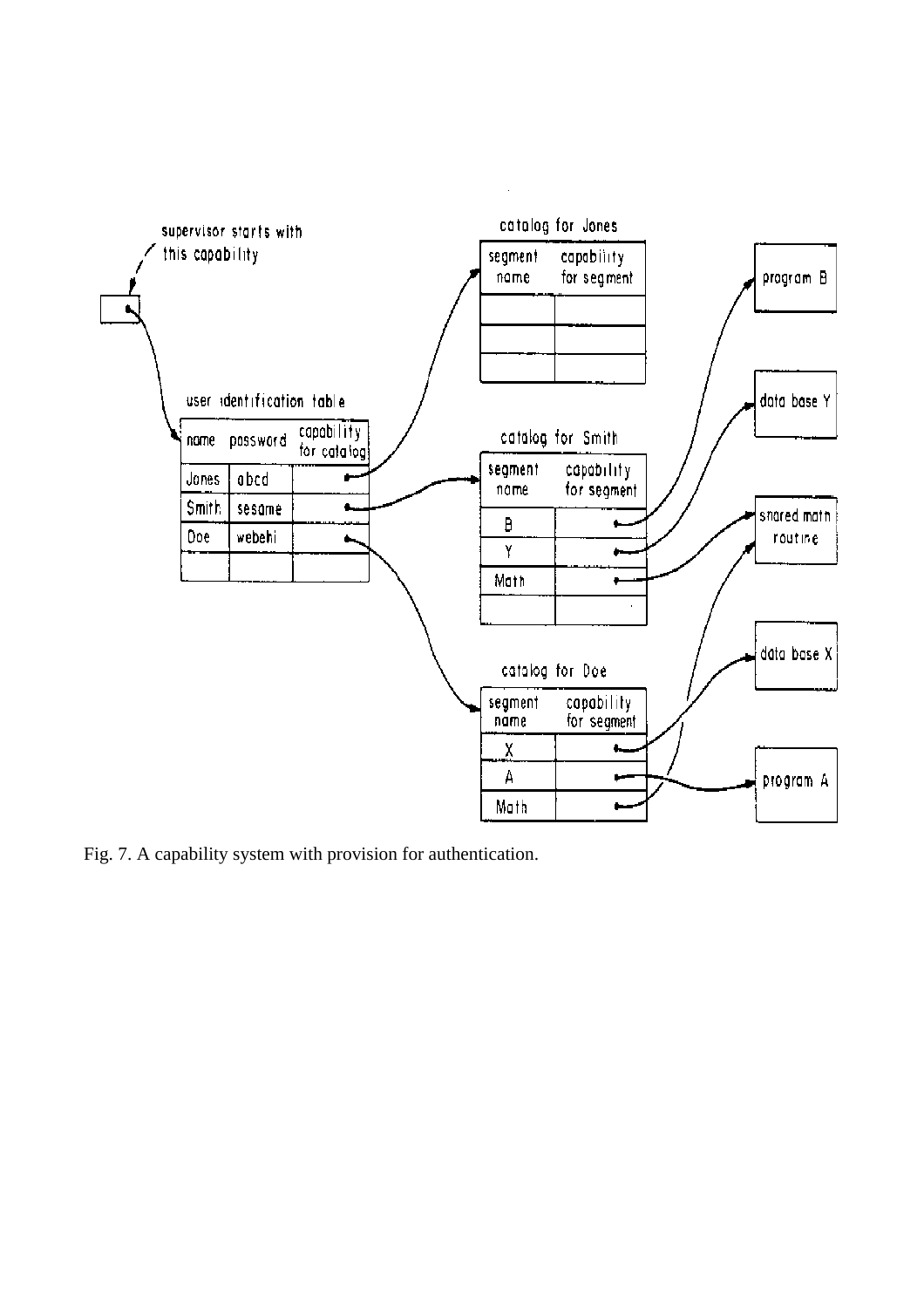Fig. 7. A capability system with provision for authentication.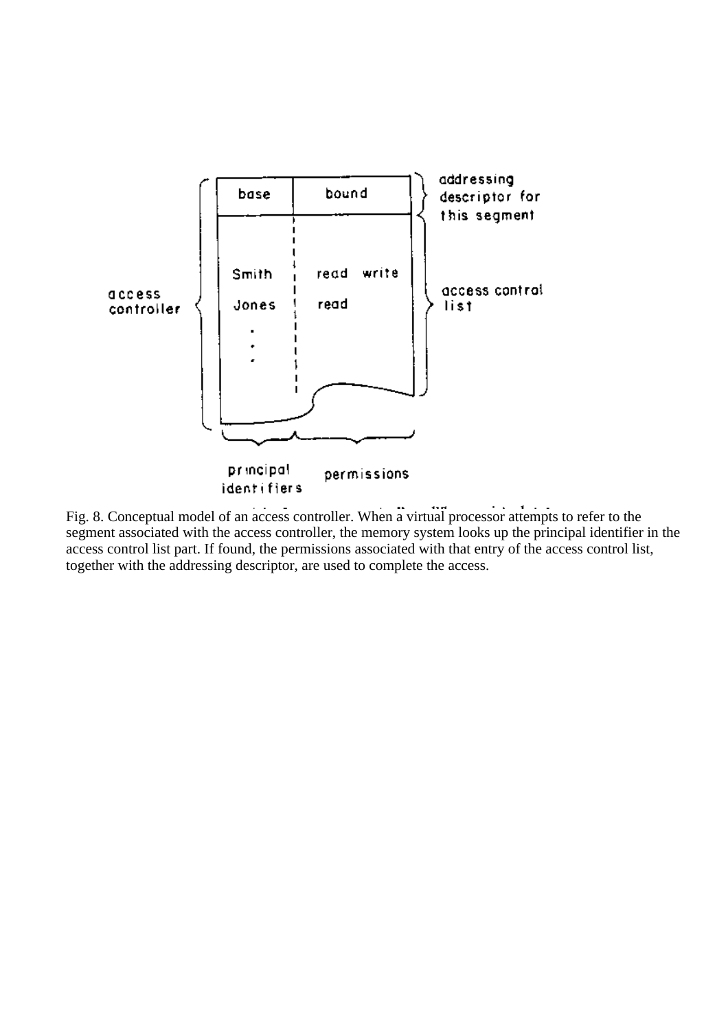Fig. 8. Conceptual model of an access controller. When a virtual processor attempts to refer to the segment associated with the access controller, the memory system looks up the principal identifier in the access control list part. If found, the permissions associated with that entry of the access control list, together with the addressing descriptor, are used to complete the access.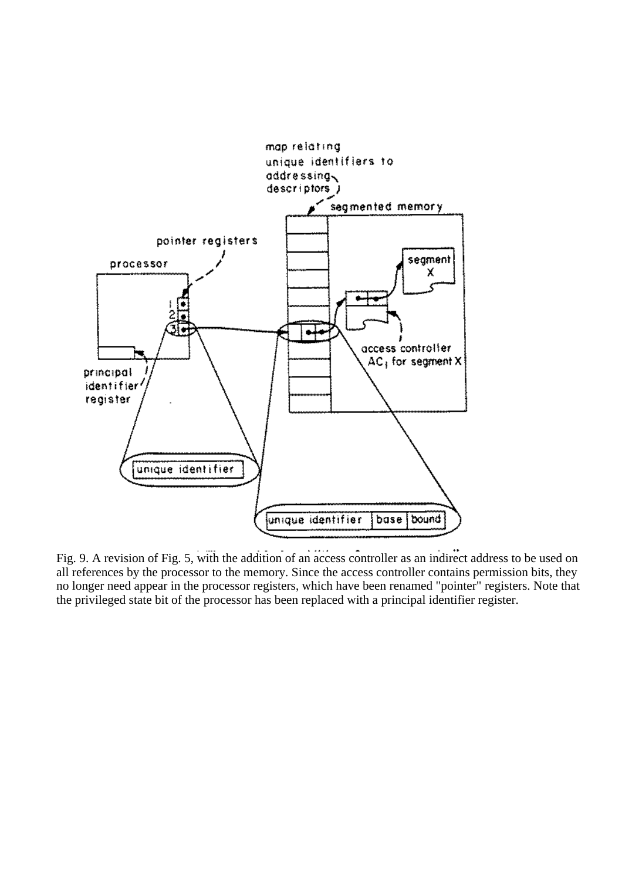Fig. 9. A revision of Fig. 5, with the addition of an access controller as an indirect address to be used on all references by the processor to the memory. Since the access controller contains permission bits, they no longer need appear in the processor registers, which have been renamed "pointer" registers. Note that the privileged state bit of the processor has been replaced with a principal identifier register.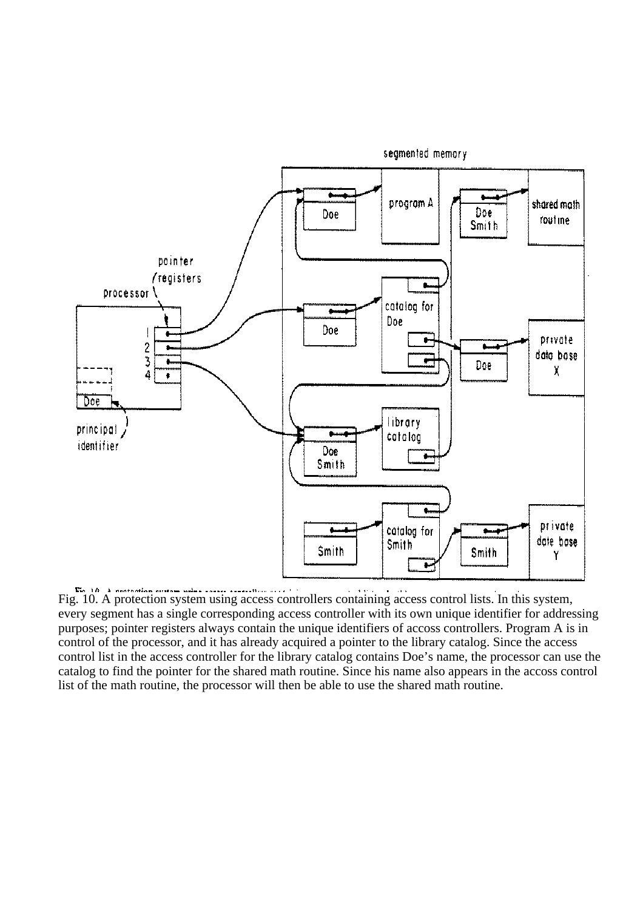Fig. 10. A protection system using access controllers containing access control lists. In this system, every segment has a single corresponding access controller with its own unique identifier for addressing purposes; pointer registers always contain the unique identifiers of accoss controllers. Program A is in control of the processor, and it has already acquired a pointer to the library catalog. Since the access control list in the access controller for the library catalog contains Doe's name, the processor can use the catalog to find the pointer for the shared math routine. Since his name also appears in the accoss control list of the math routine, the processor will then be able to use the shared math routine.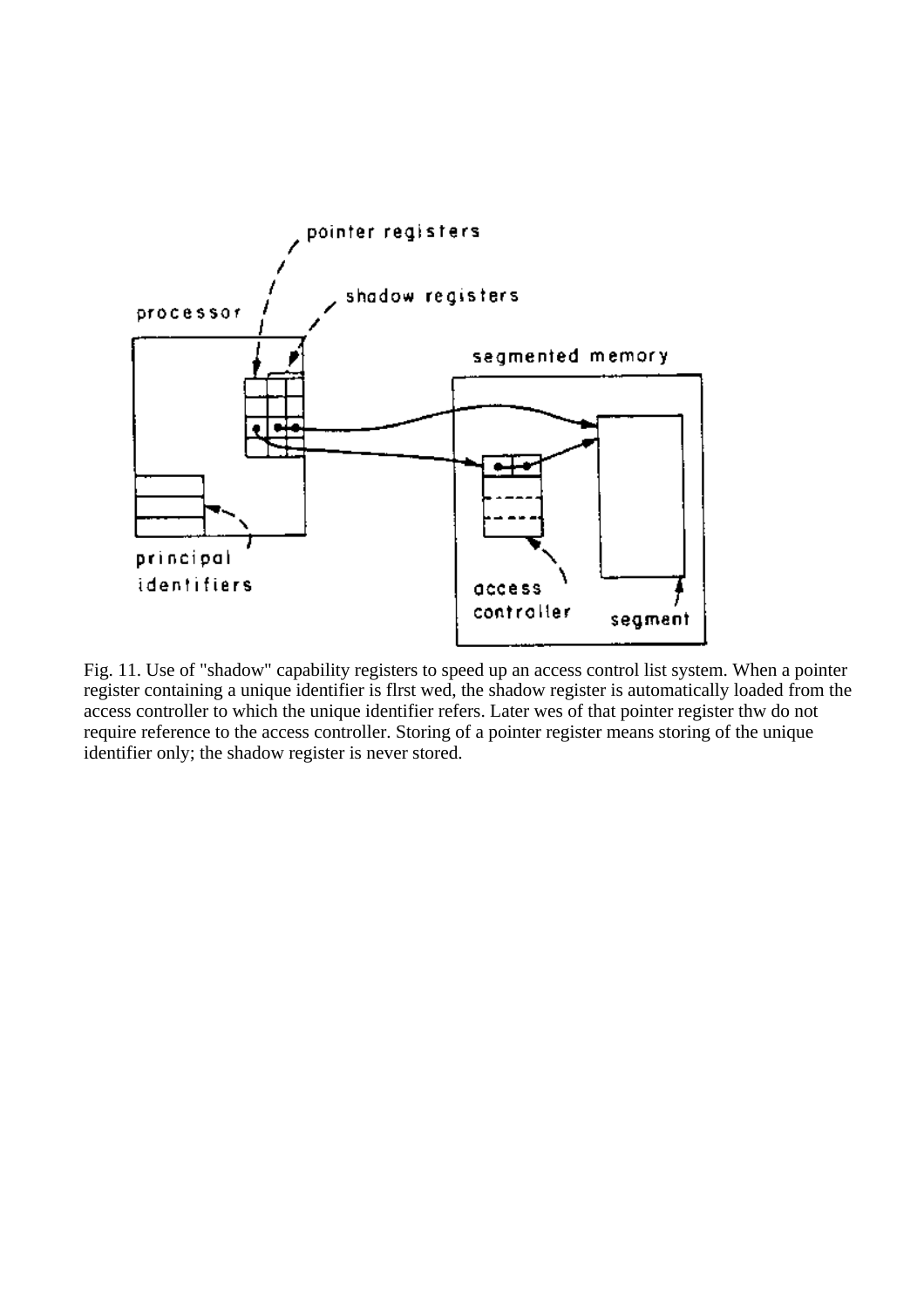Fig. 11. Use of "shadow" capability registers to speed up an access control list system. When a pointer register containing a unique identifier is flrst wed, the shadow register is automatically loaded from the access controller to which the unique identifier refers. Later wes of that pointer register thw do not require reference to the access controller. Storing of a pointer register means storing of the unique identifier only; the shadow register is never stored.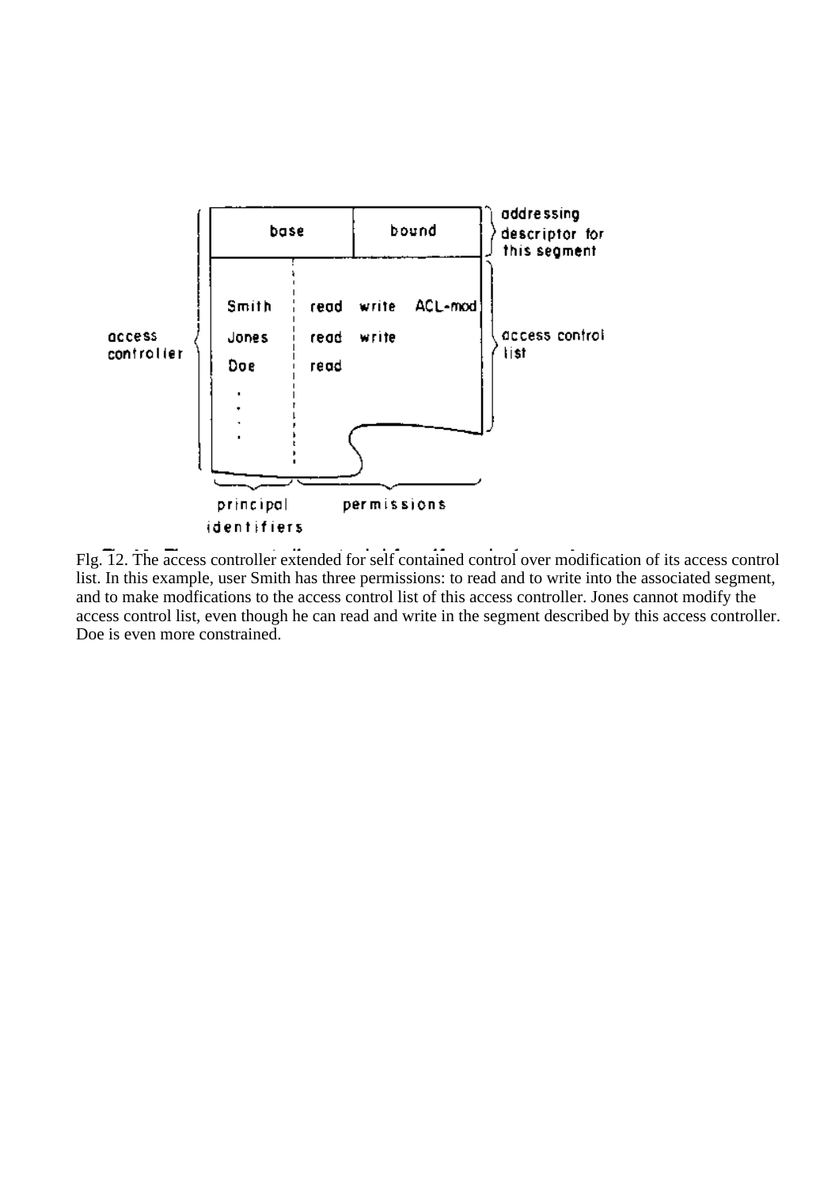Flg. 12. The access controller extended for self contained control over modification of its access control list. In this example, user Smith has three permissions: to read and to write into the associated segment, and to make modfications to the access control list of this access controller. Jones cannot modify the access control list, even though he can read and write in the segment described by this access controller. Doe is even more constrained.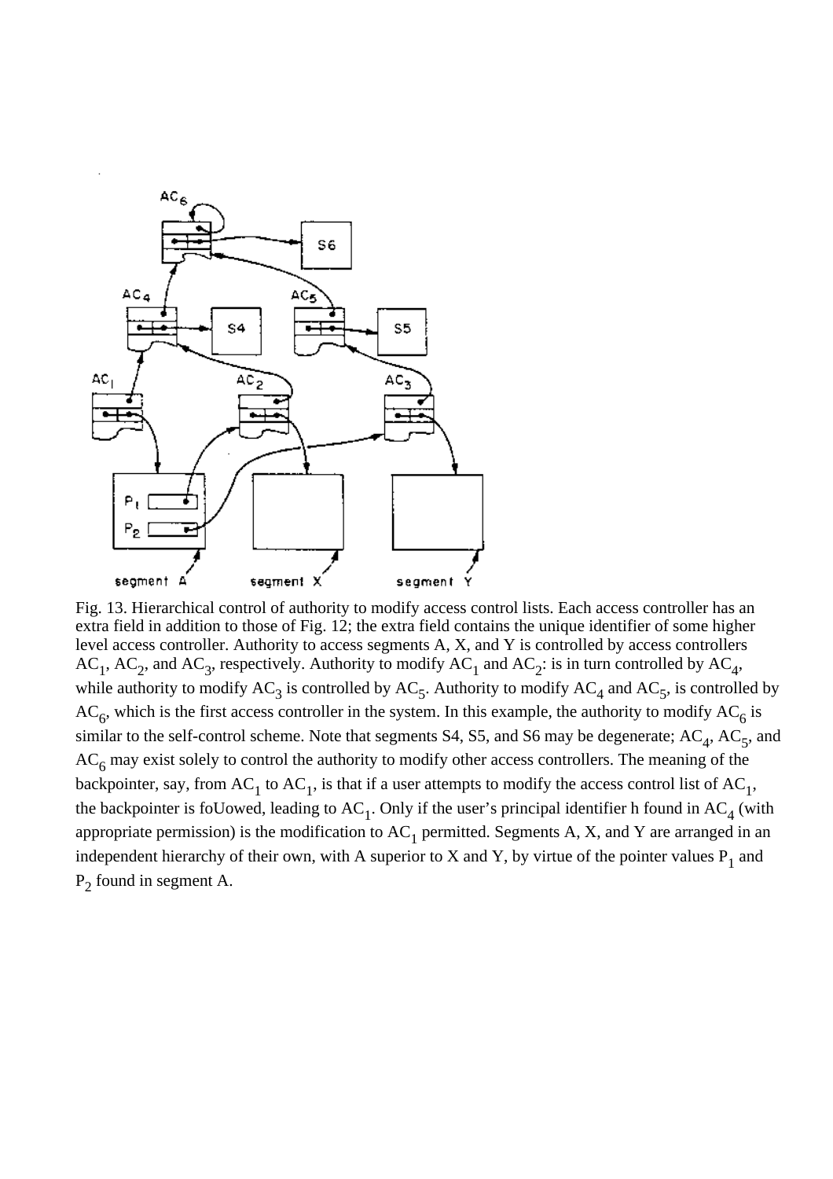Fig. 13. Hierarchical control of authority to modify access control lists. Each access controller has an extra field in addition to those of Fig. 12; the extra field contains the unique identifier of some higher level access controller. Authority to access segments A, X, and Y is controlled by access controllers $AC_1$, $AC_2$, and $AC_3$, respectively. Authority to modify $AC_1$ and $AC_2$: is in turn controlled by $AC_4$, while authority to modify $AC_3$ is controlled by $AC_5$. Authority to modify $AC_4$ and $AC_5$, is controlled by $AC_6$, which is the first access controller in the system. In this example, the authority to modify $AC_6$ is similar to the self-control scheme. Note that segments S4, S5, and S6 may be degenerate; $AC_4$, $AC_5$, and $AC_6$ may exist solely to control the authority to modify other access controllers. The meaning of the backpointer, say, from $AC_1$ to $AC_1$, is that if a user attempts to modify the access control list of $AC_1$, the backpointer is foUowed, leading to $AC_1$. Only if the user's principal identifier h found in $AC_4$ (with appropriate permission) is the modification to $AC_1$ permitted. Segments A, X, and Y are arranged in an independent hierarchy of their own, with A superior to X and Y, by virtue of the pointer values $P_1$ and $P_2$ found in segment A.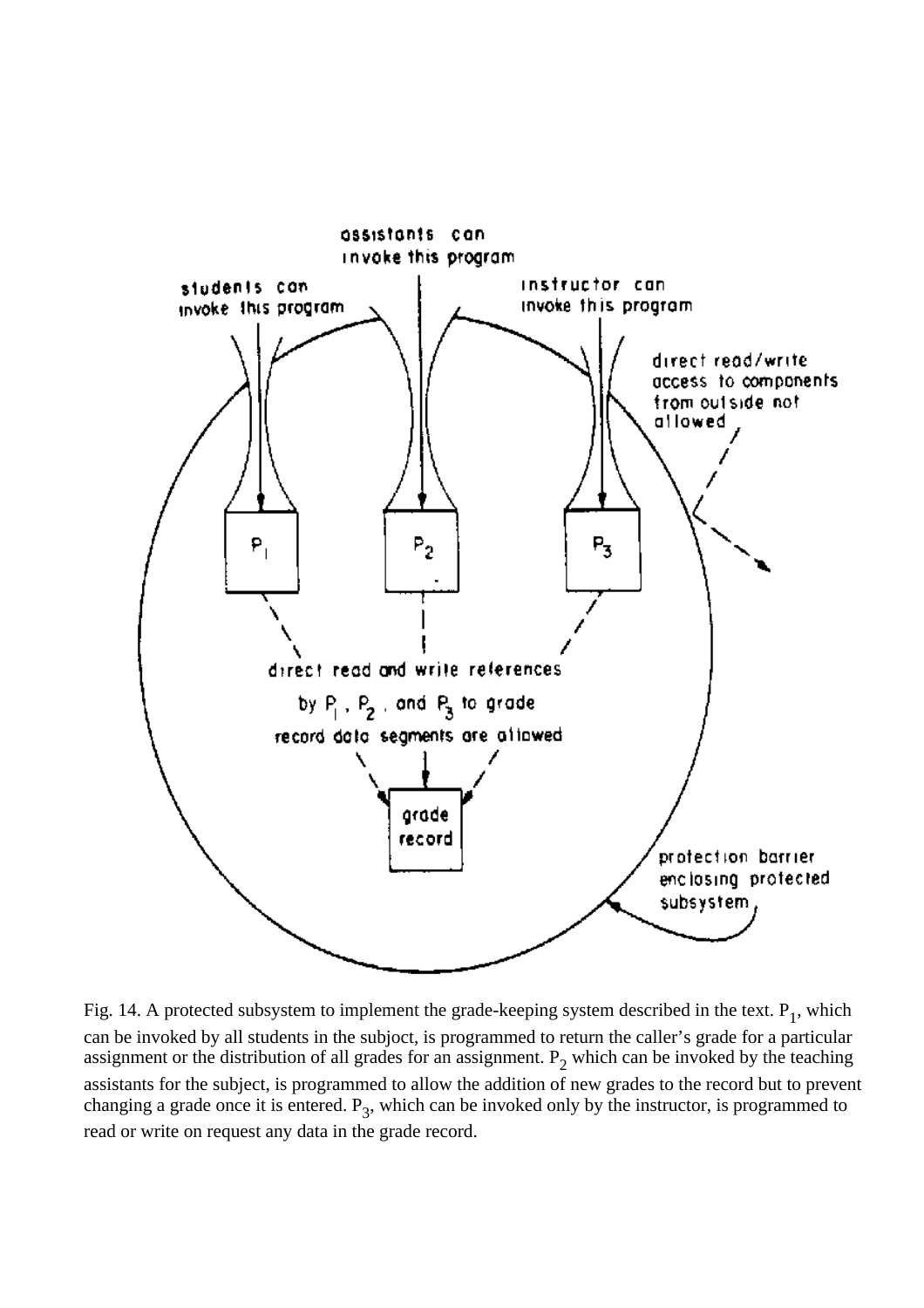assistants can invoke this program

students can invoke this program

instructor can invoke this program

direct read/write access to components from outside not allowed

$P_1$

$P_2$

$P_3$

direct read and write references by $P_1$, $P_2$, and $P_3$ to grade record data segments are allowed

grade record

protection barrier enclosing protected subsystem

Fig. 14. A protected subsystem to implement the grade-keeping system described in the text. $P_1$, which can be invoked by all students in the subjoct, is programmed to return the caller's grade for a particular assignment or the distribution of all grades for an assignment. $P_2$ which can be invoked by the teaching assistants for the subject, is programmed to allow the addition of new grades to the record but to prevent changing a grade once it is entered. $P_3$, which can be invoked only by the instructor, is programmed to read or write on request any data in the grade record.